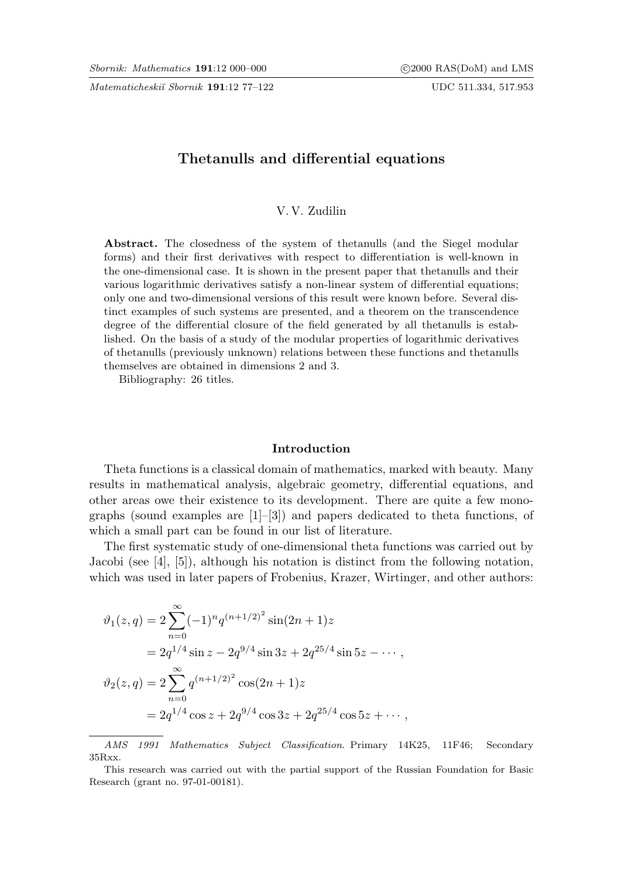# Thetanulls and differential equations

V. V. Zudilin

**Abstract.** The closedness of the system of thetanulls (and the Siegel modular forms) and their first derivatives with respect to differentiation is well-known in the one-dimensional case. It is shown in the present paper that thetanulls and their various logarithmic derivatives satisfy a non-linear system of differential equations; only one and two-dimensional versions of this result were known before. Several distinct examples of such systems are presented, and a theorem on the transcendence degree of the differential closure of the field generated by all thetanulls is established. On the basis of a study of the modular properties of logarithmic derivatives of thetanulls (previously unknown) relations between these functions and thetanulls themselves are obtained in dimensions 2 and 3.

Bibliography: 26 titles.

## Introduction

Theta functions is a classical domain of mathematics, marked with beauty. Many results in mathematical analysis, algebraic geometry, differential equations, and other areas owe their existence to its development. There are quite a few monographs (sound examples are [1]–[3]) and papers dedicated to theta functions, of which a small part can be found in our list of literature.

The first systematic study of one-dimensional theta functions was carried out by Jacobi (see [4], [5]), although his notation is distinct from the following notation, which was used in later papers of Frobenius, Krazer, Wirtinger, and other authors:

$$
\begin{aligned}
\vartheta_1(z,q) &= 2\sum_{n=0}^{\infty}(-1)^n q^{(n+1/2)^2}\sin(2n+1)z \\
&= 2q^{1/4}\sin z - 2q^{9/4}\sin 3z + 2q^{25/4}\sin 5z - \cdots, \\
\vartheta_2(z,q) &= 2\sum_{n=0}^{\infty} q^{(n+1/2)^2}\cos(2n+1)z \\
&= 2q^{1/4}\cos z + 2q^{9/4}\cos 3z + 2q^{25/4}\cos 5z + \cdots,
\end{aligned}
$$

---

*AMS 1991 Mathematics Subject Classification.* Primary 14K25, 11F46; Secondary 35Rxx.

This research was carried out with the partial support of the Russian Foundation for Basic Research (grant no. 97-01-00181).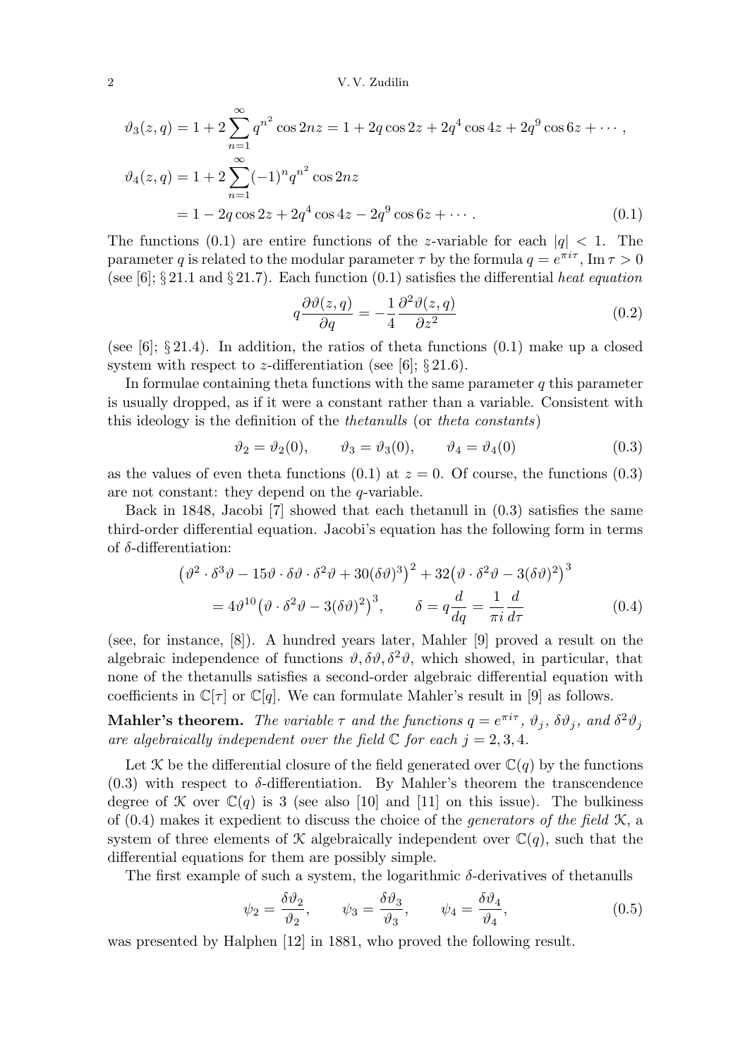$$
\vartheta_3(z,q)=1+2\sum_{n=1}^{\infty}q^{n^2}\cos 2nz=1+2q\cos 2z+2q^4\cos 4z+2q^9\cos 6z+\cdots,
$$

$$
\begin{aligned}
\vartheta_4(z,q)&=1+2\sum_{n=1}^{\infty}(-1)^n q^{n^2}\cos 2nz\\
&=1-2q\cos 2z+2q^4\cos 4z-2q^9\cos 6z+\cdots.
\end{aligned}
\tag{0.1}
$$

The functions (0.1) are entire functions of the $z$-variable for each $|q|<1$. The parameter $q$ is related to the modular parameter $\tau$ by the formula $q=e^{\pi i\tau}$, $\operatorname{Im}\tau>0$ (see [6]; § 21.1 and § 21.7). Each function (0.1) satisfies the differential *heat equation*

$$
q\frac{\partial\vartheta(z,q)}{\partial q}=-\frac{1}{4}\frac{\partial^2\vartheta(z,q)}{\partial z^2}
\tag{0.2}
$$

(see [6]; § 21.4). In addition, the ratios of theta functions (0.1) make up a closed system with respect to $z$-differentiation (see [6]; § 21.6).

In formulae containing theta functions with the same parameter $q$ this parameter is usually dropped, as if it were a constant rather than a variable. Consistent with this ideology is the definition of the *thetanulls* (or *theta constants*)

$$
\vartheta_2=\vartheta_2(0),\qquad \vartheta_3=\vartheta_3(0),\qquad \vartheta_4=\vartheta_4(0)
\tag{0.3}
$$

as the values of even theta functions (0.1) at $z=0$. Of course, the functions (0.3) are not constant: they depend on the $q$-variable.

Back in 1848, Jacobi [7] showed that each thetanull in (0.3) satisfies the same third-order differential equation. Jacobi's equation has the following form in terms of $\delta$-differentiation:

$$
\begin{aligned}
&\big(\vartheta^2\cdot\delta^3\vartheta-15\vartheta\cdot\delta\vartheta\cdot\delta^2\vartheta+30(\delta\vartheta)^3\big)^2+32\big(\vartheta\cdot\delta^2\vartheta-3(\delta\vartheta)^2\big)^3\\
&\qquad=4\vartheta^{10}\big(\vartheta\cdot\delta^2\vartheta-3(\delta\vartheta)^2\big)^3,\qquad \delta=q\frac{d}{dq}=\frac{1}{\pi i}\frac{d}{d\tau}
\end{aligned}
\tag{0.4}
$$

(see, for instance, [8]). A hundred years later, Mahler [9] proved a result on the algebraic independence of functions $\vartheta,\delta\vartheta,\delta^2\vartheta$, which showed, in particular, that none of the thetanulls satisfies a second-order algebraic differential equation with coefficients in $\mathbb{C}[\tau]$ or $\mathbb{C}[q]$. We can formulate Mahler's result in [9] as follows.

**Mahler's theorem.** *The variable $\tau$ and the functions $q=e^{\pi i\tau}$, $\vartheta_j$, $\delta\vartheta_j$, and $\delta^2\vartheta_j$ are algebraically independent over the field $\mathbb{C}$ for each $j=2,3,4$.*

Let $\mathcal{K}$ be the differential closure of the field generated over $\mathbb{C}(q)$ by the functions (0.3) with respect to $\delta$-differentiation. By Mahler's theorem the transcendence degree of $\mathcal{K}$ over $\mathbb{C}(q)$ is 3 (see also [10] and [11] on this issue). The bulkiness of (0.4) makes it expedient to discuss the choice of the *generators of the field* $\mathcal{K}$, a system of three elements of $\mathcal{K}$ algebraically independent over $\mathbb{C}(q)$, such that the differential equations for them are possibly simple.

The first example of such a system, the logarithmic $\delta$-derivatives of thetanulls

$$
\psi_2=\frac{\delta\vartheta_2}{\vartheta_2},\qquad \psi_3=\frac{\delta\vartheta_3}{\vartheta_3},\qquad \psi_4=\frac{\delta\vartheta_4}{\vartheta_4},
\tag{0.5}
$$

was presented by Halphen [12] in 1881, who proved the following result.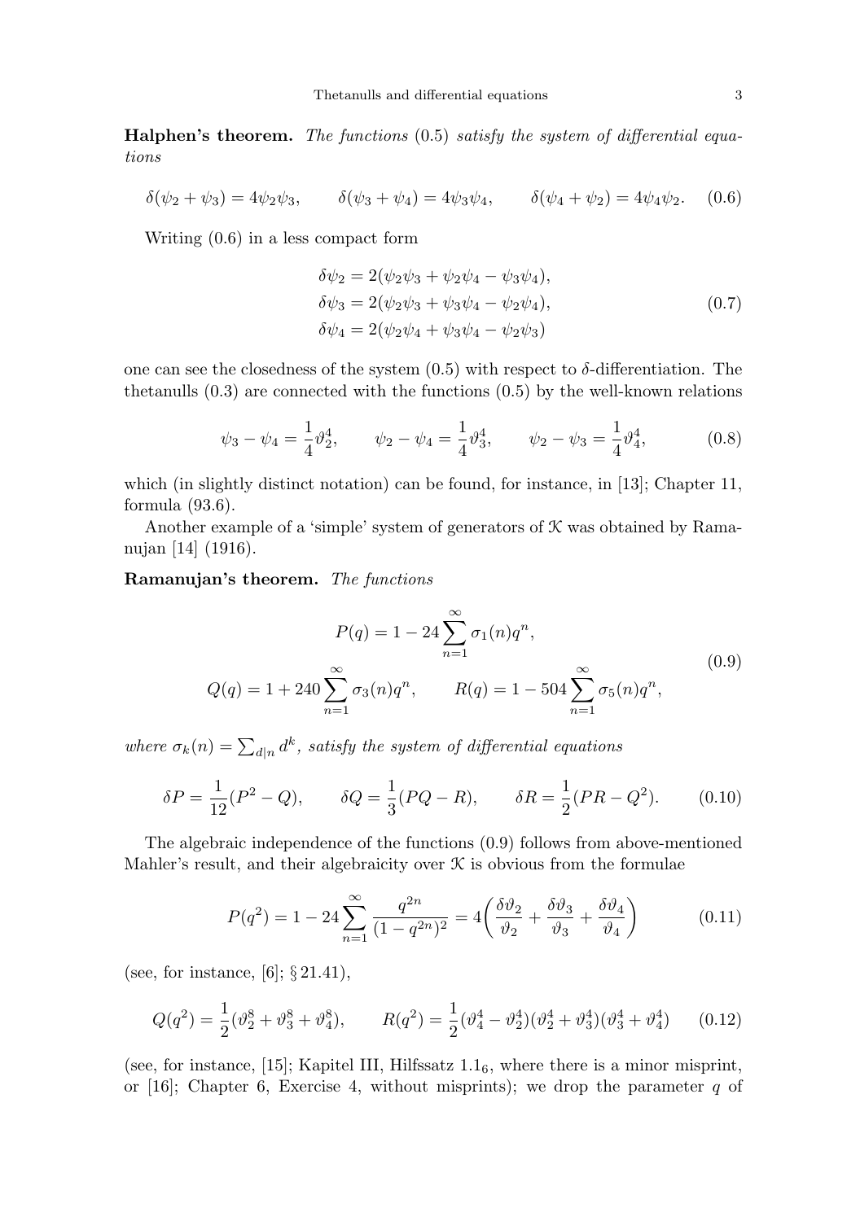**Halphen's theorem.** *The functions* (0.5) *satisfy the system of differential equations*

$$\delta(\psi_2 + \psi_3) = 4\psi_2\psi_3, \qquad \delta(\psi_3 + \psi_4) = 4\psi_3\psi_4, \qquad \delta(\psi_4 + \psi_2) = 4\psi_4\psi_2. \tag{0.6}$$

Writing (0.6) in a less compact form

$$\begin{aligned}
\delta\psi_2 &= 2(\psi_2\psi_3 + \psi_2\psi_4 - \psi_3\psi_4), \\
\delta\psi_3 &= 2(\psi_2\psi_3 + \psi_3\psi_4 - \psi_2\psi_4), \\
\delta\psi_4 &= 2(\psi_2\psi_4 + \psi_3\psi_4 - \psi_2\psi_3)
\end{aligned} \tag{0.7}$$

one can see the closedness of the system (0.5) with respect to $\delta$-differentiation. The thetanulls (0.3) are connected with the functions (0.5) by the well-known relations

$$\psi_3 - \psi_4 = \frac{1}{4}\vartheta_2^4, \qquad \psi_2 - \psi_4 = \frac{1}{4}\vartheta_3^4, \qquad \psi_2 - \psi_3 = \frac{1}{4}\vartheta_4^4, \tag{0.8}$$

which (in slightly distinct notation) can be found, for instance, in [13]; Chapter 11, formula (93.6).

Another example of a 'simple' system of generators of $\mathcal{K}$ was obtained by Ramanujan [14] (1916).

**Ramanujan's theorem.** *The functions*

$$\begin{gathered}
P(q) = 1 - 24\sum_{n=1}^{\infty} \sigma_1(n) q^n, \\
Q(q) = 1 + 240\sum_{n=1}^{\infty} \sigma_3(n) q^n, \qquad R(q) = 1 - 504\sum_{n=1}^{\infty} \sigma_5(n) q^n,
\end{gathered} \tag{0.9}$$

*where* $\sigma_k(n) = \sum_{d|n} d^k$, *satisfy the system of differential equations*

$$\delta P = \frac{1}{12}(P^2 - Q), \qquad \delta Q = \frac{1}{3}(PQ - R), \qquad \delta R = \frac{1}{2}(PR - Q^2). \tag{0.10}$$

The algebraic independence of the functions (0.9) follows from above-mentioned Mahler's result, and their algebraicity over $\mathcal{K}$ is obvious from the formulae

$$P(q^2) = 1 - 24\sum_{n=1}^{\infty} \frac{q^{2n}}{(1 - q^{2n})^2} = 4\left(\frac{\delta\vartheta_2}{\vartheta_2} + \frac{\delta\vartheta_3}{\vartheta_3} + \frac{\delta\vartheta_4}{\vartheta_4}\right) \tag{0.11}$$

(see, for instance, [6]; § 21.41),

$$Q(q^2) = \frac{1}{2}(\vartheta_2^8 + \vartheta_3^8 + \vartheta_4^8), \qquad R(q^2) = \frac{1}{2}(\vartheta_4^4 - \vartheta_2^4)(\vartheta_2^4 + \vartheta_3^4)(\vartheta_3^4 + \vartheta_4^4) \tag{0.12}$$

(see, for instance, [15]; Kapitel III, Hilfssatz $1.1_6$, where there is a minor misprint, or [16]; Chapter 6, Exercise 4, without misprints); we drop the parameter $q$ of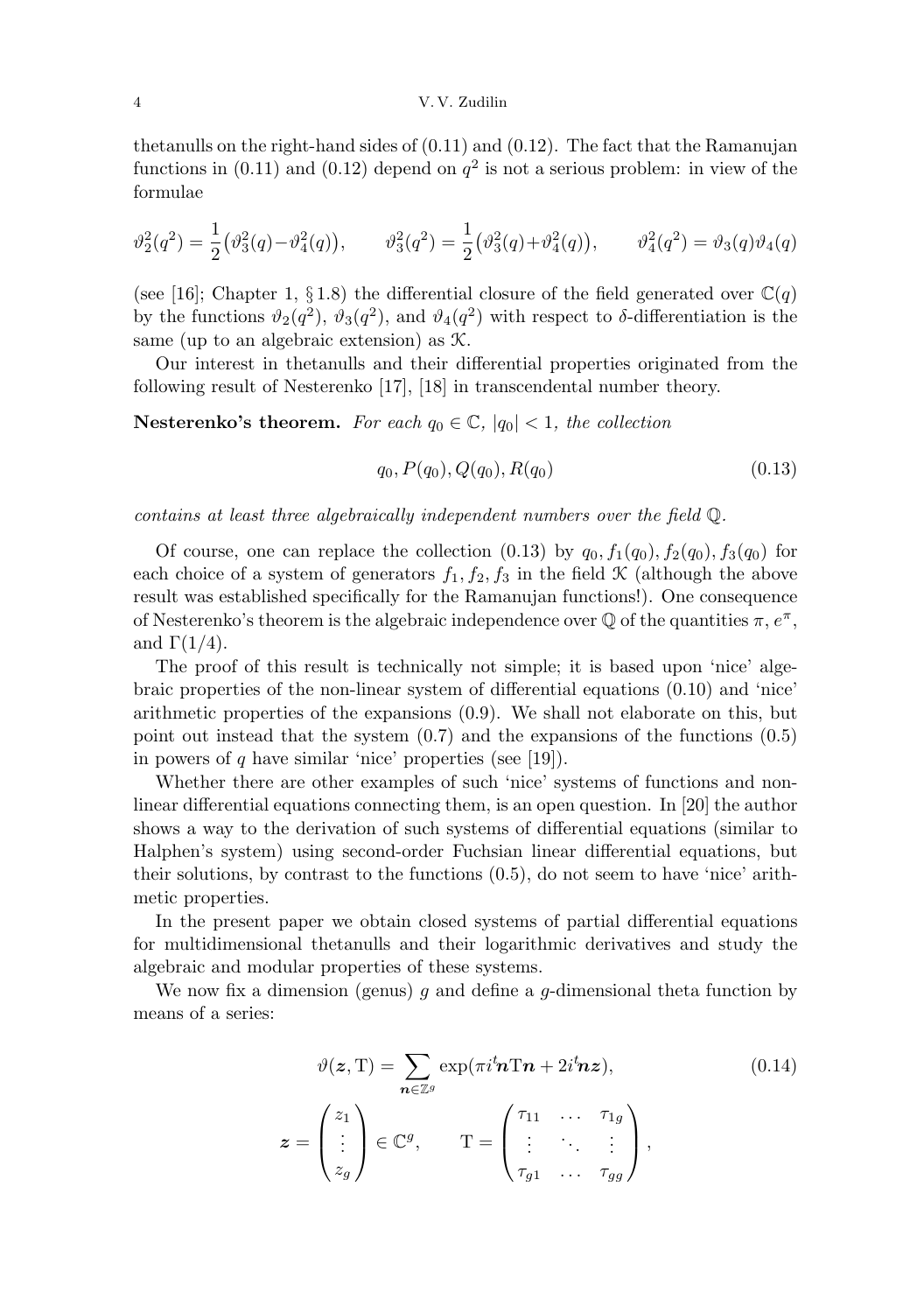thetanulls on the right-hand sides of (0.11) and (0.12). The fact that the Ramanujan functions in (0.11) and (0.12) depend on $q^2$ is not a serious problem: in view of the formulae

$$\vartheta_2^2(q^2) = \frac{1}{2}\bigl(\vartheta_3^2(q) - \vartheta_4^2(q)\bigr), \qquad \vartheta_3^2(q^2) = \frac{1}{2}\bigl(\vartheta_3^2(q) + \vartheta_4^2(q)\bigr), \qquad \vartheta_4^2(q^2) = \vartheta_3(q)\vartheta_4(q)$$

(see [16]; Chapter 1, § 1.8) the differential closure of the field generated over $\mathbb{C}(q)$ by the functions $\vartheta_2(q^2)$, $\vartheta_3(q^2)$, and $\vartheta_4(q^2)$ with respect to $\delta$-differentiation is the same (up to an algebraic extension) as $\mathcal{K}$.

Our interest in thetanulls and their differential properties originated from the following result of Nesterenko [17], [18] in transcendental number theory.

**Nesterenko's theorem.** *For each $q_0 \in \mathbb{C}$, $|q_0| < 1$, the collection*

$$q_0, P(q_0), Q(q_0), R(q_0) \tag{0.13}$$

*contains at least three algebraically independent numbers over the field $\mathbb{Q}$.*

Of course, one can replace the collection (0.13) by $q_0, f_1(q_0), f_2(q_0), f_3(q_0)$ for each choice of a system of generators $f_1, f_2, f_3$ in the field $\mathcal{K}$ (although the above result was established specifically for the Ramanujan functions!). One consequence of Nesterenko's theorem is the algebraic independence over $\mathbb{Q}$ of the quantities $\pi$, $e^{\pi}$, and $\Gamma(1/4)$.

The proof of this result is technically not simple; it is based upon 'nice' algebraic properties of the non-linear system of differential equations (0.10) and 'nice' arithmetic properties of the expansions (0.9). We shall not elaborate on this, but point out instead that the system (0.7) and the expansions of the functions (0.5) in powers of $q$ have similar 'nice' properties (see [19]).

Whether there are other examples of such 'nice' systems of functions and non-linear differential equations connecting them, is an open question. In [20] the author shows a way to the derivation of such systems of differential equations (similar to Halphen's system) using second-order Fuchsian linear differential equations, but their solutions, by contrast to the functions (0.5), do not seem to have 'nice' arithmetic properties.

In the present paper we obtain closed systems of partial differential equations for multidimensional thetanulls and their logarithmic derivatives and study the algebraic and modular properties of these systems.

We now fix a dimension (genus) $g$ and define a $g$-dimensional theta function by means of a series:

$$\vartheta(\boldsymbol{z}, \mathrm{T}) = \sum_{\boldsymbol{n} \in \mathbb{Z}^g} \exp(\pi i {}^t\boldsymbol{n} \mathrm{T} \boldsymbol{n} + 2i {}^t\boldsymbol{n} \boldsymbol{z}), \tag{0.14}$$

$$\boldsymbol{z} = \begin{pmatrix} z_1 \\ \vdots \\ z_g \end{pmatrix} \in \mathbb{C}^g, \qquad \mathrm{T} = \begin{pmatrix} \tau_{11} & \dots & \tau_{1g} \\ \vdots & \ddots & \vdots \\ \tau_{g1} & \dots & \tau_{gg} \end{pmatrix},$$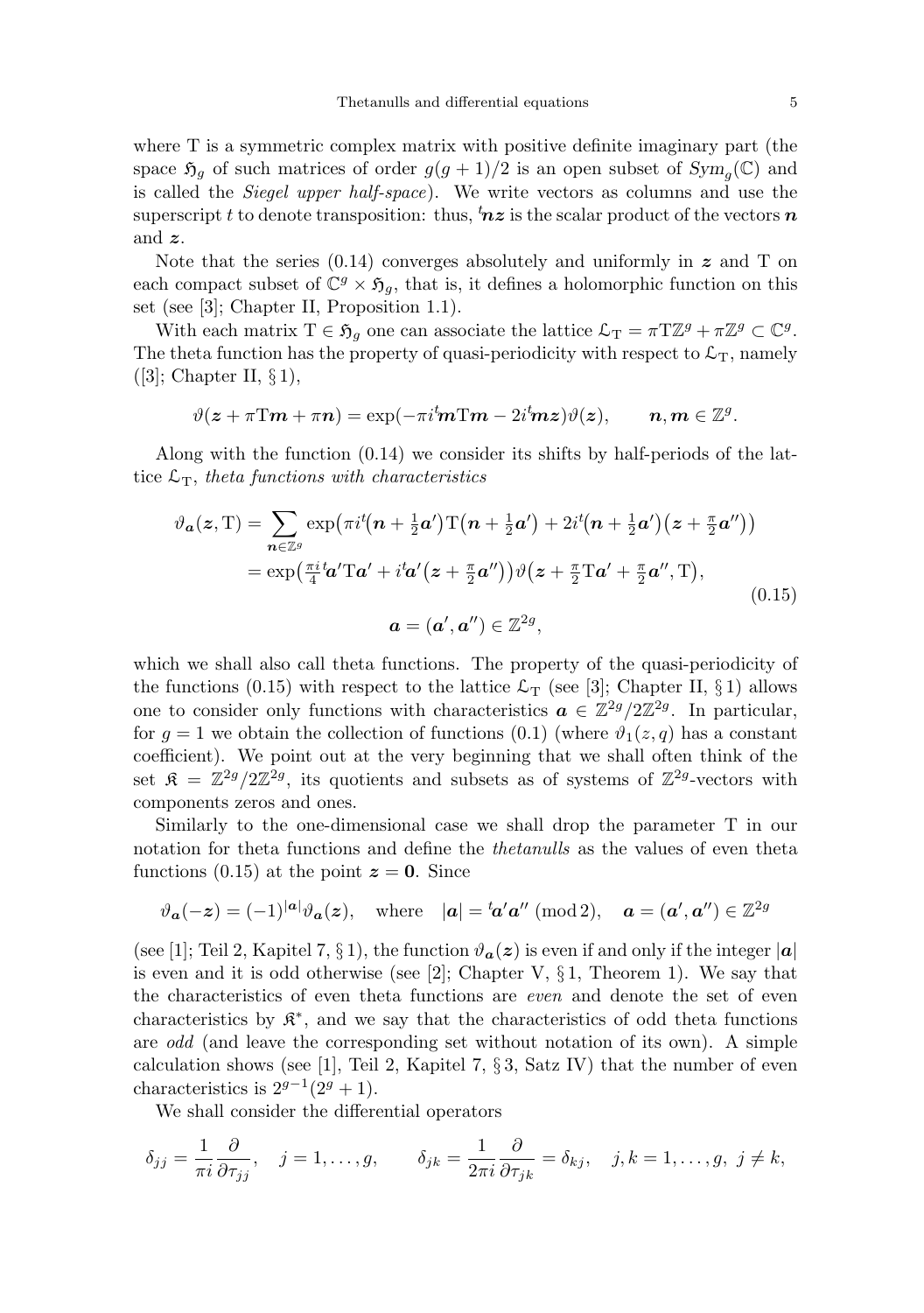where T is a symmetric complex matrix with positive definite imaginary part (the space $\mathfrak{H}_g$ of such matrices of order $g(g+1)/2$ is an open subset of $Sym_g(\mathbb{C})$ and is called the *Siegel upper half-space*). We write vectors as columns and use the superscript $t$ to denote transposition: thus, ${}^t\boldsymbol{n}\boldsymbol{z}$ is the scalar product of the vectors $\boldsymbol{n}$ and $\boldsymbol{z}$.

Note that the series (0.14) converges absolutely and uniformly in $\boldsymbol{z}$ and T on each compact subset of $\mathbb{C}^g \times \mathfrak{H}_g$, that is, it defines a holomorphic function on this set (see [3]; Chapter II, Proposition 1.1).

With each matrix $\mathrm{T} \in \mathfrak{H}_g$ one can associate the lattice $\mathcal{L}_\mathrm{T} = \pi\mathrm{T}\mathbb{Z}^g + \pi\mathbb{Z}^g \subset \mathbb{C}^g$. The theta function has the property of quasi-periodicity with respect to $\mathcal{L}_\mathrm{T}$, namely ([3]; Chapter II, § 1),

$$\vartheta(\boldsymbol{z} + \pi\mathrm{T}\boldsymbol{m} + \pi\boldsymbol{n}) = \exp(-\pi i\,{}^t\boldsymbol{m}\mathrm{T}\boldsymbol{m} - 2i\,{}^t\boldsymbol{m}\boldsymbol{z})\vartheta(\boldsymbol{z}), \qquad \boldsymbol{n}, \boldsymbol{m} \in \mathbb{Z}^g.$$

Along with the function (0.14) we consider its shifts by half-periods of the lattice $\mathcal{L}_\mathrm{T}$, *theta functions with characteristics*

$$\begin{aligned}
\vartheta_{\boldsymbol{a}}(\boldsymbol{z}, \mathrm{T}) &= \sum_{\boldsymbol{n}\in\mathbb{Z}^g} \exp\bigl(\pi i\,{}^t\bigl(\boldsymbol{n} + \tfrac{1}{2}\boldsymbol{a}'\bigr)\mathrm{T}\bigl(\boldsymbol{n} + \tfrac{1}{2}\boldsymbol{a}'\bigr) + 2i\,{}^t\bigl(\boldsymbol{n} + \tfrac{1}{2}\boldsymbol{a}'\bigr)\bigl(\boldsymbol{z} + \tfrac{\pi}{2}\boldsymbol{a}''\bigr)\bigr) \\
&= \exp\bigl(\tfrac{\pi i}{4}\,{}^t\boldsymbol{a}'\mathrm{T}\boldsymbol{a}' + i\,{}^t\boldsymbol{a}'\bigl(\boldsymbol{z} + \tfrac{\pi}{2}\boldsymbol{a}''\bigr)\bigr)\vartheta\bigl(\boldsymbol{z} + \tfrac{\pi}{2}\mathrm{T}\boldsymbol{a}' + \tfrac{\pi}{2}\boldsymbol{a}'', \mathrm{T}\bigr), \\
&\qquad\qquad \boldsymbol{a} = (\boldsymbol{a}', \boldsymbol{a}'') \in \mathbb{Z}^{2g},
\end{aligned} \tag{0.15}$$

which we shall also call theta functions. The property of the quasi-periodicity of the functions (0.15) with respect to the lattice $\mathcal{L}_\mathrm{T}$ (see [3]; Chapter II, § 1) allows one to consider only functions with characteristics $\boldsymbol{a} \in \mathbb{Z}^{2g}/2\mathbb{Z}^{2g}$. In particular, for $g = 1$ we obtain the collection of functions (0.1) (where $\vartheta_1(z, q)$ has a constant coefficient). We point out at the very beginning that we shall often think of the set $\mathfrak{K} = \mathbb{Z}^{2g}/2\mathbb{Z}^{2g}$, its quotients and subsets as of systems of $\mathbb{Z}^{2g}$-vectors with components zeros and ones.

Similarly to the one-dimensional case we shall drop the parameter T in our notation for theta functions and define the *thetanulls* as the values of even theta functions (0.15) at the point $\boldsymbol{z} = \boldsymbol{0}$. Since

$$\vartheta_{\boldsymbol{a}}(-\boldsymbol{z}) = (-1)^{|\boldsymbol{a}|}\vartheta_{\boldsymbol{a}}(\boldsymbol{z}), \quad \text{where} \quad |\boldsymbol{a}| = {}^t\boldsymbol{a}'\boldsymbol{a}'' \ (\mathrm{mod}\, 2), \quad \boldsymbol{a} = (\boldsymbol{a}', \boldsymbol{a}'') \in \mathbb{Z}^{2g}$$

(see [1]; Teil 2, Kapitel 7, § 1), the function $\vartheta_{\boldsymbol{a}}(\boldsymbol{z})$ is even if and only if the integer $|\boldsymbol{a}|$ is even and it is odd otherwise (see [2]; Chapter V, § 1, Theorem 1). We say that the characteristics of even theta functions are *even* and denote the set of even characteristics by $\mathfrak{K}^*$, and we say that the characteristics of odd theta functions are *odd* (and leave the corresponding set without notation of its own). A simple calculation shows (see [1], Teil 2, Kapitel 7, § 3, Satz IV) that the number of even characteristics is $2^{g-1}(2^g + 1)$.

We shall consider the differential operators

$$\delta_{jj} = \frac{1}{\pi i}\frac{\partial}{\partial\tau_{jj}}, \quad j = 1, \dots, g, \qquad \delta_{jk} = \frac{1}{2\pi i}\frac{\partial}{\partial\tau_{jk}} = \delta_{kj}, \quad j, k = 1, \dots, g, \ j \neq k,$$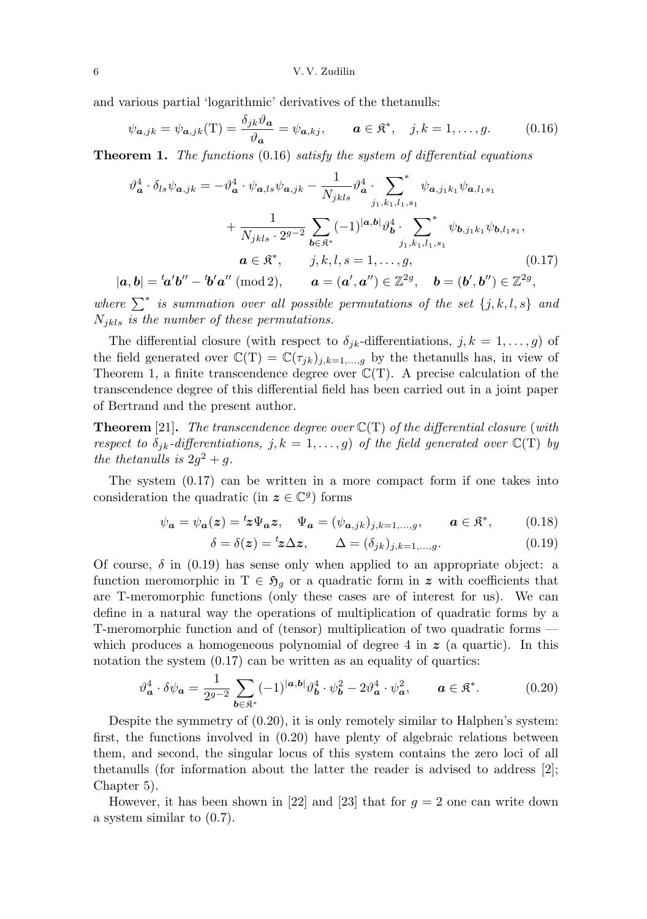and various partial 'logarithmic' derivatives of the thetanulls:

$$\psi_{\boldsymbol{a},jk} = \psi_{\boldsymbol{a},jk}(\mathrm{T}) = \frac{\delta_{jk}\vartheta_{\boldsymbol{a}}}{\vartheta_{\boldsymbol{a}}} = \psi_{\boldsymbol{a},kj}, \qquad \boldsymbol{a} \in \mathfrak{K}^*, \quad j,k = 1,\dots,g. \tag{0.16}$$

**Theorem 1.** *The functions* (0.16) *satisfy the system of differential equations*

$$\begin{aligned}
\vartheta_{\boldsymbol{a}}^4 \cdot \delta_{ls}\psi_{\boldsymbol{a},jk} = -\vartheta_{\boldsymbol{a}}^4 \cdot \psi_{\boldsymbol{a},ls}\psi_{\boldsymbol{a},jk} &- \frac{1}{N_{jkls}}\vartheta_{\boldsymbol{a}}^4 \cdot \sum_{j_1,k_1,l_1,s_1}^{*} \psi_{\boldsymbol{a},j_1k_1}\psi_{\boldsymbol{a},l_1s_1} \\
&+ \frac{1}{N_{jkls}\cdot 2^{g-2}} \sum_{\boldsymbol{b}\in\mathfrak{K}^*} (-1)^{|\boldsymbol{a},\boldsymbol{b}|}\vartheta_{\boldsymbol{b}}^4 \cdot \sum_{j_1,k_1,l_1,s_1}^{*} \psi_{\boldsymbol{b},j_1k_1}\psi_{\boldsymbol{b},l_1s_1}, \\
\boldsymbol{a} \in \mathfrak{K}^*, \qquad & j,k,l,s = 1,\dots,g, \qquad\qquad (0.17) \\
|\boldsymbol{a},\boldsymbol{b}| = {}^t\boldsymbol{a}'\boldsymbol{b}'' - {}^t\boldsymbol{b}'\boldsymbol{a}'' \pmod 2, \qquad & \boldsymbol{a} = (\boldsymbol{a}',\boldsymbol{a}'') \in \mathbb{Z}^{2g}, \quad \boldsymbol{b} = (\boldsymbol{b}',\boldsymbol{b}'') \in \mathbb{Z}^{2g},
\end{aligned}$$

*where* $\sum^*$ *is summation over all possible permutations of the set* $\{j,k,l,s\}$ *and* $N_{jkls}$ *is the number of these permutations.*

The differential closure (with respect to $\delta_{jk}$-differentiations, $j,k = 1,\dots,g$) of the field generated over $\mathbb{C}(\mathrm{T}) = \mathbb{C}(\tau_{jk})_{j,k=1,\dots,g}$ by the thetanulls has, in view of Theorem 1, a finite transcendence degree over $\mathbb{C}(\mathrm{T})$. A precise calculation of the transcendence degree of this differential field has been carried out in a joint paper of Bertrand and the present author.

**Theorem** [21]**.** *The transcendence degree over* $\mathbb{C}(\mathrm{T})$ *of the differential closure* (*with respect to* $\delta_{jk}$*-differentiations,* $j,k = 1,\dots,g$) *of the field generated over* $\mathbb{C}(\mathrm{T})$ *by the thetanulls is* $2g^2 + g$.

The system (0.17) can be written in a more compact form if one takes into consideration the quadratic (in $\boldsymbol{z} \in \mathbb{C}^g$) forms

$$\psi_{\boldsymbol{a}} = \psi_{\boldsymbol{a}}(\boldsymbol{z}) = {}^t\boldsymbol{z}\Psi_{\boldsymbol{a}}\boldsymbol{z}, \quad \Psi_{\boldsymbol{a}} = (\psi_{\boldsymbol{a},jk})_{j,k=1,\dots,g}, \qquad \boldsymbol{a} \in \mathfrak{K}^*, \tag{0.18}$$

$$\delta = \delta(\boldsymbol{z}) = {}^t\boldsymbol{z}\Delta\boldsymbol{z}, \qquad \Delta = (\delta_{jk})_{j,k=1,\dots,g}. \tag{0.19}$$

Of course, $\delta$ in (0.19) has sense only when applied to an appropriate object: a function meromorphic in $\mathrm{T} \in \mathfrak{H}_g$ or a quadratic form in $\boldsymbol{z}$ with coefficients that are T-meromorphic functions (only these cases are of interest for us). We can define in a natural way the operations of multiplication of quadratic forms by a T-meromorphic function and of (tensor) multiplication of two quadratic forms — which produces a homogeneous polynomial of degree 4 in $\boldsymbol{z}$ (a quartic). In this notation the system (0.17) can be written as an equality of quartics:

$$\vartheta_{\boldsymbol{a}}^4 \cdot \delta\psi_{\boldsymbol{a}} = \frac{1}{2^{g-2}} \sum_{\boldsymbol{b}\in\mathfrak{K}^*} (-1)^{|\boldsymbol{a},\boldsymbol{b}|}\vartheta_{\boldsymbol{b}}^4 \cdot \psi_{\boldsymbol{b}}^2 - 2\vartheta_{\boldsymbol{a}}^4 \cdot \psi_{\boldsymbol{a}}^2, \qquad \boldsymbol{a} \in \mathfrak{K}^*. \tag{0.20}$$

Despite the symmetry of (0.20), it is only remotely similar to Halphen's system: first, the functions involved in (0.20) have plenty of algebraic relations between them, and second, the singular locus of this system contains the zero loci of all thetanulls (for information about the latter the reader is advised to address [2]; Chapter 5).

However, it has been shown in [22] and [23] that for $g = 2$ one can write down a system similar to (0.7).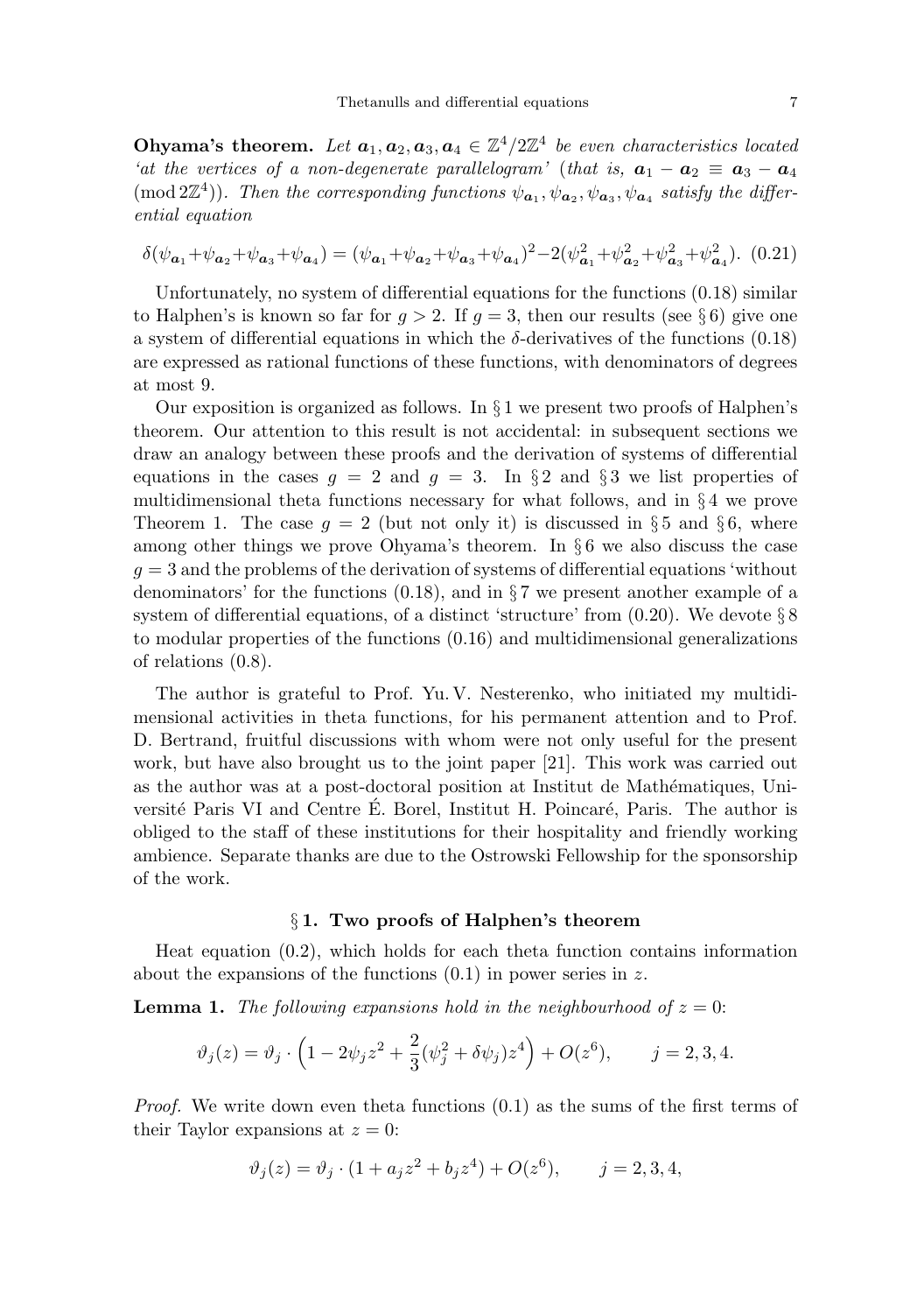**Ohyama's theorem.** *Let $\boldsymbol{a}_1, \boldsymbol{a}_2, \boldsymbol{a}_3, \boldsymbol{a}_4 \in \mathbb{Z}^4/2\mathbb{Z}^4$ be even characteristics located 'at the vertices of a non-degenerate parallelogram' (that is, $\boldsymbol{a}_1 - \boldsymbol{a}_2 \equiv \boldsymbol{a}_3 - \boldsymbol{a}_4 \pmod{2\mathbb{Z}^4}$). Then the corresponding functions $\psi_{\boldsymbol{a}_1}, \psi_{\boldsymbol{a}_2}, \psi_{\boldsymbol{a}_3}, \psi_{\boldsymbol{a}_4}$ satisfy the differential equation*

$$\delta(\psi_{\boldsymbol{a}_1}+\psi_{\boldsymbol{a}_2}+\psi_{\boldsymbol{a}_3}+\psi_{\boldsymbol{a}_4}) = (\psi_{\boldsymbol{a}_1}+\psi_{\boldsymbol{a}_2}+\psi_{\boldsymbol{a}_3}+\psi_{\boldsymbol{a}_4})^2 - 2(\psi_{\boldsymbol{a}_1}^2+\psi_{\boldsymbol{a}_2}^2+\psi_{\boldsymbol{a}_3}^2+\psi_{\boldsymbol{a}_4}^2). \quad (0.21)$$

Unfortunately, no system of differential equations for the functions (0.18) similar to Halphen's is known so far for $g > 2$. If $g = 3$, then our results (see § 6) give one a system of differential equations in which the $\delta$-derivatives of the functions (0.18) are expressed as rational functions of these functions, with denominators of degrees at most 9.

Our exposition is organized as follows. In § 1 we present two proofs of Halphen's theorem. Our attention to this result is not accidental: in subsequent sections we draw an analogy between these proofs and the derivation of systems of differential equations in the cases $g = 2$ and $g = 3$. In § 2 and § 3 we list properties of multidimensional theta functions necessary for what follows, and in § 4 we prove Theorem 1. The case $g = 2$ (but not only it) is discussed in § 5 and § 6, where among other things we prove Ohyama's theorem. In § 6 we also discuss the case $g = 3$ and the problems of the derivation of systems of differential equations 'without denominators' for the functions (0.18), and in § 7 we present another example of a system of differential equations, of a distinct 'structure' from (0.20). We devote § 8 to modular properties of the functions (0.16) and multidimensional generalizations of relations (0.8).

The author is grateful to Prof. Yu. V. Nesterenko, who initiated my multidimensional activities in theta functions, for his permanent attention and to Prof. D. Bertrand, fruitful discussions with whom were not only useful for the present work, but have also brought us to the joint paper [21]. This work was carried out as the author was at a post-doctoral position at Institut de Mathématiques, Université Paris VI and Centre É. Borel, Institut H. Poincaré, Paris. The author is obliged to the staff of these institutions for their hospitality and friendly working ambience. Separate thanks are due to the Ostrowski Fellowship for the sponsorship of the work.

## § 1. Two proofs of Halphen's theorem

Heat equation (0.2), which holds for each theta function contains information about the expansions of the functions (0.1) in power series in $z$.

**Lemma 1.** *The following expansions hold in the neighbourhood of $z = 0$:*

$$\vartheta_j(z) = \vartheta_j \cdot \Big(1 - 2\psi_j z^2 + \frac{2}{3}(\psi_j^2 + \delta\psi_j) z^4\Big) + O(z^6), \qquad j = 2, 3, 4.$$

*Proof.* We write down even theta functions (0.1) as the sums of the first terms of their Taylor expansions at $z = 0$:

$$\vartheta_j(z) = \vartheta_j \cdot (1 + a_j z^2 + b_j z^4) + O(z^6), \qquad j = 2, 3, 4,$$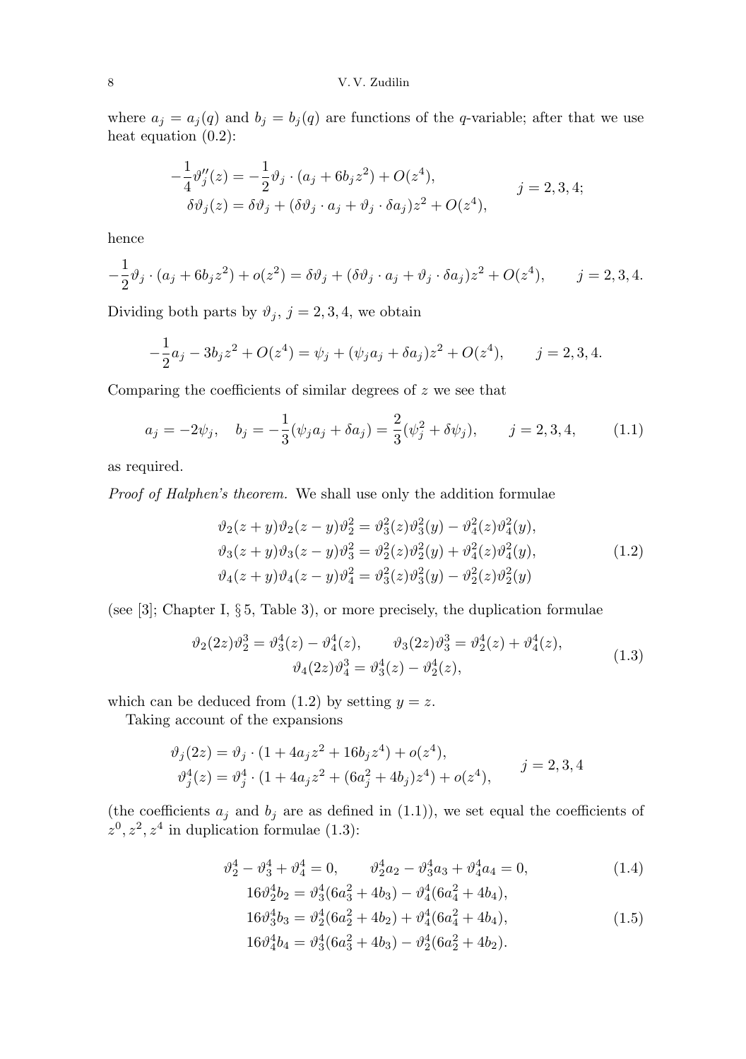where $a_j = a_j(q)$ and $b_j = b_j(q)$ are functions of the $q$-variable; after that we use heat equation (0.2):

$$
\begin{aligned}
-\frac{1}{4}\vartheta_j''(z) &= -\frac{1}{2}\vartheta_j \cdot (a_j + 6b_j z^2) + O(z^4), \\
\delta\vartheta_j(z) &= \delta\vartheta_j + (\delta\vartheta_j \cdot a_j + \vartheta_j \cdot \delta a_j) z^2 + O(z^4),
\end{aligned}
\qquad j = 2, 3, 4;
$$

hence

$$
-\frac{1}{2}\vartheta_j \cdot (a_j + 6b_j z^2) + o(z^2) = \delta\vartheta_j + (\delta\vartheta_j \cdot a_j + \vartheta_j \cdot \delta a_j) z^2 + O(z^4), \qquad j = 2, 3, 4.
$$

Dividing both parts by $\vartheta_j$, $j = 2, 3, 4$, we obtain

$$
-\frac{1}{2}a_j - 3b_j z^2 + O(z^4) = \psi_j + (\psi_j a_j + \delta a_j) z^2 + O(z^4), \qquad j = 2, 3, 4.
$$

Comparing the coefficients of similar degrees of $z$ we see that

$$
a_j = -2\psi_j, \quad b_j = -\frac{1}{3}(\psi_j a_j + \delta a_j) = \frac{2}{3}(\psi_j^2 + \delta\psi_j), \qquad j = 2, 3, 4, \tag{1.1}
$$

as required.

*Proof of Halphen's theorem.* We shall use only the addition formulae

$$
\begin{aligned}
\vartheta_2(z+y)\vartheta_2(z-y)\vartheta_2^2 &= \vartheta_3^2(z)\vartheta_3^2(y) - \vartheta_4^2(z)\vartheta_4^2(y), \\
\vartheta_3(z+y)\vartheta_3(z-y)\vartheta_3^2 &= \vartheta_2^2(z)\vartheta_2^2(y) + \vartheta_4^2(z)\vartheta_4^2(y), \\
\vartheta_4(z+y)\vartheta_4(z-y)\vartheta_4^2 &= \vartheta_3^2(z)\vartheta_3^2(y) - \vartheta_2^2(z)\vartheta_2^2(y)
\end{aligned}
\tag{1.2}
$$

(see [3]; Chapter I, § 5, Table 3), or more precisely, the duplication formulae

$$
\begin{gathered}
\vartheta_2(2z)\vartheta_2^3 = \vartheta_3^4(z) - \vartheta_4^4(z), \qquad \vartheta_3(2z)\vartheta_3^3 = \vartheta_2^4(z) + \vartheta_4^4(z), \\
\vartheta_4(2z)\vartheta_4^3 = \vartheta_3^4(z) - \vartheta_2^4(z),
\end{gathered}
\tag{1.3}
$$

which can be deduced from (1.2) by setting $y = z$.

Taking account of the expansions

$$
\begin{aligned}
\vartheta_j(2z) &= \vartheta_j \cdot (1 + 4a_j z^2 + 16b_j z^4) + o(z^4), \\
\vartheta_j^4(z) &= \vartheta_j^4 \cdot (1 + 4a_j z^2 + (6a_j^2 + 4b_j) z^4) + o(z^4),
\end{aligned}
\qquad j = 2, 3, 4
$$

(the coefficients $a_j$ and $b_j$ are as defined in (1.1)), we set equal the coefficients of $z^0, z^2, z^4$ in duplication formulae (1.3):

$$
\vartheta_2^4 - \vartheta_3^4 + \vartheta_4^4 = 0, \qquad \vartheta_2^4 a_2 - \vartheta_3^4 a_3 + \vartheta_4^4 a_4 = 0, \tag{1.4}
$$

$$
\begin{aligned}
16\vartheta_2^4 b_2 &= \vartheta_3^4(6a_3^2 + 4b_3) - \vartheta_4^4(6a_4^2 + 4b_4), \\
16\vartheta_3^4 b_3 &= \vartheta_2^4(6a_2^2 + 4b_2) + \vartheta_4^4(6a_4^2 + 4b_4), \\
16\vartheta_4^4 b_4 &= \vartheta_3^4(6a_3^2 + 4b_3) - \vartheta_2^4(6a_2^2 + 4b_2).
\end{aligned}
\tag{1.5}
$$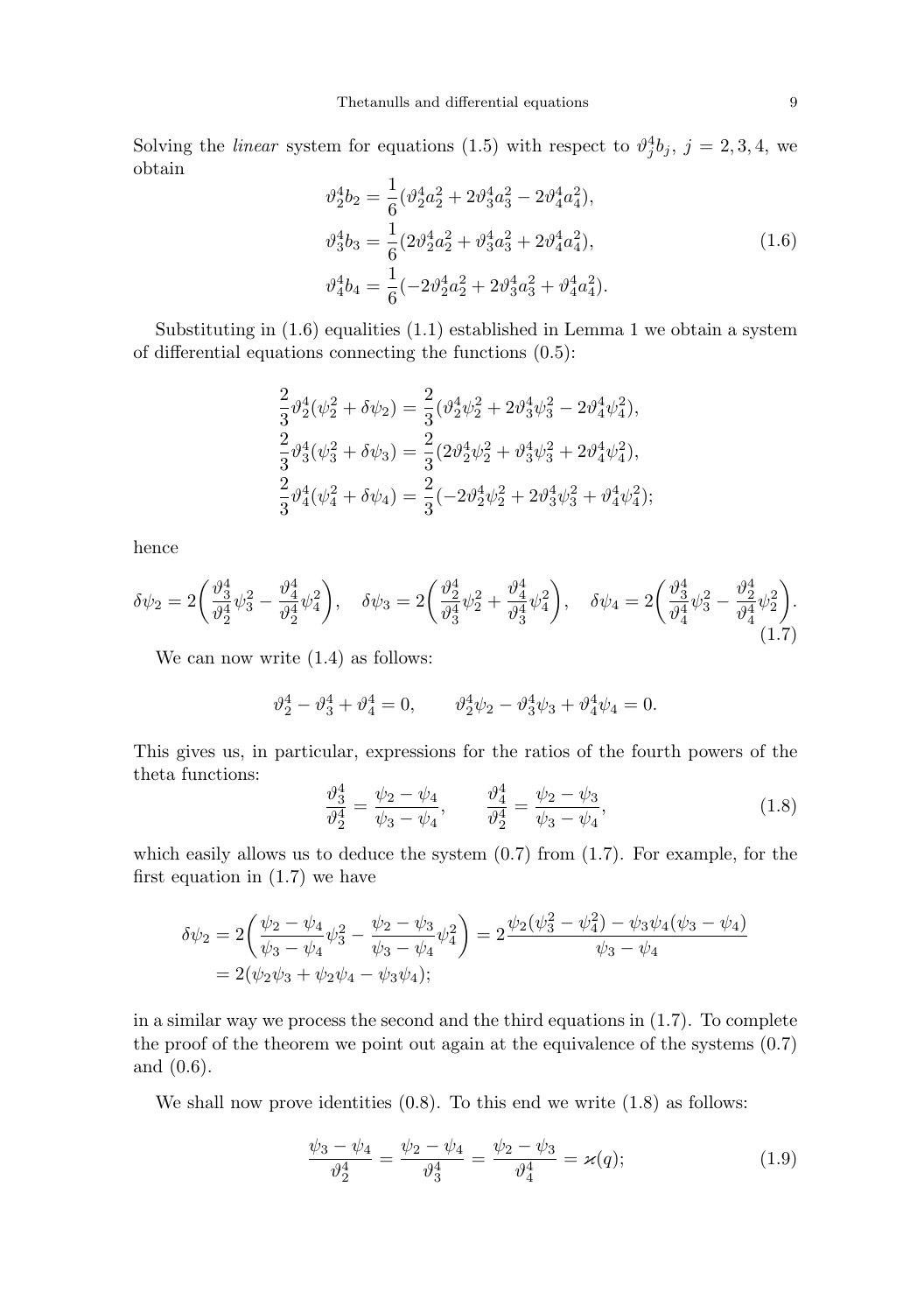Solving the *linear* system for equations (1.5) with respect to $\vartheta_j^4 b_j$, $j=2,3,4$, we obtain

$$
\begin{aligned}
\vartheta_2^4 b_2 &= \frac{1}{6}(\vartheta_2^4 a_2^2 + 2\vartheta_3^4 a_3^2 - 2\vartheta_4^4 a_4^2),\\
\vartheta_3^4 b_3 &= \frac{1}{6}(2\vartheta_2^4 a_2^2 + \vartheta_3^4 a_3^2 + 2\vartheta_4^4 a_4^2),\\
\vartheta_4^4 b_4 &= \frac{1}{6}(-2\vartheta_2^4 a_2^2 + 2\vartheta_3^4 a_3^2 + \vartheta_4^4 a_4^2).
\end{aligned}
\tag{1.6}
$$

Substituting in (1.6) equalities (1.1) established in Lemma 1 we obtain a system of differential equations connecting the functions (0.5):

$$
\begin{aligned}
\frac{2}{3}\vartheta_2^4(\psi_2^2 + \delta\psi_2) &= \frac{2}{3}(\vartheta_2^4\psi_2^2 + 2\vartheta_3^4\psi_3^2 - 2\vartheta_4^4\psi_4^2),\\
\frac{2}{3}\vartheta_3^4(\psi_3^2 + \delta\psi_3) &= \frac{2}{3}(2\vartheta_2^4\psi_2^2 + \vartheta_3^4\psi_3^2 + 2\vartheta_4^4\psi_4^2),\\
\frac{2}{3}\vartheta_4^4(\psi_4^2 + \delta\psi_4) &= \frac{2}{3}(-2\vartheta_2^4\psi_2^2 + 2\vartheta_3^4\psi_3^2 + \vartheta_4^4\psi_4^2);
\end{aligned}
$$

hence

$$
\delta\psi_2 = 2\biggl(\frac{\vartheta_3^4}{\vartheta_2^4}\psi_3^2 - \frac{\vartheta_4^4}{\vartheta_2^4}\psi_4^2\biggr), \quad \delta\psi_3 = 2\biggl(\frac{\vartheta_2^4}{\vartheta_3^4}\psi_2^2 + \frac{\vartheta_4^4}{\vartheta_3^4}\psi_4^2\biggr), \quad \delta\psi_4 = 2\biggl(\frac{\vartheta_3^4}{\vartheta_4^4}\psi_3^2 - \frac{\vartheta_2^4}{\vartheta_4^4}\psi_2^2\biggr).
\tag{1.7}
$$

We can now write (1.4) as follows:

$$
\vartheta_2^4 - \vartheta_3^4 + \vartheta_4^4 = 0, \qquad \vartheta_2^4\psi_2 - \vartheta_3^4\psi_3 + \vartheta_4^4\psi_4 = 0.
$$

This gives us, in particular, expressions for the ratios of the fourth powers of the theta functions:

$$
\frac{\vartheta_3^4}{\vartheta_2^4} = \frac{\psi_2 - \psi_4}{\psi_3 - \psi_4}, \qquad \frac{\vartheta_4^4}{\vartheta_2^4} = \frac{\psi_2 - \psi_3}{\psi_3 - \psi_4},
\tag{1.8}
$$

which easily allows us to deduce the system (0.7) from (1.7). For example, for the first equation in (1.7) we have

$$
\begin{aligned}
\delta\psi_2 &= 2\biggl(\frac{\psi_2 - \psi_4}{\psi_3 - \psi_4}\psi_3^2 - \frac{\psi_2 - \psi_3}{\psi_3 - \psi_4}\psi_4^2\biggr) = 2\frac{\psi_2(\psi_3^2 - \psi_4^2) - \psi_3\psi_4(\psi_3 - \psi_4)}{\psi_3 - \psi_4}\\
&= 2(\psi_2\psi_3 + \psi_2\psi_4 - \psi_3\psi_4);
\end{aligned}
$$

in a similar way we process the second and the third equations in (1.7). To complete the proof of the theorem we point out again at the equivalence of the systems (0.7) and (0.6).

We shall now prove identities (0.8). To this end we write (1.8) as follows:

$$
\frac{\psi_3 - \psi_4}{\vartheta_2^4} = \frac{\psi_2 - \psi_4}{\vartheta_3^4} = \frac{\psi_2 - \psi_3}{\vartheta_4^4} = \varkappa(q);
\tag{1.9}
$$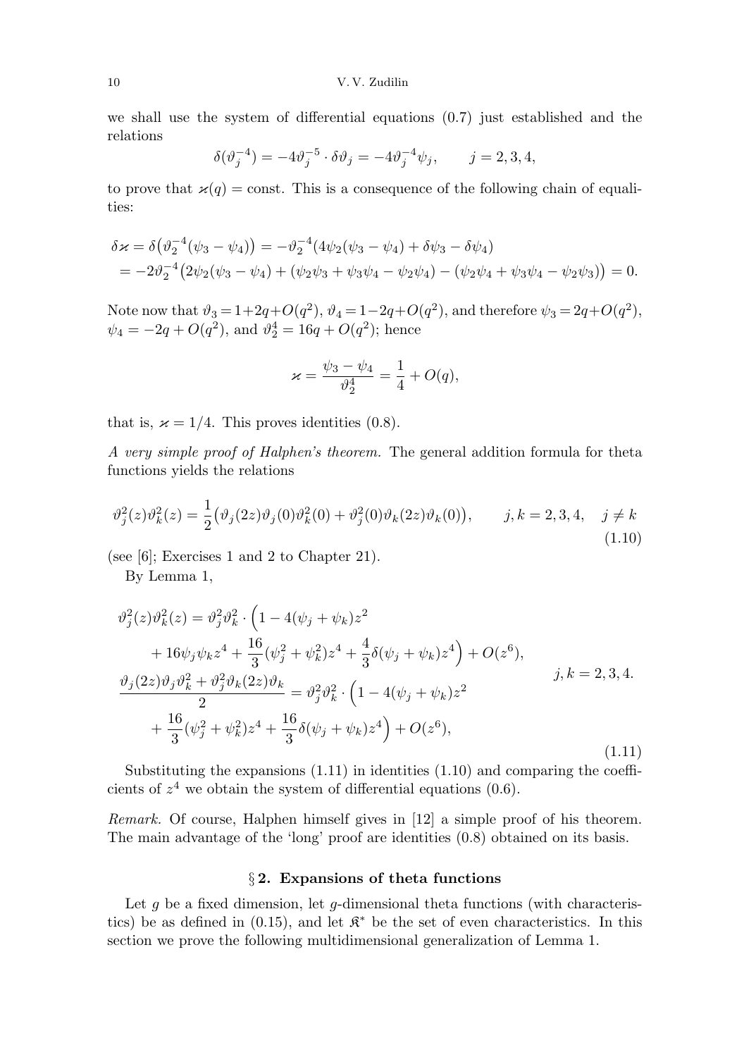we shall use the system of differential equations (0.7) just established and the relations

$$\delta(\vartheta_j^{-4}) = -4\vartheta_j^{-5} \cdot \delta\vartheta_j = -4\vartheta_j^{-4}\psi_j, \qquad j = 2, 3, 4,$$

to prove that $\varkappa(q) = \text{const}$. This is a consequence of the following chain of equalities:

$$\begin{aligned}
\delta\varkappa &= \delta\big(\vartheta_2^{-4}(\psi_3 - \psi_4)\big) = -\vartheta_2^{-4}(4\psi_2(\psi_3 - \psi_4) + \delta\psi_3 - \delta\psi_4) \\
&= -2\vartheta_2^{-4}\big(2\psi_2(\psi_3 - \psi_4) + (\psi_2\psi_3 + \psi_3\psi_4 - \psi_2\psi_4) - (\psi_2\psi_4 + \psi_3\psi_4 - \psi_2\psi_3)\big) = 0.
\end{aligned}$$

Note now that $\vartheta_3 = 1 + 2q + O(q^2)$, $\vartheta_4 = 1 - 2q + O(q^2)$, and therefore $\psi_3 = 2q + O(q^2)$, $\psi_4 = -2q + O(q^2)$, and $\vartheta_2^4 = 16q + O(q^2)$; hence

$$\varkappa = \frac{\psi_3 - \psi_4}{\vartheta_2^4} = \frac{1}{4} + O(q),$$

that is, $\varkappa = 1/4$. This proves identities (0.8).

*A very simple proof of Halphen's theorem.* The general addition formula for theta functions yields the relations

$$\vartheta_j^2(z)\vartheta_k^2(z) = \frac{1}{2}\big(\vartheta_j(2z)\vartheta_j(0)\vartheta_k^2(0) + \vartheta_j^2(0)\vartheta_k(2z)\vartheta_k(0)\big), \qquad j, k = 2, 3, 4, \quad j \ne k \tag{1.10}$$

(see [6]; Exercises 1 and 2 to Chapter 21).

By Lemma 1,

$$\left.\begin{aligned}
\vartheta_j^2(z)\vartheta_k^2(z) &= \vartheta_j^2\vartheta_k^2 \cdot \Big(1 - 4(\psi_j + \psi_k)z^2 \\
&\quad + 16\psi_j\psi_k z^4 + \frac{16}{3}(\psi_j^2 + \psi_k^2)z^4 + \frac{4}{3}\delta(\psi_j + \psi_k)z^4\Big) + O(z^6), \\
\frac{\vartheta_j(2z)\vartheta_j\vartheta_k^2 + \vartheta_j^2\vartheta_k(2z)\vartheta_k}{2} &= \vartheta_j^2\vartheta_k^2 \cdot \Big(1 - 4(\psi_j + \psi_k)z^2 \\
&\quad + \frac{16}{3}(\psi_j^2 + \psi_k^2)z^4 + \frac{16}{3}\delta(\psi_j + \psi_k)z^4\Big) + O(z^6),
\end{aligned}\right\} \quad j, k = 2, 3, 4. \tag{1.11}$$

Substituting the expansions (1.11) in identities (1.10) and comparing the coefficients of $z^4$ we obtain the system of differential equations (0.6).

*Remark.* Of course, Halphen himself gives in [12] a simple proof of his theorem. The main advantage of the 'long' proof are identities (0.8) obtained on its basis.

## § 2. Expansions of theta functions

Let $g$ be a fixed dimension, let $g$-dimensional theta functions (with characteristics) be as defined in (0.15), and let $\mathfrak{K}^*$ be the set of even characteristics. In this section we prove the following multidimensional generalization of Lemma 1.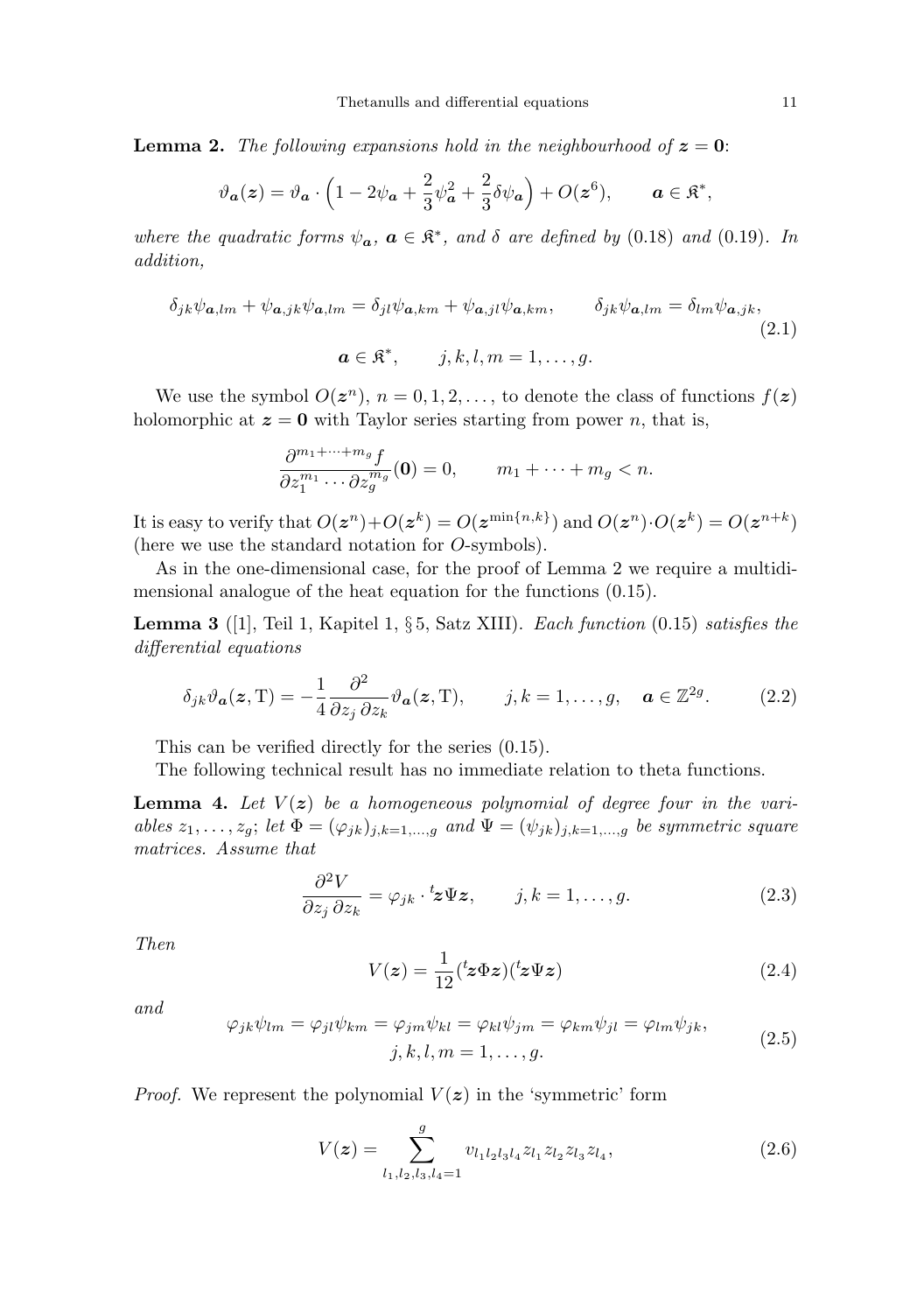**Lemma 2.** *The following expansions hold in the neighbourhood of $\boldsymbol{z} = \boldsymbol{0}$:*

$$\vartheta_{\boldsymbol{a}}(\boldsymbol{z}) = \vartheta_{\boldsymbol{a}} \cdot \Big(1 - 2\psi_{\boldsymbol{a}} + \frac{2}{3}\psi_{\boldsymbol{a}}^2 + \frac{2}{3}\delta\psi_{\boldsymbol{a}}\Big) + O(\boldsymbol{z}^6), \qquad \boldsymbol{a} \in \mathfrak{K}^*,$$

*where the quadratic forms $\psi_{\boldsymbol{a}}$, $\boldsymbol{a} \in \mathfrak{K}^*$, and $\delta$ are defined by* (0.18) *and* (0.19)*. In addition,*

$$\delta_{jk}\psi_{\boldsymbol{a},lm} + \psi_{\boldsymbol{a},jk}\psi_{\boldsymbol{a},lm} = \delta_{jl}\psi_{\boldsymbol{a},km} + \psi_{\boldsymbol{a},jl}\psi_{\boldsymbol{a},km}, \qquad \delta_{jk}\psi_{\boldsymbol{a},lm} = \delta_{lm}\psi_{\boldsymbol{a},jk},$$
$$\boldsymbol{a} \in \mathfrak{K}^*, \qquad j,k,l,m = 1,\dots,g. \tag{2.1}$$

We use the symbol $O(\boldsymbol{z}^n)$, $n = 0,1,2,\dots$, to denote the class of functions $f(\boldsymbol{z})$ holomorphic at $\boldsymbol{z} = \boldsymbol{0}$ with Taylor series starting from power $n$, that is,

$$\frac{\partial^{m_1+\dots+m_g} f}{\partial z_1^{m_1}\cdots\partial z_g^{m_g}}(\boldsymbol{0}) = 0, \qquad m_1 + \dots + m_g < n.$$

It is easy to verify that $O(\boldsymbol{z}^n) + O(\boldsymbol{z}^k) = O(\boldsymbol{z}^{\min\{n,k\}})$ and $O(\boldsymbol{z}^n)\cdot O(\boldsymbol{z}^k) = O(\boldsymbol{z}^{n+k})$ (here we use the standard notation for $O$-symbols).

As in the one-dimensional case, for the proof of Lemma 2 we require a multidimensional analogue of the heat equation for the functions (0.15).

**Lemma 3** ([1], Teil 1, Kapitel 1, § 5, Satz XIII). *Each function* (0.15) *satisfies the differential equations*

$$\delta_{jk}\vartheta_{\boldsymbol{a}}(\boldsymbol{z},\mathrm{T}) = -\frac{1}{4}\frac{\partial^2}{\partial z_j\,\partial z_k}\vartheta_{\boldsymbol{a}}(\boldsymbol{z},\mathrm{T}), \qquad j,k = 1,\dots,g, \quad \boldsymbol{a} \in \mathbb{Z}^{2g}. \tag{2.2}$$

This can be verified directly for the series (0.15).

The following technical result has no immediate relation to theta functions.

**Lemma 4.** *Let $V(\boldsymbol{z})$ be a homogeneous polynomial of degree four in the variables $z_1,\dots,z_g$; let $\Phi = (\varphi_{jk})_{j,k=1,\dots,g}$ and $\Psi = (\psi_{jk})_{j,k=1,\dots,g}$ be symmetric square matrices. Assume that*

$$\frac{\partial^2 V}{\partial z_j\,\partial z_k} = \varphi_{jk}\cdot {}^t\boldsymbol{z}\Psi\boldsymbol{z}, \qquad j,k = 1,\dots,g. \tag{2.3}$$

*Then*

$$V(\boldsymbol{z}) = \frac{1}{12}({}^t\boldsymbol{z}\Phi\boldsymbol{z})({}^t\boldsymbol{z}\Psi\boldsymbol{z}) \tag{2.4}$$

*and*

$$\varphi_{jk}\psi_{lm} = \varphi_{jl}\psi_{km} = \varphi_{jm}\psi_{kl} = \varphi_{kl}\psi_{jm} = \varphi_{km}\psi_{jl} = \varphi_{lm}\psi_{jk},$$
$$j,k,l,m = 1,\dots,g. \tag{2.5}$$

*Proof.* We represent the polynomial $V(\boldsymbol{z})$ in the 'symmetric' form

$$V(\boldsymbol{z}) = \sum_{l_1,l_2,l_3,l_4=1}^{g} v_{l_1l_2l_3l_4} z_{l_1}z_{l_2}z_{l_3}z_{l_4}, \tag{2.6}$$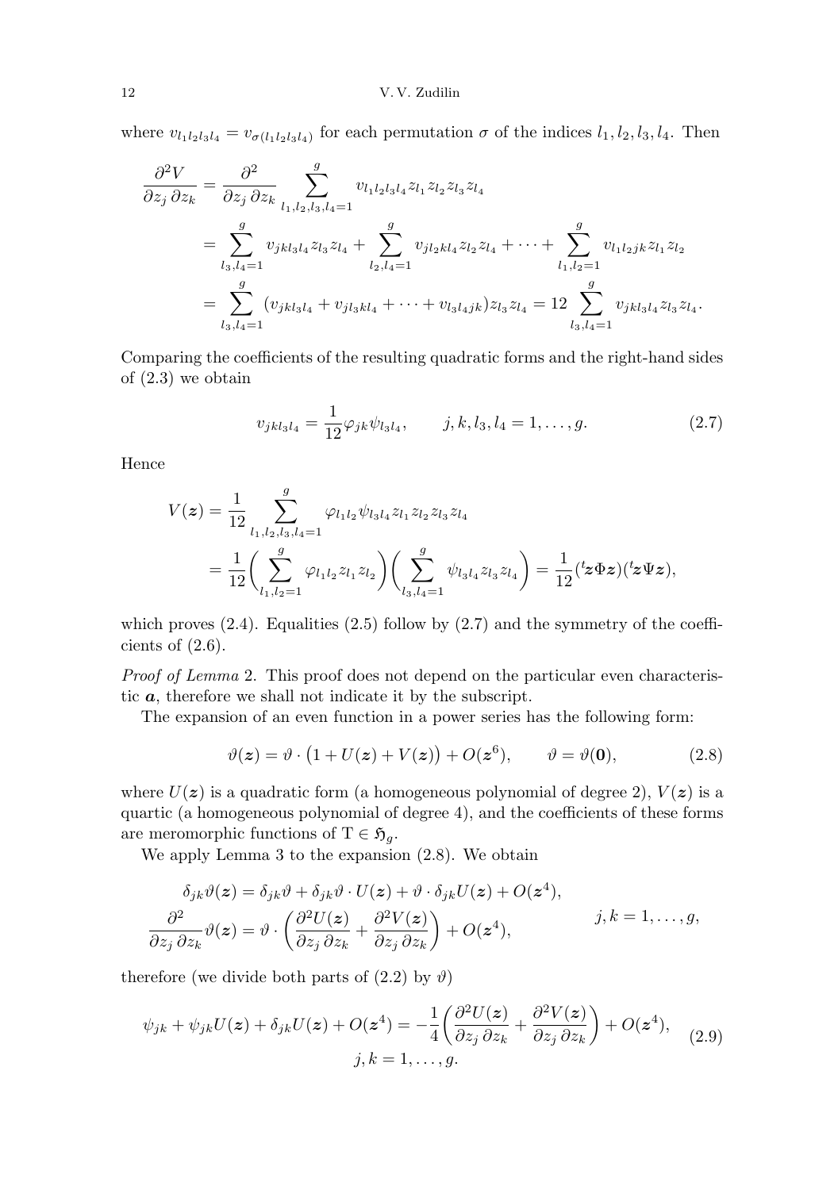where $v_{l_1 l_2 l_3 l_4} = v_{\sigma(l_1 l_2 l_3 l_4)}$ for each permutation $\sigma$ of the indices $l_1, l_2, l_3, l_4$. Then

$$
\begin{aligned}
\frac{\partial^2 V}{\partial z_j\,\partial z_k} &= \frac{\partial^2}{\partial z_j\,\partial z_k} \sum_{l_1,l_2,l_3,l_4=1}^{g} v_{l_1 l_2 l_3 l_4} z_{l_1} z_{l_2} z_{l_3} z_{l_4} \\
&= \sum_{l_3,l_4=1}^{g} v_{jkl_3l_4} z_{l_3} z_{l_4} + \sum_{l_2,l_4=1}^{g} v_{jl_2kl_4} z_{l_2} z_{l_4} + \dots + \sum_{l_1,l_2=1}^{g} v_{l_1l_2jk} z_{l_1} z_{l_2} \\
&= \sum_{l_3,l_4=1}^{g} (v_{jkl_3l_4} + v_{jl_3kl_4} + \dots + v_{l_3l_4jk}) z_{l_3} z_{l_4} = 12 \sum_{l_3,l_4=1}^{g} v_{jkl_3l_4} z_{l_3} z_{l_4}.
\end{aligned}
$$

Comparing the coefficients of the resulting quadratic forms and the right-hand sides of (2.3) we obtain

$$
v_{jkl_3l_4} = \frac{1}{12} \varphi_{jk} \psi_{l_3l_4}, \qquad j,k,l_3,l_4 = 1,\dots,g. \tag{2.7}
$$

Hence

$$
\begin{aligned}
V(\boldsymbol{z}) &= \frac{1}{12} \sum_{l_1,l_2,l_3,l_4=1}^{g} \varphi_{l_1l_2} \psi_{l_3l_4} z_{l_1} z_{l_2} z_{l_3} z_{l_4} \\
&= \frac{1}{12} \biggl( \sum_{l_1,l_2=1}^{g} \varphi_{l_1l_2} z_{l_1} z_{l_2} \biggr) \biggl( \sum_{l_3,l_4=1}^{g} \psi_{l_3l_4} z_{l_3} z_{l_4} \biggr) = \frac{1}{12} ({}^t\boldsymbol{z} \Phi \boldsymbol{z})({}^t\boldsymbol{z} \Psi \boldsymbol{z}),
\end{aligned}
$$

which proves (2.4). Equalities (2.5) follow by (2.7) and the symmetry of the coefficients of (2.6).

*Proof of Lemma* 2. This proof does not depend on the particular even characteristic $\boldsymbol{a}$, therefore we shall not indicate it by the subscript.

The expansion of an even function in a power series has the following form:

$$
\vartheta(\boldsymbol{z}) = \vartheta \cdot \bigl(1 + U(\boldsymbol{z}) + V(\boldsymbol{z})\bigr) + O(\boldsymbol{z}^6), \qquad \vartheta = \vartheta(\boldsymbol{0}), \tag{2.8}
$$

where $U(\boldsymbol{z})$ is a quadratic form (a homogeneous polynomial of degree 2), $V(\boldsymbol{z})$ is a quartic (a homogeneous polynomial of degree 4), and the coefficients of these forms are meromorphic functions of $\mathrm{T} \in \mathfrak{H}_g$.

We apply Lemma 3 to the expansion (2.8). We obtain

$$
\begin{aligned}
&\delta_{jk}\vartheta(\boldsymbol{z}) = \delta_{jk}\vartheta + \delta_{jk}\vartheta \cdot U(\boldsymbol{z}) + \vartheta \cdot \delta_{jk} U(\boldsymbol{z}) + O(\boldsymbol{z}^4), \\
&\frac{\partial^2}{\partial z_j\,\partial z_k} \vartheta(\boldsymbol{z}) = \vartheta \cdot \biggl( \frac{\partial^2 U(\boldsymbol{z})}{\partial z_j\,\partial z_k} + \frac{\partial^2 V(\boldsymbol{z})}{\partial z_j\,\partial z_k} \biggr) + O(\boldsymbol{z}^4),
\end{aligned}
\qquad j,k = 1,\dots,g,
$$

therefore (we divide both parts of (2.2) by $\vartheta$)

$$
\psi_{jk} + \psi_{jk} U(\boldsymbol{z}) + \delta_{jk} U(\boldsymbol{z}) + O(\boldsymbol{z}^4) = -\frac{1}{4} \biggl( \frac{\partial^2 U(\boldsymbol{z})}{\partial z_j\,\partial z_k} + \frac{\partial^2 V(\boldsymbol{z})}{\partial z_j\,\partial z_k} \biggr) + O(\boldsymbol{z}^4), \qquad j,k = 1,\dots,g. \tag{2.9}
$$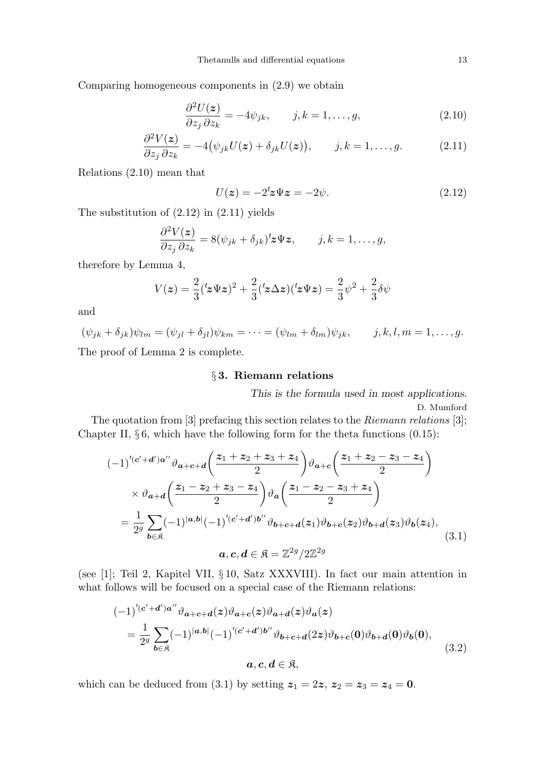Comparing homogeneous components in (2.9) we obtain

$$\frac{\partial^2 U(\boldsymbol{z})}{\partial z_j\,\partial z_k} = -4\psi_{jk}, \qquad j,k = 1,\dots,g, \tag{2.10}$$

$$\frac{\partial^2 V(\boldsymbol{z})}{\partial z_j\,\partial z_k} = -4\big(\psi_{jk}U(\boldsymbol{z}) + \delta_{jk}U(\boldsymbol{z})\big), \qquad j,k = 1,\dots,g. \tag{2.11}$$

Relations (2.10) mean that

$$U(\boldsymbol{z}) = -2{}^t\boldsymbol{z}\Psi\boldsymbol{z} = -2\psi. \tag{2.12}$$

The substitution of (2.12) in (2.11) yields

$$\frac{\partial^2 V(\boldsymbol{z})}{\partial z_j\,\partial z_k} = 8(\psi_{jk} + \delta_{jk}){}^t\boldsymbol{z}\Psi\boldsymbol{z}, \qquad j,k = 1,\dots,g,$$

therefore by Lemma 4,

$$V(\boldsymbol{z}) = \frac{2}{3}({}^t\boldsymbol{z}\Psi\boldsymbol{z})^2 + \frac{2}{3}({}^t\boldsymbol{z}\Delta\boldsymbol{z})({}^t\boldsymbol{z}\Psi\boldsymbol{z}) = \frac{2}{3}\psi^2 + \frac{2}{3}\delta\psi$$

and

$$(\psi_{jk} + \delta_{jk})\psi_{lm} = (\psi_{jl} + \delta_{jl})\psi_{km} = \dots = (\psi_{lm} + \delta_{lm})\psi_{jk}, \qquad j,k,l,m = 1,\dots,g.$$

The proof of Lemma 2 is complete.

## § 3. Riemann relations

*This is the formula used in most applications.*
D. Mumford

The quotation from [3] prefacing this section relates to the *Riemann relations* [3]; Chapter II, § 6, which have the following form for the theta functions (0.15):

$$\begin{aligned}
&(-1)^{{}^t(\boldsymbol{c}'+\boldsymbol{d}')\boldsymbol{a}''}\vartheta_{\boldsymbol{a}+\boldsymbol{c}+\boldsymbol{d}}\left(\frac{\boldsymbol{z}_1+\boldsymbol{z}_2+\boldsymbol{z}_3+\boldsymbol{z}_4}{2}\right)\vartheta_{\boldsymbol{a}+\boldsymbol{c}}\left(\frac{\boldsymbol{z}_1+\boldsymbol{z}_2-\boldsymbol{z}_3-\boldsymbol{z}_4}{2}\right)\\
&\quad\times\vartheta_{\boldsymbol{a}+\boldsymbol{d}}\left(\frac{\boldsymbol{z}_1-\boldsymbol{z}_2+\boldsymbol{z}_3-\boldsymbol{z}_4}{2}\right)\vartheta_{\boldsymbol{a}}\left(\frac{\boldsymbol{z}_1-\boldsymbol{z}_2-\boldsymbol{z}_3+\boldsymbol{z}_4}{2}\right)\\
&= \frac{1}{2^g}\sum_{\boldsymbol{b}\in\mathfrak{K}}(-1)^{|\boldsymbol{a},\boldsymbol{b}|}(-1)^{{}^t(\boldsymbol{c}'+\boldsymbol{d}')\boldsymbol{b}''}\vartheta_{\boldsymbol{b}+\boldsymbol{c}+\boldsymbol{d}}(\boldsymbol{z}_1)\vartheta_{\boldsymbol{b}+\boldsymbol{c}}(\boldsymbol{z}_2)\vartheta_{\boldsymbol{b}+\boldsymbol{d}}(\boldsymbol{z}_3)\vartheta_{\boldsymbol{b}}(\boldsymbol{z}_4),\\
&\qquad\qquad \boldsymbol{a},\boldsymbol{c},\boldsymbol{d}\in\mathfrak{K} = \mathbb{Z}^{2g}/2\mathbb{Z}^{2g}
\end{aligned} \tag{3.1}$$

(see [1]; Teil 2, Kapitel VII, § 10, Satz XXXVIII). In fact our main attention in what follows will be focused on a special case of the Riemann relations:

$$\begin{aligned}
&(-1)^{{}^t(\boldsymbol{c}'+\boldsymbol{d}')\boldsymbol{a}''}\vartheta_{\boldsymbol{a}+\boldsymbol{c}+\boldsymbol{d}}(\boldsymbol{z})\vartheta_{\boldsymbol{a}+\boldsymbol{c}}(\boldsymbol{z})\vartheta_{\boldsymbol{a}+\boldsymbol{d}}(\boldsymbol{z})\vartheta_{\boldsymbol{a}}(\boldsymbol{z})\\
&= \frac{1}{2^g}\sum_{\boldsymbol{b}\in\mathfrak{K}}(-1)^{|\boldsymbol{a},\boldsymbol{b}|}(-1)^{{}^t(\boldsymbol{c}'+\boldsymbol{d}')\boldsymbol{b}''}\vartheta_{\boldsymbol{b}+\boldsymbol{c}+\boldsymbol{d}}(2\boldsymbol{z})\vartheta_{\boldsymbol{b}+\boldsymbol{c}}(\boldsymbol{0})\vartheta_{\boldsymbol{b}+\boldsymbol{d}}(\boldsymbol{0})\vartheta_{\boldsymbol{b}}(\boldsymbol{0}),\\
&\qquad\qquad \boldsymbol{a},\boldsymbol{c},\boldsymbol{d}\in\mathfrak{K},
\end{aligned} \tag{3.2}$$

which can be deduced from (3.1) by setting $\boldsymbol{z}_1 = 2\boldsymbol{z}$, $\boldsymbol{z}_2 = \boldsymbol{z}_3 = \boldsymbol{z}_4 = \boldsymbol{0}$.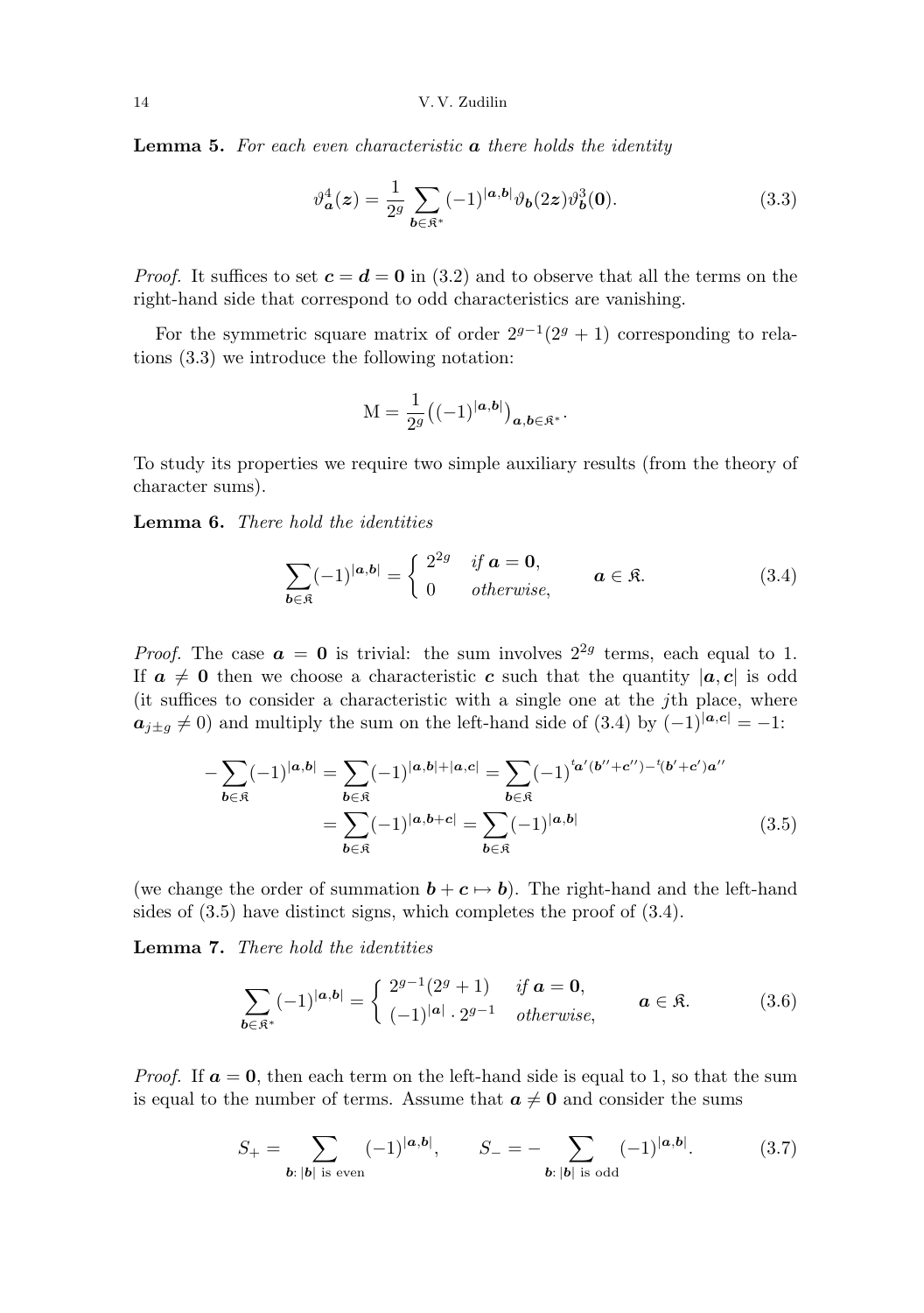**Lemma 5.** *For each even characteristic $\boldsymbol{a}$ there holds the identity*

$$\vartheta_{\boldsymbol{a}}^4(\boldsymbol{z}) = \frac{1}{2^g} \sum_{\boldsymbol{b}\in\mathfrak{K}^*} (-1)^{|\boldsymbol{a},\boldsymbol{b}|} \vartheta_{\boldsymbol{b}}(2\boldsymbol{z}) \vartheta_{\boldsymbol{b}}^3(\boldsymbol{0}). \tag{3.3}$$

*Proof.* It suffices to set $\boldsymbol{c} = \boldsymbol{d} = \boldsymbol{0}$ in (3.2) and to observe that all the terms on the right-hand side that correspond to odd characteristics are vanishing.

For the symmetric square matrix of order $2^{g-1}(2^g+1)$ corresponding to relations (3.3) we introduce the following notation:

$$\mathrm{M} = \frac{1}{2^g} \big( (-1)^{|\boldsymbol{a},\boldsymbol{b}|} \big)_{\boldsymbol{a},\boldsymbol{b}\in\mathfrak{K}^*}.$$

To study its properties we require two simple auxiliary results (from the theory of character sums).

**Lemma 6.** *There hold the identities*

$$\sum_{\boldsymbol{b}\in\mathfrak{K}} (-1)^{|\boldsymbol{a},\boldsymbol{b}|} = \begin{cases} 2^{2g} & \textit{if } \boldsymbol{a} = \boldsymbol{0}, \\ 0 & \textit{otherwise}, \end{cases} \qquad \boldsymbol{a} \in \mathfrak{K}. \tag{3.4}$$

*Proof.* The case $\boldsymbol{a} = \boldsymbol{0}$ is trivial: the sum involves $2^{2g}$ terms, each equal to 1. If $\boldsymbol{a} \neq \boldsymbol{0}$ then we choose a characteristic $\boldsymbol{c}$ such that the quantity $|\boldsymbol{a},\boldsymbol{c}|$ is odd (it suffices to consider a characteristic with a single one at the $j$th place, where $\boldsymbol{a}_{j\pm g} \neq 0$) and multiply the sum on the left-hand side of (3.4) by $(-1)^{|\boldsymbol{a},\boldsymbol{c}|} = -1$:

$$\begin{aligned} -\sum_{\boldsymbol{b}\in\mathfrak{K}} (-1)^{|\boldsymbol{a},\boldsymbol{b}|} &= \sum_{\boldsymbol{b}\in\mathfrak{K}} (-1)^{|\boldsymbol{a},\boldsymbol{b}|+|\boldsymbol{a},\boldsymbol{c}|} = \sum_{\boldsymbol{b}\in\mathfrak{K}} (-1)^{{}^t\boldsymbol{a}'(\boldsymbol{b}''+\boldsymbol{c}'')-{}^t(\boldsymbol{b}'+\boldsymbol{c}')\boldsymbol{a}''} \\ &= \sum_{\boldsymbol{b}\in\mathfrak{K}} (-1)^{|\boldsymbol{a},\boldsymbol{b}+\boldsymbol{c}|} = \sum_{\boldsymbol{b}\in\mathfrak{K}} (-1)^{|\boldsymbol{a},\boldsymbol{b}|} \end{aligned} \tag{3.5}$$

(we change the order of summation $\boldsymbol{b} + \boldsymbol{c} \mapsto \boldsymbol{b}$). The right-hand and the left-hand sides of (3.5) have distinct signs, which completes the proof of (3.4).

**Lemma 7.** *There hold the identities*

$$\sum_{\boldsymbol{b}\in\mathfrak{K}^*} (-1)^{|\boldsymbol{a},\boldsymbol{b}|} = \begin{cases} 2^{g-1}(2^g+1) & \textit{if } \boldsymbol{a} = \boldsymbol{0}, \\ (-1)^{|\boldsymbol{a}|} \cdot 2^{g-1} & \textit{otherwise}, \end{cases} \qquad \boldsymbol{a} \in \mathfrak{K}. \tag{3.6}$$

*Proof.* If $\boldsymbol{a} = \boldsymbol{0}$, then each term on the left-hand side is equal to 1, so that the sum is equal to the number of terms. Assume that $\boldsymbol{a} \neq \boldsymbol{0}$ and consider the sums

$$S_+ = \sum_{\boldsymbol{b}\colon |\boldsymbol{b}| \text{ is even}} (-1)^{|\boldsymbol{a},\boldsymbol{b}|}, \qquad S_- = -\sum_{\boldsymbol{b}\colon |\boldsymbol{b}| \text{ is odd}} (-1)^{|\boldsymbol{a},\boldsymbol{b}|}. \tag{3.7}$$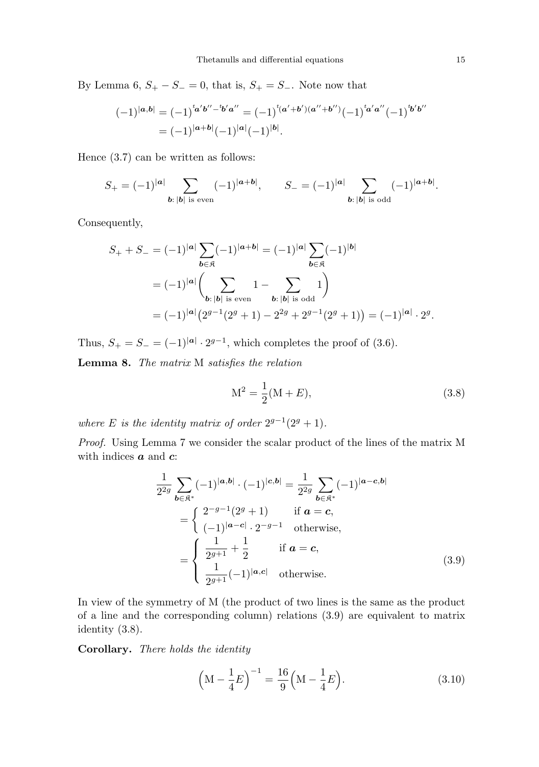By Lemma 6, $S_+ - S_- = 0$, that is, $S_+ = S_-$. Note now that

$$
\begin{aligned}
(-1)^{|\boldsymbol{a},\boldsymbol{b}|} &= (-1)^{{}^t\boldsymbol{a}'\boldsymbol{b}'' - {}^t\boldsymbol{b}'\boldsymbol{a}''} = (-1)^{{}^t(\boldsymbol{a}'+\boldsymbol{b}')(\boldsymbol{a}''+\boldsymbol{b}'')}(-1)^{{}^t\boldsymbol{a}'\boldsymbol{a}''}(-1)^{{}^t\boldsymbol{b}'\boldsymbol{b}''} \\
&= (-1)^{|\boldsymbol{a}+\boldsymbol{b}|}(-1)^{|\boldsymbol{a}|}(-1)^{|\boldsymbol{b}|}.
\end{aligned}
$$

Hence (3.7) can be written as follows:

$$
S_+ = (-1)^{|\boldsymbol{a}|} \sum_{\boldsymbol{b}\colon |\boldsymbol{b}| \text{ is even}} (-1)^{|\boldsymbol{a}+\boldsymbol{b}|}, \qquad S_- = (-1)^{|\boldsymbol{a}|} \sum_{\boldsymbol{b}\colon |\boldsymbol{b}| \text{ is odd}} (-1)^{|\boldsymbol{a}+\boldsymbol{b}|}.
$$

Consequently,

$$
\begin{aligned}
S_+ + S_- &= (-1)^{|\boldsymbol{a}|} \sum_{\boldsymbol{b}\in\mathfrak{K}} (-1)^{|\boldsymbol{a}+\boldsymbol{b}|} = (-1)^{|\boldsymbol{a}|} \sum_{\boldsymbol{b}\in\mathfrak{K}} (-1)^{|\boldsymbol{b}|} \\
&= (-1)^{|\boldsymbol{a}|} \bigg( \sum_{\boldsymbol{b}\colon |\boldsymbol{b}| \text{ is even}} 1 - \sum_{\boldsymbol{b}\colon |\boldsymbol{b}| \text{ is odd}} 1 \bigg) \\
&= (-1)^{|\boldsymbol{a}|} \big( 2^{g-1}(2^g+1) - 2^{2g} + 2^{g-1}(2^g+1) \big) = (-1)^{|\boldsymbol{a}|} \cdot 2^g.
\end{aligned}
$$

Thus, $S_+ = S_- = (-1)^{|\boldsymbol{a}|} \cdot 2^{g-1}$, which completes the proof of (3.6).

**Lemma 8.** *The matrix* M *satisfies the relation*

$$
\mathrm{M}^2 = \frac{1}{2}(\mathrm{M} + E), \tag{3.8}
$$

*where $E$ is the identity matrix of order $2^{g-1}(2^g+1)$.*

*Proof.* Using Lemma 7 we consider the scalar product of the lines of the matrix M with indices $\boldsymbol{a}$ and $\boldsymbol{c}$:

$$
\begin{aligned}
\frac{1}{2^{2g}} \sum_{\boldsymbol{b}\in\mathfrak{K}^*} (-1)^{|\boldsymbol{a},\boldsymbol{b}|} \cdot (-1)^{|\boldsymbol{c},\boldsymbol{b}|} &= \frac{1}{2^{2g}} \sum_{\boldsymbol{b}\in\mathfrak{K}^*} (-1)^{|\boldsymbol{a}-\boldsymbol{c},\boldsymbol{b}|} \\
&= \begin{cases} 2^{-g-1}(2^g+1) & \text{if } \boldsymbol{a} = \boldsymbol{c}, \\ (-1)^{|\boldsymbol{a}-\boldsymbol{c}|} \cdot 2^{-g-1} & \text{otherwise,} \end{cases} \\
&= \begin{cases} \dfrac{1}{2^{g+1}} + \dfrac{1}{2} & \text{if } \boldsymbol{a} = \boldsymbol{c}, \\ \dfrac{1}{2^{g+1}} (-1)^{|\boldsymbol{a},\boldsymbol{c}|} & \text{otherwise.} \end{cases}
\end{aligned} \tag{3.9}
$$

In view of the symmetry of M (the product of two lines is the same as the product of a line and the corresponding column) relations (3.9) are equivalent to matrix identity (3.8).

**Corollary.** *There holds the identity*

$$
\Big(\mathrm{M} - \frac{1}{4}E\Big)^{-1} = \frac{16}{9}\Big(\mathrm{M} - \frac{1}{4}E\Big). \tag{3.10}
$$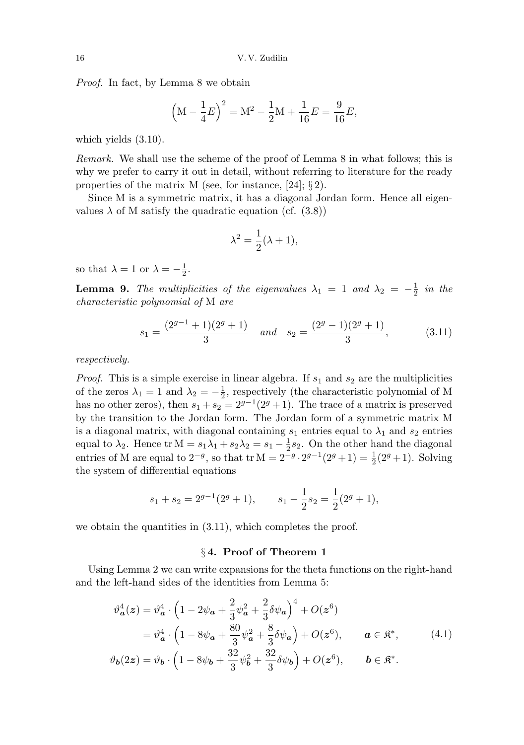*Proof.* In fact, by Lemma 8 we obtain

$$\Big(\mathrm{M} - \frac{1}{4}E\Big)^2 = \mathrm{M}^2 - \frac{1}{2}\mathrm{M} + \frac{1}{16}E = \frac{9}{16}E,$$

which yields (3.10).

*Remark.* We shall use the scheme of the proof of Lemma 8 in what follows; this is why we prefer to carry it out in detail, without referring to literature for the ready properties of the matrix M (see, for instance, [24]; § 2).

Since M is a symmetric matrix, it has a diagonal Jordan form. Hence all eigenvalues $\lambda$ of M satisfy the quadratic equation (cf. (3.8))

$$\lambda^2 = \frac{1}{2}(\lambda + 1),$$

so that $\lambda = 1$ or $\lambda = -\frac{1}{2}$.

**Lemma 9.** *The multiplicities of the eigenvalues $\lambda_1 = 1$ and $\lambda_2 = -\frac{1}{2}$ in the characteristic polynomial of* M *are*

$$s_1 = \frac{(2^{g-1}+1)(2^g+1)}{3} \quad \textit{and} \quad s_2 = \frac{(2^g-1)(2^g+1)}{3}, \tag{3.11}$$

*respectively.*

*Proof.* This is a simple exercise in linear algebra. If $s_1$ and $s_2$ are the multiplicities of the zeros $\lambda_1 = 1$ and $\lambda_2 = -\frac{1}{2}$, respectively (the characteristic polynomial of M has no other zeros), then $s_1 + s_2 = 2^{g-1}(2^g + 1)$. The trace of a matrix is preserved by the transition to the Jordan form. The Jordan form of a symmetric matrix M is a diagonal matrix, with diagonal containing $s_1$ entries equal to $\lambda_1$ and $s_2$ entries equal to $\lambda_2$. Hence $\operatorname{tr}\mathrm{M} = s_1\lambda_1 + s_2\lambda_2 = s_1 - \frac{1}{2}s_2$. On the other hand the diagonal entries of M are equal to $2^{-g}$, so that $\operatorname{tr}\mathrm{M} = 2^{-g}\cdot 2^{g-1}(2^g+1) = \frac{1}{2}(2^g+1)$. Solving the system of differential equations

$$s_1 + s_2 = 2^{g-1}(2^g+1), \qquad s_1 - \frac{1}{2}s_2 = \frac{1}{2}(2^g+1),$$

we obtain the quantities in (3.11), which completes the proof.

## § 4. Proof of Theorem 1

Using Lemma 2 we can write expansions for the theta functions on the right-hand and the left-hand sides of the identities from Lemma 5:

$$\begin{aligned}
\vartheta_{\boldsymbol{a}}^4(\boldsymbol{z}) &= \vartheta_{\boldsymbol{a}}^4 \cdot \Big(1 - 2\psi_{\boldsymbol{a}} + \frac{2}{3}\psi_{\boldsymbol{a}}^2 + \frac{2}{3}\delta\psi_{\boldsymbol{a}}\Big)^4 + O(\boldsymbol{z}^6) \\
&= \vartheta_{\boldsymbol{a}}^4 \cdot \Big(1 - 8\psi_{\boldsymbol{a}} + \frac{80}{3}\psi_{\boldsymbol{a}}^2 + \frac{8}{3}\delta\psi_{\boldsymbol{a}}\Big) + O(\boldsymbol{z}^6), \qquad \boldsymbol{a} \in \mathfrak{K}^*, \\
\vartheta_{\boldsymbol{b}}(2\boldsymbol{z}) &= \vartheta_{\boldsymbol{b}} \cdot \Big(1 - 8\psi_{\boldsymbol{b}} + \frac{32}{3}\psi_{\boldsymbol{b}}^2 + \frac{32}{3}\delta\psi_{\boldsymbol{b}}\Big) + O(\boldsymbol{z}^6), \qquad \boldsymbol{b} \in \mathfrak{K}^*.
\end{aligned} \tag{4.1}$$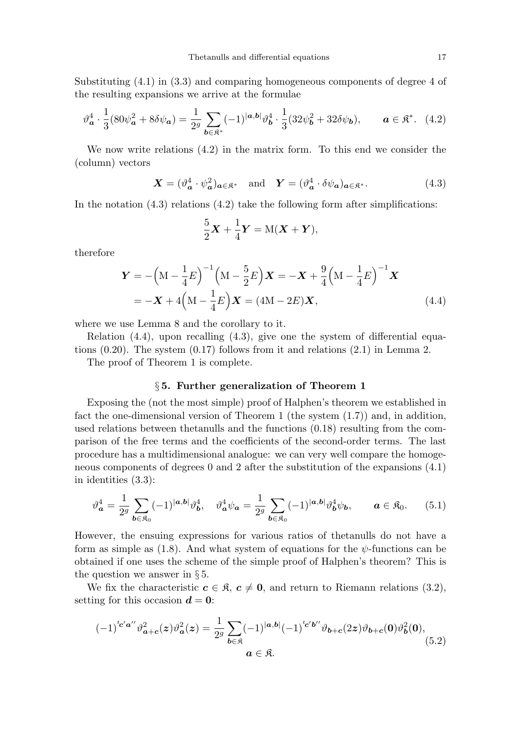Substituting (4.1) in (3.3) and comparing homogeneous components of degree 4 of the resulting expansions we arrive at the formulae

$$\vartheta_{\boldsymbol a}^4\cdot\frac{1}{3}(80\psi_{\boldsymbol a}^2+8\delta\psi_{\boldsymbol a})=\frac{1}{2^g}\sum_{\boldsymbol b\in\mathfrak K^*}(-1)^{|\boldsymbol a,\boldsymbol b|}\vartheta_{\boldsymbol b}^4\cdot\frac{1}{3}(32\psi_{\boldsymbol b}^2+32\delta\psi_{\boldsymbol b}),\qquad \boldsymbol a\in\mathfrak K^*. \quad (4.2)$$

We now write relations (4.2) in the matrix form. To this end we consider the (column) vectors

$$\boldsymbol X=(\vartheta_{\boldsymbol a}^4\cdot\psi_{\boldsymbol a}^2)_{\boldsymbol a\in\mathfrak K^*}\quad\text{and}\quad \boldsymbol Y=(\vartheta_{\boldsymbol a}^4\cdot\delta\psi_{\boldsymbol a})_{\boldsymbol a\in\mathfrak K^*}. \quad (4.3)$$

In the notation (4.3) relations (4.2) take the following form after simplifications:

$$\frac{5}{2}\boldsymbol X+\frac{1}{4}\boldsymbol Y=\mathrm M(\boldsymbol X+\boldsymbol Y),$$

therefore

$$\begin{aligned}\boldsymbol Y&=-\Bigl(\mathrm M-\frac{1}{4}E\Bigr)^{-1}\Bigl(\mathrm M-\frac{5}{2}E\Bigr)\boldsymbol X=-\boldsymbol X+\frac{9}{4}\Bigl(\mathrm M-\frac{1}{4}E\Bigr)^{-1}\boldsymbol X\\&=-\boldsymbol X+4\Bigl(\mathrm M-\frac{1}{4}E\Bigr)\boldsymbol X=(4\mathrm M-2E)\boldsymbol X,\end{aligned} \quad (4.4)$$

where we use Lemma 8 and the corollary to it.

Relation (4.4), upon recalling (4.3), give one the system of differential equations (0.20). The system (0.17) follows from it and relations (2.1) in Lemma 2.

The proof of Theorem 1 is complete.

## § 5. Further generalization of Theorem 1

Exposing the (not the most simple) proof of Halphen's theorem we established in fact the one-dimensional version of Theorem 1 (the system (1.7)) and, in addition, used relations between thetanulls and the functions (0.18) resulting from the comparison of the free terms and the coefficients of the second-order terms. The last procedure has a multidimensional analogue: we can very well compare the homogeneous components of degrees 0 and 2 after the substitution of the expansions (4.1) in identities (3.3):

$$\vartheta_{\boldsymbol a}^4=\frac{1}{2^g}\sum_{\boldsymbol b\in\mathfrak K_0}(-1)^{|\boldsymbol a,\boldsymbol b|}\vartheta_{\boldsymbol b}^4,\quad \vartheta_{\boldsymbol a}^4\psi_{\boldsymbol a}=\frac{1}{2^g}\sum_{\boldsymbol b\in\mathfrak K_0}(-1)^{|\boldsymbol a,\boldsymbol b|}\vartheta_{\boldsymbol b}^4\psi_{\boldsymbol b},\qquad \boldsymbol a\in\mathfrak K_0. \quad (5.1)$$

However, the ensuing expressions for various ratios of thetanulls do not have a form as simple as (1.8). And what system of equations for the $\psi$-functions can be obtained if one uses the scheme of the simple proof of Halphen's theorem? This is the question we answer in § 5.

We fix the characteristic $\boldsymbol c\in\mathfrak K$, $\boldsymbol c\neq\boldsymbol 0$, and return to Riemann relations (3.2), setting for this occasion $\boldsymbol d=\boldsymbol 0$:

$$(-1)^{{}^t\boldsymbol c'\boldsymbol a''}\vartheta_{\boldsymbol a+\boldsymbol c}^2(\boldsymbol z)\vartheta_{\boldsymbol a}^2(\boldsymbol z)=\frac{1}{2^g}\sum_{\boldsymbol b\in\mathfrak K}(-1)^{|\boldsymbol a,\boldsymbol b|}(-1)^{{}^t\boldsymbol c'\boldsymbol b''}\vartheta_{\boldsymbol b+\boldsymbol c}(2\boldsymbol z)\vartheta_{\boldsymbol b+\boldsymbol c}(\boldsymbol 0)\vartheta_{\boldsymbol b}^2(\boldsymbol 0),\quad \boldsymbol a\in\mathfrak K. \quad (5.2)$$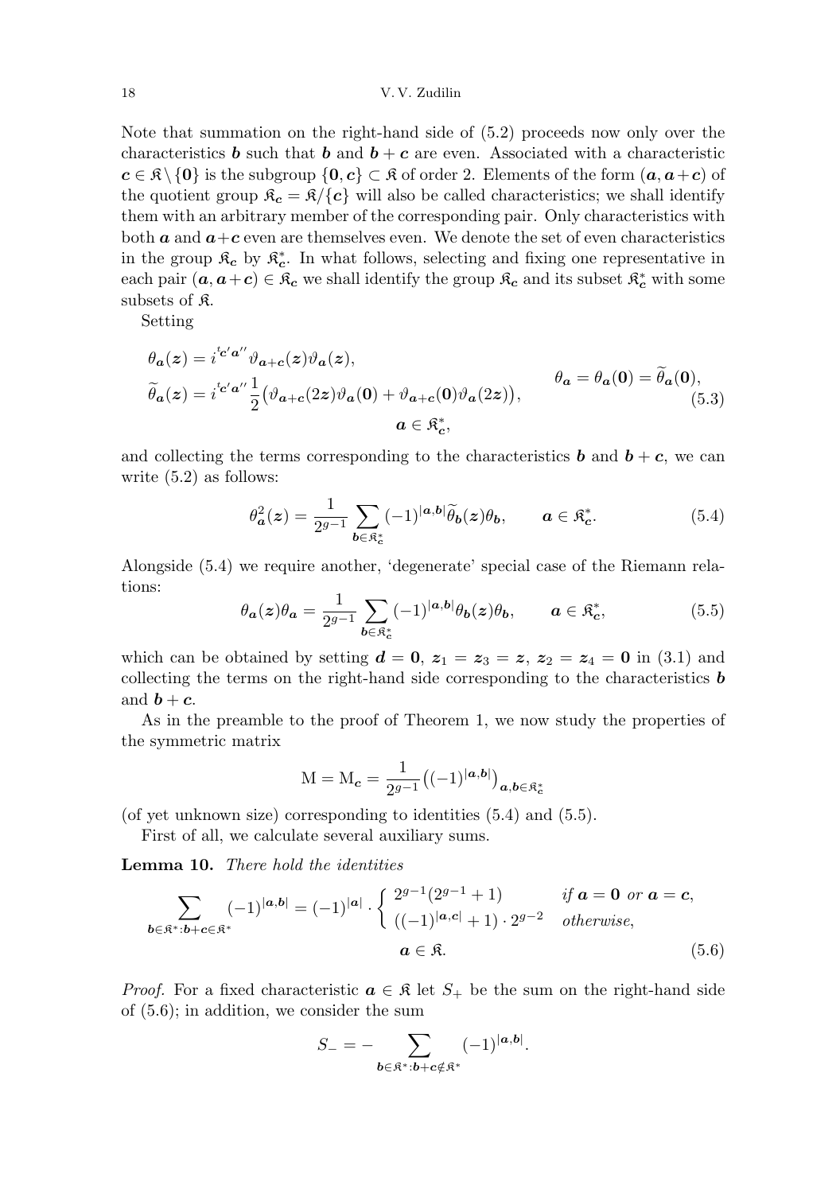Note that summation on the right-hand side of (5.2) proceeds now only over the characteristics $\boldsymbol{b}$ such that $\boldsymbol{b}$ and $\boldsymbol{b}+\boldsymbol{c}$ are even. Associated with a characteristic $\boldsymbol{c} \in \mathfrak{K} \setminus \{\boldsymbol{0}\}$ is the subgroup $\{\boldsymbol{0}, \boldsymbol{c}\} \subset \mathfrak{K}$ of order 2. Elements of the form $(\boldsymbol{a}, \boldsymbol{a}+\boldsymbol{c})$ of the quotient group $\mathfrak{K}_{\boldsymbol{c}} = \mathfrak{K}/\{\boldsymbol{c}\}$ will also be called characteristics; we shall identify them with an arbitrary member of the corresponding pair. Only characteristics with both $\boldsymbol{a}$ and $\boldsymbol{a}+\boldsymbol{c}$ even are themselves even. We denote the set of even characteristics in the group $\mathfrak{K}_{\boldsymbol{c}}$ by $\mathfrak{K}_{\boldsymbol{c}}^*$. In what follows, selecting and fixing one representative in each pair $(\boldsymbol{a}, \boldsymbol{a}+\boldsymbol{c}) \in \mathfrak{K}_{\boldsymbol{c}}$ we shall identify the group $\mathfrak{K}_{\boldsymbol{c}}$ and its subset $\mathfrak{K}_{\boldsymbol{c}}^*$ with some subsets of $\mathfrak{K}$.

Setting

$$
\begin{aligned}
&\theta_{\boldsymbol{a}}(\boldsymbol{z}) = i^{{}^t\boldsymbol{c}'\boldsymbol{a}''} \vartheta_{\boldsymbol{a}+\boldsymbol{c}}(\boldsymbol{z}) \vartheta_{\boldsymbol{a}}(\boldsymbol{z}), \\
&\widetilde{\theta}_{\boldsymbol{a}}(\boldsymbol{z}) = i^{{}^t\boldsymbol{c}'\boldsymbol{a}''} \frac{1}{2}\big(\vartheta_{\boldsymbol{a}+\boldsymbol{c}}(2\boldsymbol{z})\vartheta_{\boldsymbol{a}}(\boldsymbol{0}) + \vartheta_{\boldsymbol{a}+\boldsymbol{c}}(\boldsymbol{0})\vartheta_{\boldsymbol{a}}(2\boldsymbol{z})\big),
\end{aligned}
\qquad
\begin{gathered}
\theta_{\boldsymbol{a}} = \theta_{\boldsymbol{a}}(\boldsymbol{0}) = \widetilde{\theta}_{\boldsymbol{a}}(\boldsymbol{0}), \\
\boldsymbol{a} \in \mathfrak{K}_{\boldsymbol{c}}^*,
\end{gathered}
\tag{5.3}
$$

and collecting the terms corresponding to the characteristics $\boldsymbol{b}$ and $\boldsymbol{b}+\boldsymbol{c}$, we can write (5.2) as follows:

$$
\theta_{\boldsymbol{a}}^2(\boldsymbol{z}) = \frac{1}{2^{g-1}} \sum_{\boldsymbol{b} \in \mathfrak{K}_{\boldsymbol{c}}^*} (-1)^{|\boldsymbol{a},\boldsymbol{b}|} \widetilde{\theta}_{\boldsymbol{b}}(\boldsymbol{z}) \theta_{\boldsymbol{b}}, \qquad \boldsymbol{a} \in \mathfrak{K}_{\boldsymbol{c}}^*. \tag{5.4}
$$

Alongside (5.4) we require another, 'degenerate' special case of the Riemann relations:

$$
\theta_{\boldsymbol{a}}(\boldsymbol{z}) \theta_{\boldsymbol{a}} = \frac{1}{2^{g-1}} \sum_{\boldsymbol{b} \in \mathfrak{K}_{\boldsymbol{c}}^*} (-1)^{|\boldsymbol{a},\boldsymbol{b}|} \theta_{\boldsymbol{b}}(\boldsymbol{z}) \theta_{\boldsymbol{b}}, \qquad \boldsymbol{a} \in \mathfrak{K}_{\boldsymbol{c}}^*, \tag{5.5}
$$

which can be obtained by setting $\boldsymbol{d} = \boldsymbol{0}$, $\boldsymbol{z}_1 = \boldsymbol{z}_3 = \boldsymbol{z}$, $\boldsymbol{z}_2 = \boldsymbol{z}_4 = \boldsymbol{0}$ in (3.1) and collecting the terms on the right-hand side corresponding to the characteristics $\boldsymbol{b}$ and $\boldsymbol{b}+\boldsymbol{c}$.

As in the preamble to the proof of Theorem 1, we now study the properties of the symmetric matrix

$$
\mathrm{M} = \mathrm{M}_{\boldsymbol{c}} = \frac{1}{2^{g-1}} \big((-1)^{|\boldsymbol{a},\boldsymbol{b}|}\big)_{\boldsymbol{a},\boldsymbol{b} \in \mathfrak{K}_{\boldsymbol{c}}^*}
$$

(of yet unknown size) corresponding to identities (5.4) and (5.5).

First of all, we calculate several auxiliary sums.

**Lemma 10.** *There hold the identities*

$$
\sum_{\boldsymbol{b} \in \mathfrak{K}^* : \boldsymbol{b}+\boldsymbol{c} \in \mathfrak{K}^*} (-1)^{|\boldsymbol{a},\boldsymbol{b}|} = (-1)^{|\boldsymbol{a}|} \cdot
\begin{cases}
2^{g-1}(2^{g-1}+1) & \text{if } \boldsymbol{a} = \boldsymbol{0} \text{ or } \boldsymbol{a} = \boldsymbol{c}, \\
((-1)^{|\boldsymbol{a},\boldsymbol{c}|}+1) \cdot 2^{g-2} & \text{otherwise},
\end{cases}
\qquad \boldsymbol{a} \in \mathfrak{K}. \tag{5.6}
$$

*Proof.* For a fixed characteristic $\boldsymbol{a} \in \mathfrak{K}$ let $S_+$ be the sum on the right-hand side of (5.6); in addition, we consider the sum

$$
S_- = -\sum_{\boldsymbol{b} \in \mathfrak{K}^* : \boldsymbol{b}+\boldsymbol{c} \notin \mathfrak{K}^*} (-1)^{|\boldsymbol{a},\boldsymbol{b}|}.
$$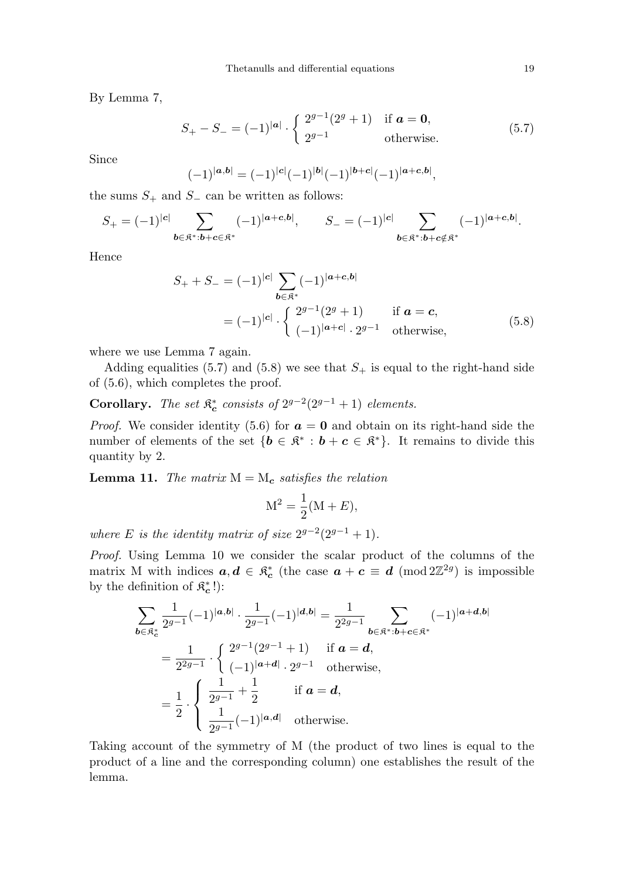By Lemma 7,

$$S_+ - S_- = (-1)^{|\boldsymbol{a}|} \cdot \begin{cases} 2^{g-1}(2^g+1) & \text{if } \boldsymbol{a} = \boldsymbol{0}, \\ 2^{g-1} & \text{otherwise.} \end{cases} \tag{5.7}$$

Since

$$(-1)^{|\boldsymbol{a},\boldsymbol{b}|} = (-1)^{|\boldsymbol{c}|}(-1)^{|\boldsymbol{b}|}(-1)^{|\boldsymbol{b}+\boldsymbol{c}|}(-1)^{|\boldsymbol{a}+\boldsymbol{c},\boldsymbol{b}|},$$

the sums $S_+$ and $S_-$ can be written as follows:

$$S_+ = (-1)^{|\boldsymbol{c}|} \sum_{\boldsymbol{b}\in\mathfrak{K}^*:\boldsymbol{b}+\boldsymbol{c}\in\mathfrak{K}^*} (-1)^{|\boldsymbol{a}+\boldsymbol{c},\boldsymbol{b}|}, \qquad S_- = (-1)^{|\boldsymbol{c}|} \sum_{\boldsymbol{b}\in\mathfrak{K}^*:\boldsymbol{b}+\boldsymbol{c}\notin\mathfrak{K}^*} (-1)^{|\boldsymbol{a}+\boldsymbol{c},\boldsymbol{b}|}.$$

Hence

$$\begin{aligned} S_+ + S_- &= (-1)^{|\boldsymbol{c}|} \sum_{\boldsymbol{b}\in\mathfrak{K}^*} (-1)^{|\boldsymbol{a}+\boldsymbol{c},\boldsymbol{b}|} \\ &= (-1)^{|\boldsymbol{c}|} \cdot \begin{cases} 2^{g-1}(2^g+1) & \text{if } \boldsymbol{a} = \boldsymbol{c}, \\ (-1)^{|\boldsymbol{a}+\boldsymbol{c}|} \cdot 2^{g-1} & \text{otherwise,} \end{cases} \end{aligned} \tag{5.8}$$

where we use Lemma 7 again.

Adding equalities (5.7) and (5.8) we see that $S_+$ is equal to the right-hand side of (5.6), which completes the proof.

**Corollary.** *The set $\mathfrak{K}^*_{\boldsymbol{c}}$ consists of $2^{g-2}(2^{g-1}+1)$ elements.*

*Proof.* We consider identity (5.6) for $\boldsymbol{a} = \boldsymbol{0}$ and obtain on its right-hand side the number of elements of the set $\{\boldsymbol{b} \in \mathfrak{K}^* : \boldsymbol{b}+\boldsymbol{c} \in \mathfrak{K}^*\}$. It remains to divide this quantity by 2.

**Lemma 11.** *The matrix $\mathrm{M} = \mathrm{M}_{\boldsymbol{c}}$ satisfies the relation*

$$\mathrm{M}^2 = \frac{1}{2}(\mathrm{M} + E),$$

*where $E$ is the identity matrix of size $2^{g-2}(2^{g-1}+1)$.*

*Proof.* Using Lemma 10 we consider the scalar product of the columns of the matrix M with indices $\boldsymbol{a}, \boldsymbol{d} \in \mathfrak{K}^*_{\boldsymbol{c}}$ (the case $\boldsymbol{a}+\boldsymbol{c} \equiv \boldsymbol{d} \pmod{2\mathbb{Z}^{2g}}$ is impossible by the definition of $\mathfrak{K}^*_{\boldsymbol{c}}$!):

$$\begin{aligned} \sum_{\boldsymbol{b}\in\mathfrak{K}^*_{\boldsymbol{c}}} \frac{1}{2^{g-1}}(-1)^{|\boldsymbol{a},\boldsymbol{b}|} \cdot \frac{1}{2^{g-1}}(-1)^{|\boldsymbol{d},\boldsymbol{b}|} &= \frac{1}{2^{2g-1}} \sum_{\boldsymbol{b}\in\mathfrak{K}^*:\boldsymbol{b}+\boldsymbol{c}\in\mathfrak{K}^*} (-1)^{|\boldsymbol{a}+\boldsymbol{d},\boldsymbol{b}|} \\ &= \frac{1}{2^{2g-1}} \cdot \begin{cases} 2^{g-1}(2^{g-1}+1) & \text{if } \boldsymbol{a} = \boldsymbol{d}, \\ (-1)^{|\boldsymbol{a}+\boldsymbol{d}|} \cdot 2^{g-1} & \text{otherwise,} \end{cases} \\ &= \frac{1}{2} \cdot \begin{cases} \dfrac{1}{2^{g-1}} + \dfrac{1}{2} & \text{if } \boldsymbol{a} = \boldsymbol{d}, \\ \dfrac{1}{2^{g-1}}(-1)^{|\boldsymbol{a},\boldsymbol{d}|} & \text{otherwise.} \end{cases} \end{aligned}$$

Taking account of the symmetry of M (the product of two lines is equal to the product of a line and the corresponding column) one establishes the result of the lemma.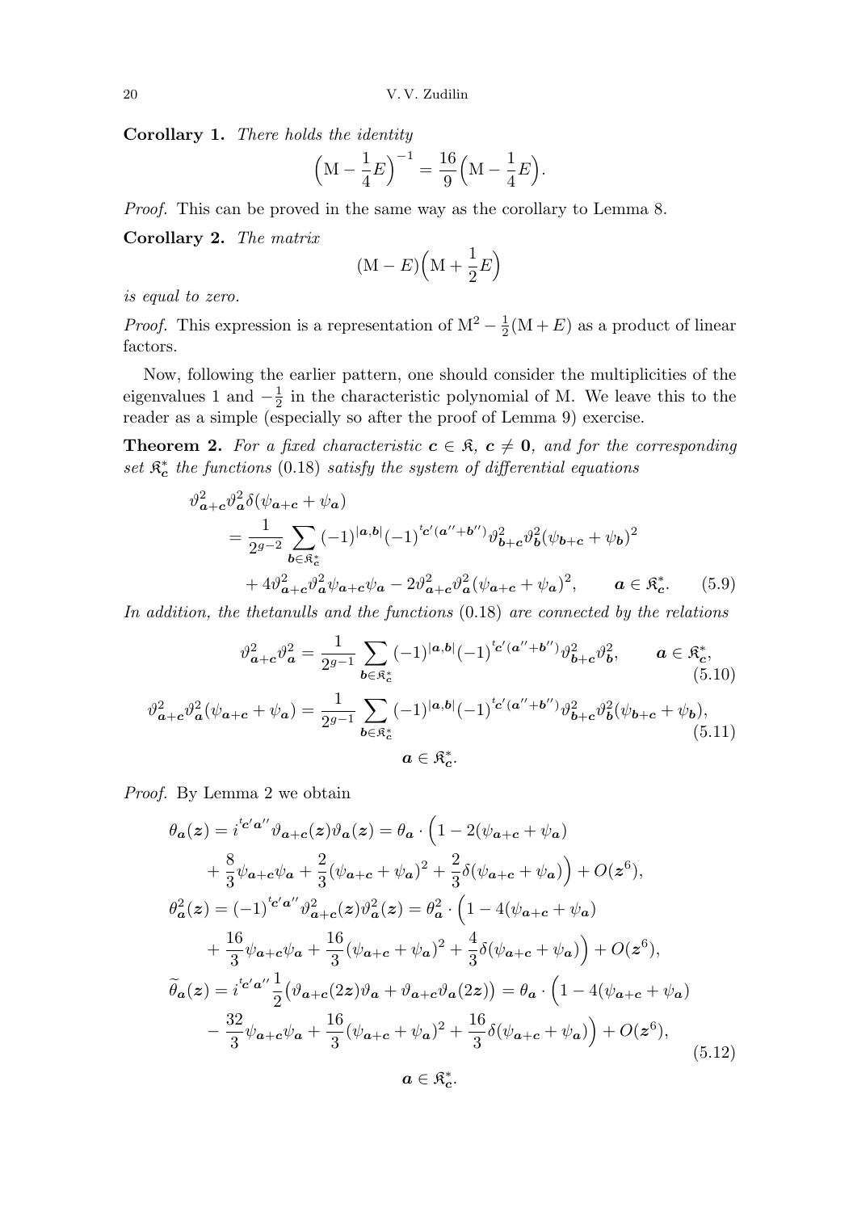**Corollary 1.** *There holds the identity*

$$\Big(\mathrm{M}-\frac{1}{4}E\Big)^{-1}=\frac{16}{9}\Big(\mathrm{M}-\frac{1}{4}E\Big).$$

*Proof.* This can be proved in the same way as the corollary to Lemma 8.

**Corollary 2.** *The matrix*

$$(\mathrm{M}-E)\Big(\mathrm{M}+\frac{1}{2}E\Big)$$

*is equal to zero.*

*Proof.* This expression is a representation of $\mathrm{M}^2-\frac{1}{2}(\mathrm{M}+E)$ as a product of linear factors.

Now, following the earlier pattern, one should consider the multiplicities of the eigenvalues 1 and $-\frac{1}{2}$ in the characteristic polynomial of M. We leave this to the reader as a simple (especially so after the proof of Lemma 9) exercise.

**Theorem 2.** *For a fixed characteristic $\boldsymbol{c}\in\mathfrak{K}$, $\boldsymbol{c}\neq\boldsymbol{0}$, and for the corresponding set $\mathfrak{K}_{\boldsymbol{c}}^*$ the functions* (0.18) *satisfy the system of differential equations*

$$\begin{aligned}
&\vartheta_{\boldsymbol{a}+\boldsymbol{c}}^2\vartheta_{\boldsymbol{a}}^2\delta(\psi_{\boldsymbol{a}+\boldsymbol{c}}+\psi_{\boldsymbol{a}})\\
&\quad=\frac{1}{2^{g-2}}\sum_{\boldsymbol{b}\in\mathfrak{K}_{\boldsymbol{c}}^*}(-1)^{|\boldsymbol{a},\boldsymbol{b}|}(-1)^{{}^t\boldsymbol{c}'(\boldsymbol{a}''+\boldsymbol{b}'')}\vartheta_{\boldsymbol{b}+\boldsymbol{c}}^2\vartheta_{\boldsymbol{b}}^2(\psi_{\boldsymbol{b}+\boldsymbol{c}}+\psi_{\boldsymbol{b}})^2\\
&\qquad+4\vartheta_{\boldsymbol{a}+\boldsymbol{c}}^2\vartheta_{\boldsymbol{a}}^2\psi_{\boldsymbol{a}+\boldsymbol{c}}\psi_{\boldsymbol{a}}-2\vartheta_{\boldsymbol{a}+\boldsymbol{c}}^2\vartheta_{\boldsymbol{a}}^2(\psi_{\boldsymbol{a}+\boldsymbol{c}}+\psi_{\boldsymbol{a}})^2,\qquad \boldsymbol{a}\in\mathfrak{K}_{\boldsymbol{c}}^*.
\end{aligned}\tag{5.9}$$

*In addition, the thetanulls and the functions* (0.18) *are connected by the relations*

$$\vartheta_{\boldsymbol{a}+\boldsymbol{c}}^2\vartheta_{\boldsymbol{a}}^2=\frac{1}{2^{g-1}}\sum_{\boldsymbol{b}\in\mathfrak{K}_{\boldsymbol{c}}^*}(-1)^{|\boldsymbol{a},\boldsymbol{b}|}(-1)^{{}^t\boldsymbol{c}'(\boldsymbol{a}''+\boldsymbol{b}'')}\vartheta_{\boldsymbol{b}+\boldsymbol{c}}^2\vartheta_{\boldsymbol{b}}^2,\qquad \boldsymbol{a}\in\mathfrak{K}_{\boldsymbol{c}}^*,\tag{5.10}$$

$$\vartheta_{\boldsymbol{a}+\boldsymbol{c}}^2\vartheta_{\boldsymbol{a}}^2(\psi_{\boldsymbol{a}+\boldsymbol{c}}+\psi_{\boldsymbol{a}})=\frac{1}{2^{g-1}}\sum_{\boldsymbol{b}\in\mathfrak{K}_{\boldsymbol{c}}^*}(-1)^{|\boldsymbol{a},\boldsymbol{b}|}(-1)^{{}^t\boldsymbol{c}'(\boldsymbol{a}''+\boldsymbol{b}'')}\vartheta_{\boldsymbol{b}+\boldsymbol{c}}^2\vartheta_{\boldsymbol{b}}^2(\psi_{\boldsymbol{b}+\boldsymbol{c}}+\psi_{\boldsymbol{b}}),\tag{5.11}$$

$$\boldsymbol{a}\in\mathfrak{K}_{\boldsymbol{c}}^*.$$

*Proof.* By Lemma 2 we obtain

$$\begin{aligned}
\theta_{\boldsymbol{a}}(\boldsymbol{z})&=i^{{}^t\boldsymbol{c}'\boldsymbol{a}''}\vartheta_{\boldsymbol{a}+\boldsymbol{c}}(\boldsymbol{z})\vartheta_{\boldsymbol{a}}(\boldsymbol{z})=\theta_{\boldsymbol{a}}\cdot\Big(1-2(\psi_{\boldsymbol{a}+\boldsymbol{c}}+\psi_{\boldsymbol{a}})\\
&\quad+\frac{8}{3}\psi_{\boldsymbol{a}+\boldsymbol{c}}\psi_{\boldsymbol{a}}+\frac{2}{3}(\psi_{\boldsymbol{a}+\boldsymbol{c}}+\psi_{\boldsymbol{a}})^2+\frac{2}{3}\delta(\psi_{\boldsymbol{a}+\boldsymbol{c}}+\psi_{\boldsymbol{a}})\Big)+O(\boldsymbol{z}^6),\\
\theta_{\boldsymbol{a}}^2(\boldsymbol{z})&=(-1)^{{}^t\boldsymbol{c}'\boldsymbol{a}''}\vartheta_{\boldsymbol{a}+\boldsymbol{c}}^2(\boldsymbol{z})\vartheta_{\boldsymbol{a}}^2(\boldsymbol{z})=\theta_{\boldsymbol{a}}^2\cdot\Big(1-4(\psi_{\boldsymbol{a}+\boldsymbol{c}}+\psi_{\boldsymbol{a}})\\
&\quad+\frac{16}{3}\psi_{\boldsymbol{a}+\boldsymbol{c}}\psi_{\boldsymbol{a}}+\frac{16}{3}(\psi_{\boldsymbol{a}+\boldsymbol{c}}+\psi_{\boldsymbol{a}})^2+\frac{4}{3}\delta(\psi_{\boldsymbol{a}+\boldsymbol{c}}+\psi_{\boldsymbol{a}})\Big)+O(\boldsymbol{z}^6),\\
\widetilde{\theta}_{\boldsymbol{a}}(\boldsymbol{z})&=i^{{}^t\boldsymbol{c}'\boldsymbol{a}''}\frac{1}{2}\big(\vartheta_{\boldsymbol{a}+\boldsymbol{c}}(2\boldsymbol{z})\vartheta_{\boldsymbol{a}}+\vartheta_{\boldsymbol{a}+\boldsymbol{c}}\vartheta_{\boldsymbol{a}}(2\boldsymbol{z})\big)=\theta_{\boldsymbol{a}}\cdot\Big(1-4(\psi_{\boldsymbol{a}+\boldsymbol{c}}+\psi_{\boldsymbol{a}})\\
&\quad-\frac{32}{3}\psi_{\boldsymbol{a}+\boldsymbol{c}}\psi_{\boldsymbol{a}}+\frac{16}{3}(\psi_{\boldsymbol{a}+\boldsymbol{c}}+\psi_{\boldsymbol{a}})^2+\frac{16}{3}\delta(\psi_{\boldsymbol{a}+\boldsymbol{c}}+\psi_{\boldsymbol{a}})\Big)+O(\boldsymbol{z}^6),
\end{aligned}\tag{5.12}$$

$$\boldsymbol{a}\in\mathfrak{K}_{\boldsymbol{c}}^*.$$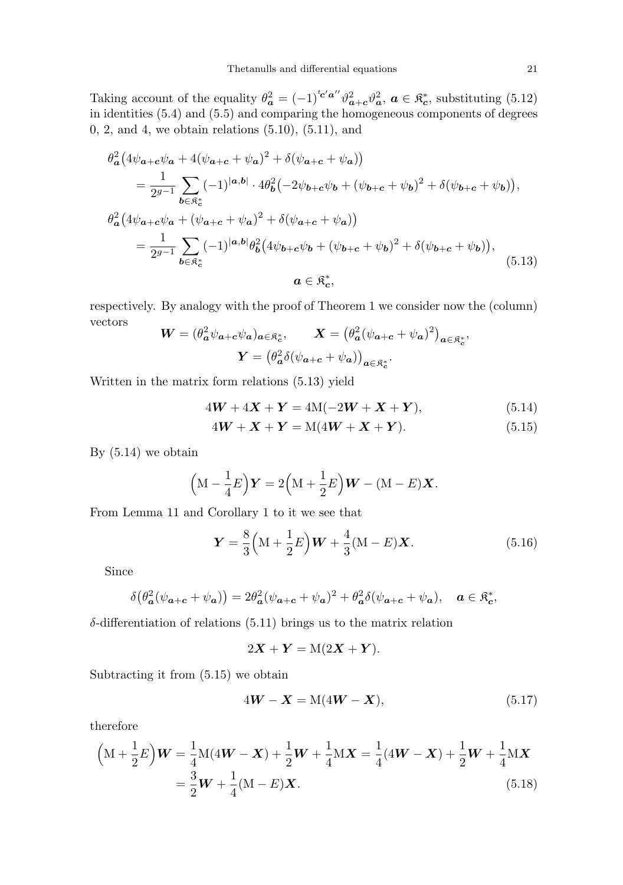Taking account of the equality $\theta_{\boldsymbol{a}}^2 = (-1)^{{}^t\boldsymbol{c}'\boldsymbol{a}''}\vartheta_{\boldsymbol{a}+\boldsymbol{c}}^2\vartheta_{\boldsymbol{a}}^2$, $\boldsymbol{a} \in \mathfrak{K}_{\boldsymbol{c}}^*$, substituting (5.12) in identities (5.4) and (5.5) and comparing the homogeneous components of degrees 0, 2, and 4, we obtain relations (5.10), (5.11), and

$$
\begin{aligned}
&\theta_{\boldsymbol{a}}^2\big(4\psi_{\boldsymbol{a}+\boldsymbol{c}}\psi_{\boldsymbol{a}} + 4(\psi_{\boldsymbol{a}+\boldsymbol{c}}+\psi_{\boldsymbol{a}})^2 + \delta(\psi_{\boldsymbol{a}+\boldsymbol{c}}+\psi_{\boldsymbol{a}})\big) \\
&\quad = \frac{1}{2^{g-1}} \sum_{\boldsymbol{b}\in\mathfrak{K}_{\boldsymbol{c}}^*} (-1)^{|\boldsymbol{a},\boldsymbol{b}|} \cdot 4\theta_{\boldsymbol{b}}^2\big(-2\psi_{\boldsymbol{b}+\boldsymbol{c}}\psi_{\boldsymbol{b}} + (\psi_{\boldsymbol{b}+\boldsymbol{c}}+\psi_{\boldsymbol{b}})^2 + \delta(\psi_{\boldsymbol{b}+\boldsymbol{c}}+\psi_{\boldsymbol{b}})\big), \\
&\theta_{\boldsymbol{a}}^2\big(4\psi_{\boldsymbol{a}+\boldsymbol{c}}\psi_{\boldsymbol{a}} + (\psi_{\boldsymbol{a}+\boldsymbol{c}}+\psi_{\boldsymbol{a}})^2 + \delta(\psi_{\boldsymbol{a}+\boldsymbol{c}}+\psi_{\boldsymbol{a}})\big) \\
&\quad = \frac{1}{2^{g-1}} \sum_{\boldsymbol{b}\in\mathfrak{K}_{\boldsymbol{c}}^*} (-1)^{|\boldsymbol{a},\boldsymbol{b}|} \theta_{\boldsymbol{b}}^2\big(4\psi_{\boldsymbol{b}+\boldsymbol{c}}\psi_{\boldsymbol{b}} + (\psi_{\boldsymbol{b}+\boldsymbol{c}}+\psi_{\boldsymbol{b}})^2 + \delta(\psi_{\boldsymbol{b}+\boldsymbol{c}}+\psi_{\boldsymbol{b}})\big), \\
&\qquad\qquad\qquad\qquad \boldsymbol{a} \in \mathfrak{K}_{\boldsymbol{c}}^*,
\end{aligned}
\tag{5.13}
$$

respectively. By analogy with the proof of Theorem 1 we consider now the (column) vectors

$$
\boldsymbol{W} = (\theta_{\boldsymbol{a}}^2\psi_{\boldsymbol{a}+\boldsymbol{c}}\psi_{\boldsymbol{a}})_{\boldsymbol{a}\in\mathfrak{K}_{\boldsymbol{c}}^*}, \qquad \boldsymbol{X} = \big(\theta_{\boldsymbol{a}}^2(\psi_{\boldsymbol{a}+\boldsymbol{c}}+\psi_{\boldsymbol{a}})^2\big)_{\boldsymbol{a}\in\mathfrak{K}_{\boldsymbol{c}}^*},
$$
$$
\boldsymbol{Y} = \big(\theta_{\boldsymbol{a}}^2\delta(\psi_{\boldsymbol{a}+\boldsymbol{c}}+\psi_{\boldsymbol{a}})\big)_{\boldsymbol{a}\in\mathfrak{K}_{\boldsymbol{c}}^*}.
$$

Written in the matrix form relations (5.13) yield

$$
4\boldsymbol{W} + 4\boldsymbol{X} + \boldsymbol{Y} = 4\mathrm{M}(-2\boldsymbol{W} + \boldsymbol{X} + \boldsymbol{Y}), \tag{5.14}
$$
$$
4\boldsymbol{W} + \boldsymbol{X} + \boldsymbol{Y} = \mathrm{M}(4\boldsymbol{W} + \boldsymbol{X} + \boldsymbol{Y}). \tag{5.15}
$$

By (5.14) we obtain

$$
\Big(\mathrm{M} - \frac{1}{4}E\Big)\boldsymbol{Y} = 2\Big(\mathrm{M} + \frac{1}{2}E\Big)\boldsymbol{W} - (\mathrm{M} - E)\boldsymbol{X}.
$$

From Lemma 11 and Corollary 1 to it we see that

$$
\boldsymbol{Y} = \frac{8}{3}\Big(\mathrm{M} + \frac{1}{2}E\Big)\boldsymbol{W} + \frac{4}{3}(\mathrm{M} - E)\boldsymbol{X}. \tag{5.16}
$$

Since

$$
\delta\big(\theta_{\boldsymbol{a}}^2(\psi_{\boldsymbol{a}+\boldsymbol{c}}+\psi_{\boldsymbol{a}})\big) = 2\theta_{\boldsymbol{a}}^2(\psi_{\boldsymbol{a}+\boldsymbol{c}}+\psi_{\boldsymbol{a}})^2 + \theta_{\boldsymbol{a}}^2\delta(\psi_{\boldsymbol{a}+\boldsymbol{c}}+\psi_{\boldsymbol{a}}), \quad \boldsymbol{a} \in \mathfrak{K}_{\boldsymbol{c}}^*,
$$

$\delta$-differentiation of relations (5.11) brings us to the matrix relation

$$
2\boldsymbol{X} + \boldsymbol{Y} = \mathrm{M}(2\boldsymbol{X} + \boldsymbol{Y}).
$$

Subtracting it from (5.15) we obtain

$$
4\boldsymbol{W} - \boldsymbol{X} = \mathrm{M}(4\boldsymbol{W} - \boldsymbol{X}), \tag{5.17}
$$

therefore

$$
\begin{aligned}
\Big(\mathrm{M} + \frac{1}{2}E\Big)\boldsymbol{W} &= \frac{1}{4}\mathrm{M}(4\boldsymbol{W} - \boldsymbol{X}) + \frac{1}{2}\boldsymbol{W} + \frac{1}{4}\mathrm{M}\boldsymbol{X} = \frac{1}{4}(4\boldsymbol{W} - \boldsymbol{X}) + \frac{1}{2}\boldsymbol{W} + \frac{1}{4}\mathrm{M}\boldsymbol{X} \\
&= \frac{3}{2}\boldsymbol{W} + \frac{1}{4}(\mathrm{M} - E)\boldsymbol{X}.
\end{aligned}
\tag{5.18}
$$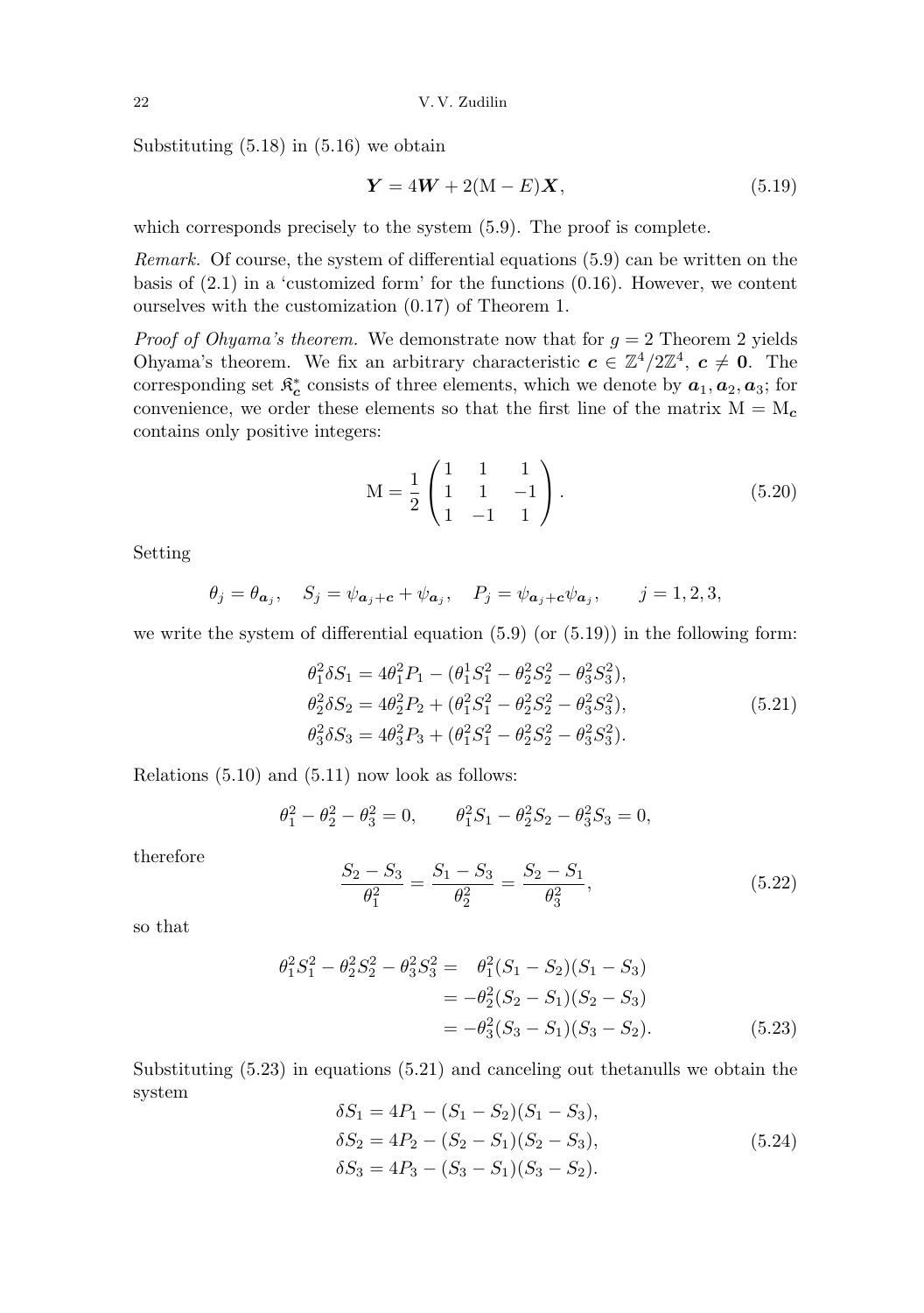Substituting (5.18) in (5.16) we obtain

$$\boldsymbol{Y} = 4\boldsymbol{W} + 2(\mathrm{M} - E)\boldsymbol{X}, \tag{5.19}$$

which corresponds precisely to the system (5.9). The proof is complete.

*Remark.* Of course, the system of differential equations (5.9) can be written on the basis of (2.1) in a 'customized form' for the functions (0.16). However, we content ourselves with the customization (0.17) of Theorem 1.

*Proof of Ohyama's theorem.* We demonstrate now that for $g = 2$ Theorem 2 yields Ohyama's theorem. We fix an arbitrary characteristic $\boldsymbol{c} \in \mathbb{Z}^4/2\mathbb{Z}^4$, $\boldsymbol{c} \neq \boldsymbol{0}$. The corresponding set $\mathfrak{K}_{\boldsymbol{c}}^*$ consists of three elements, which we denote by $\boldsymbol{a}_1, \boldsymbol{a}_2, \boldsymbol{a}_3$; for convenience, we order these elements so that the first line of the matrix $\mathrm{M} = \mathrm{M}_{\boldsymbol{c}}$ contains only positive integers:

$$\mathrm{M} = \frac{1}{2}\begin{pmatrix} 1 & 1 & 1 \\ 1 & 1 & -1 \\ 1 & -1 & 1 \end{pmatrix}. \tag{5.20}$$

Setting

$$\theta_j = \theta_{\boldsymbol{a}_j}, \quad S_j = \psi_{\boldsymbol{a}_j+\boldsymbol{c}} + \psi_{\boldsymbol{a}_j}, \quad P_j = \psi_{\boldsymbol{a}_j+\boldsymbol{c}}\psi_{\boldsymbol{a}_j}, \qquad j = 1, 2, 3,$$

we write the system of differential equation (5.9) (or (5.19)) in the following form:

$$\begin{aligned}
\theta_1^2 \delta S_1 &= 4\theta_1^2 P_1 - (\theta_1^1 S_1^2 - \theta_2^2 S_2^2 - \theta_3^2 S_3^2), \\
\theta_2^2 \delta S_2 &= 4\theta_2^2 P_2 + (\theta_1^2 S_1^2 - \theta_2^2 S_2^2 - \theta_3^2 S_3^2), \\
\theta_3^2 \delta S_3 &= 4\theta_3^2 P_3 + (\theta_1^2 S_1^2 - \theta_2^2 S_2^2 - \theta_3^2 S_3^2).
\end{aligned} \tag{5.21}$$

Relations (5.10) and (5.11) now look as follows:

$$\theta_1^2 - \theta_2^2 - \theta_3^2 = 0, \qquad \theta_1^2 S_1 - \theta_2^2 S_2 - \theta_3^2 S_3 = 0,$$

therefore

$$\frac{S_2 - S_3}{\theta_1^2} = \frac{S_1 - S_3}{\theta_2^2} = \frac{S_2 - S_1}{\theta_3^2}, \tag{5.22}$$

so that

$$\begin{aligned}
\theta_1^2 S_1^2 - \theta_2^2 S_2^2 - \theta_3^2 S_3^2 &= \phantom{-}\theta_1^2 (S_1 - S_2)(S_1 - S_3) \\
&= -\theta_2^2 (S_2 - S_1)(S_2 - S_3) \\
&= -\theta_3^2 (S_3 - S_1)(S_3 - S_2).
\end{aligned} \tag{5.23}$$

Substituting (5.23) in equations (5.21) and canceling out thetanulls we obtain the system

$$\begin{aligned}
\delta S_1 &= 4P_1 - (S_1 - S_2)(S_1 - S_3), \\
\delta S_2 &= 4P_2 - (S_2 - S_1)(S_2 - S_3), \\
\delta S_3 &= 4P_3 - (S_3 - S_1)(S_3 - S_2).
\end{aligned} \tag{5.24}$$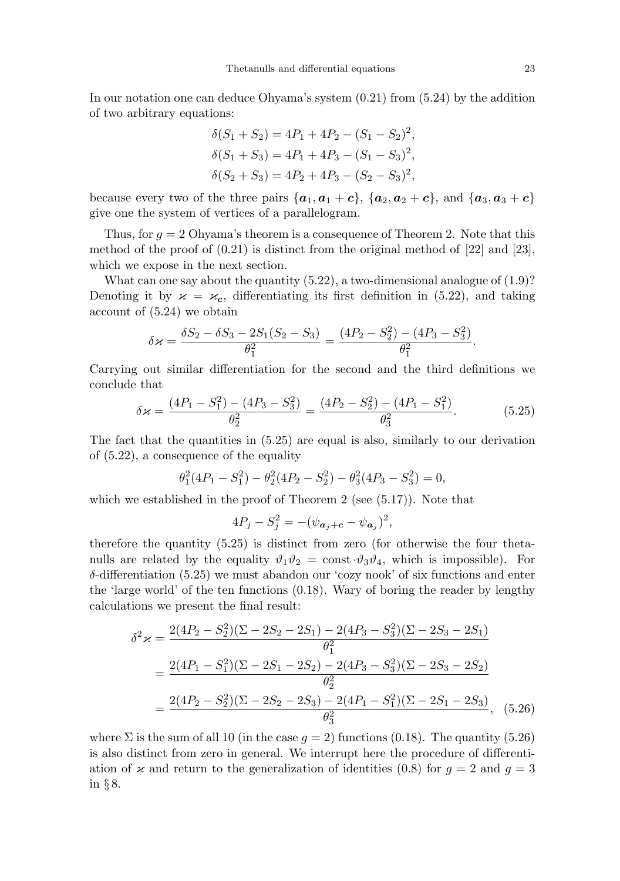In our notation one can deduce Ohyama's system (0.21) from (5.24) by the addition of two arbitrary equations:

$$
\begin{aligned}
\delta(S_1+S_2) &= 4P_1+4P_2-(S_1-S_2)^2,\\
\delta(S_1+S_3) &= 4P_1+4P_3-(S_1-S_3)^2,\\
\delta(S_2+S_3) &= 4P_2+4P_3-(S_2-S_3)^2,
\end{aligned}
$$

because every two of the three pairs $\{\boldsymbol{a}_1, \boldsymbol{a}_1+\boldsymbol{c}\}$, $\{\boldsymbol{a}_2, \boldsymbol{a}_2+\boldsymbol{c}\}$, and $\{\boldsymbol{a}_3, \boldsymbol{a}_3+\boldsymbol{c}\}$ give one the system of vertices of a parallelogram.

Thus, for $g=2$ Ohyama's theorem is a consequence of Theorem 2. Note that this method of the proof of (0.21) is distinct from the original method of [22] and [23], which we expose in the next section.

What can one say about the quantity (5.22), a two-dimensional analogue of (1.9)? Denoting it by $\varkappa = \varkappa_{\boldsymbol{c}}$, differentiating its first definition in (5.22), and taking account of (5.24) we obtain

$$
\delta\varkappa = \frac{\delta S_2 - \delta S_3 - 2S_1(S_2-S_3)}{\theta_1^2} = \frac{(4P_2-S_2^2)-(4P_3-S_3^2)}{\theta_1^2}.
$$

Carrying out similar differentiation for the second and the third definitions we conclude that

$$
\delta\varkappa = \frac{(4P_1-S_1^2)-(4P_3-S_3^2)}{\theta_2^2} = \frac{(4P_2-S_2^2)-(4P_1-S_1^2)}{\theta_3^2}. \tag{5.25}
$$

The fact that the quantities in (5.25) are equal is also, similarly to our derivation of (5.22), a consequence of the equality

$$
\theta_1^2(4P_1-S_1^2) - \theta_2^2(4P_2-S_2^2) - \theta_3^2(4P_3-S_3^2) = 0,
$$

which we established in the proof of Theorem 2 (see (5.17)). Note that

$$
4P_j - S_j^2 = -(\psi_{\boldsymbol{a}_j+\boldsymbol{c}} - \psi_{\boldsymbol{a}_j})^2,
$$

therefore the quantity (5.25) is distinct from zero (for otherwise the four thetanulls are related by the equality $\vartheta_1\vartheta_2 = \mathrm{const}\cdot\vartheta_3\vartheta_4$, which is impossible). For $\delta$-differentiation (5.25) we must abandon our 'cozy nook' of six functions and enter the 'large world' of the ten functions (0.18). Wary of boring the reader by lengthy calculations we present the final result:

$$
\begin{aligned}
\delta^2\varkappa &= \frac{2(4P_2-S_2^2)(\Sigma-2S_2-2S_1) - 2(4P_3-S_3^2)(\Sigma-2S_3-2S_1)}{\theta_1^2}\\
&= \frac{2(4P_1-S_1^2)(\Sigma-2S_1-2S_2) - 2(4P_3-S_3^2)(\Sigma-2S_3-2S_2)}{\theta_2^2}\\
&= \frac{2(4P_2-S_2^2)(\Sigma-2S_2-2S_3) - 2(4P_1-S_1^2)(\Sigma-2S_1-2S_3)}{\theta_3^2},
\end{aligned} \tag{5.26}
$$

where $\Sigma$ is the sum of all 10 (in the case $g=2$) functions (0.18). The quantity (5.26) is also distinct from zero in general. We interrupt here the procedure of differentiation of $\varkappa$ and return to the generalization of identities (0.8) for $g=2$ and $g=3$ in § 8.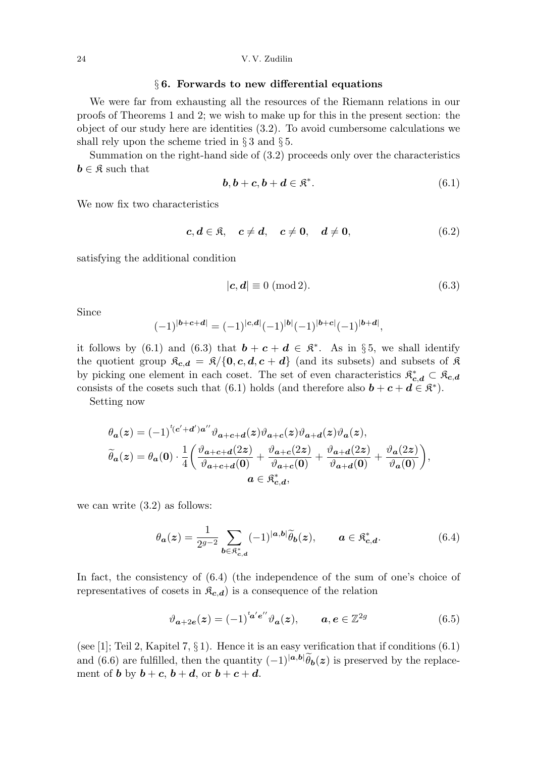## § 6. Forwards to new differential equations

We were far from exhausting all the resources of the Riemann relations in our proofs of Theorems 1 and 2; we wish to make up for this in the present section: the object of our study here are identities (3.2). To avoid cumbersome calculations we shall rely upon the scheme tried in § 3 and § 5.

Summation on the right-hand side of (3.2) proceeds only over the characteristics $\boldsymbol{b} \in \mathfrak{K}$ such that

$$\boldsymbol{b}, \boldsymbol{b}+\boldsymbol{c}, \boldsymbol{b}+\boldsymbol{d} \in \mathfrak{K}^*. \tag{6.1}$$

We now fix two characteristics

$$\boldsymbol{c}, \boldsymbol{d} \in \mathfrak{K}, \quad \boldsymbol{c} \neq \boldsymbol{d}, \quad \boldsymbol{c} \neq \boldsymbol{0}, \quad \boldsymbol{d} \neq \boldsymbol{0}, \tag{6.2}$$

satisfying the additional condition

$$|\boldsymbol{c}, \boldsymbol{d}| \equiv 0 \pmod 2. \tag{6.3}$$

Since

$$(-1)^{|\boldsymbol{b}+\boldsymbol{c}+\boldsymbol{d}|} = (-1)^{|\boldsymbol{c},\boldsymbol{d}|}(-1)^{|\boldsymbol{b}|}(-1)^{|\boldsymbol{b}+\boldsymbol{c}|}(-1)^{|\boldsymbol{b}+\boldsymbol{d}|},$$

it follows by (6.1) and (6.3) that $\boldsymbol{b}+\boldsymbol{c}+\boldsymbol{d} \in \mathfrak{K}^*$. As in § 5, we shall identify the quotient group $\mathfrak{K}_{\boldsymbol{c},\boldsymbol{d}} = \mathfrak{K}/\{\boldsymbol{0}, \boldsymbol{c}, \boldsymbol{d}, \boldsymbol{c}+\boldsymbol{d}\}$ (and its subsets) and subsets of $\mathfrak{K}$ by picking one element in each coset. The set of even characteristics $\mathfrak{K}^*_{\boldsymbol{c},\boldsymbol{d}} \subset \mathfrak{K}_{\boldsymbol{c},\boldsymbol{d}}$ consists of the cosets such that (6.1) holds (and therefore also $\boldsymbol{b}+\boldsymbol{c}+\boldsymbol{d} \in \mathfrak{K}^*$).

Setting now

$$\begin{gathered}
\theta_{\boldsymbol{a}}(\boldsymbol{z}) = (-1)^{{}^t(\boldsymbol{c}'+\boldsymbol{d}')\boldsymbol{a}''} \vartheta_{\boldsymbol{a}+\boldsymbol{c}+\boldsymbol{d}}(\boldsymbol{z})\vartheta_{\boldsymbol{a}+\boldsymbol{c}}(\boldsymbol{z})\vartheta_{\boldsymbol{a}+\boldsymbol{d}}(\boldsymbol{z})\vartheta_{\boldsymbol{a}}(\boldsymbol{z}), \\
\widetilde{\theta}_{\boldsymbol{a}}(\boldsymbol{z}) = \theta_{\boldsymbol{a}}(\boldsymbol{0}) \cdot \frac{1}{4}\biggl(\frac{\vartheta_{\boldsymbol{a}+\boldsymbol{c}+\boldsymbol{d}}(2\boldsymbol{z})}{\vartheta_{\boldsymbol{a}+\boldsymbol{c}+\boldsymbol{d}}(\boldsymbol{0})} + \frac{\vartheta_{\boldsymbol{a}+\boldsymbol{c}}(2\boldsymbol{z})}{\vartheta_{\boldsymbol{a}+\boldsymbol{c}}(\boldsymbol{0})} + \frac{\vartheta_{\boldsymbol{a}+\boldsymbol{d}}(2\boldsymbol{z})}{\vartheta_{\boldsymbol{a}+\boldsymbol{d}}(\boldsymbol{0})} + \frac{\vartheta_{\boldsymbol{a}}(2\boldsymbol{z})}{\vartheta_{\boldsymbol{a}}(\boldsymbol{0})}\biggr), \\
\boldsymbol{a} \in \mathfrak{K}^*_{\boldsymbol{c},\boldsymbol{d}},
\end{gathered}$$

we can write (3.2) as follows:

$$\theta_{\boldsymbol{a}}(\boldsymbol{z}) = \frac{1}{2^{g-2}} \sum_{\boldsymbol{b} \in \mathfrak{K}^*_{\boldsymbol{c},\boldsymbol{d}}} (-1)^{|\boldsymbol{a},\boldsymbol{b}|} \widetilde{\theta}_{\boldsymbol{b}}(\boldsymbol{z}), \qquad \boldsymbol{a} \in \mathfrak{K}^*_{\boldsymbol{c},\boldsymbol{d}}. \tag{6.4}$$

In fact, the consistency of (6.4) (the independence of the sum of one's choice of representatives of cosets in $\mathfrak{K}_{\boldsymbol{c},\boldsymbol{d}}$) is a consequence of the relation

$$\vartheta_{\boldsymbol{a}+2\boldsymbol{e}}(\boldsymbol{z}) = (-1)^{{}^t\boldsymbol{a}'\boldsymbol{e}''} \vartheta_{\boldsymbol{a}}(\boldsymbol{z}), \qquad \boldsymbol{a}, \boldsymbol{e} \in \mathbb{Z}^{2g} \tag{6.5}$$

(see [1]; Teil 2, Kapitel 7, § 1). Hence it is an easy verification that if conditions (6.1) and (6.6) are fulfilled, then the quantity $(-1)^{|\boldsymbol{a},\boldsymbol{b}|}\widetilde{\theta}_{\boldsymbol{b}}(\boldsymbol{z})$ is preserved by the replacement of $\boldsymbol{b}$ by $\boldsymbol{b}+\boldsymbol{c}$, $\boldsymbol{b}+\boldsymbol{d}$, or $\boldsymbol{b}+\boldsymbol{c}+\boldsymbol{d}$.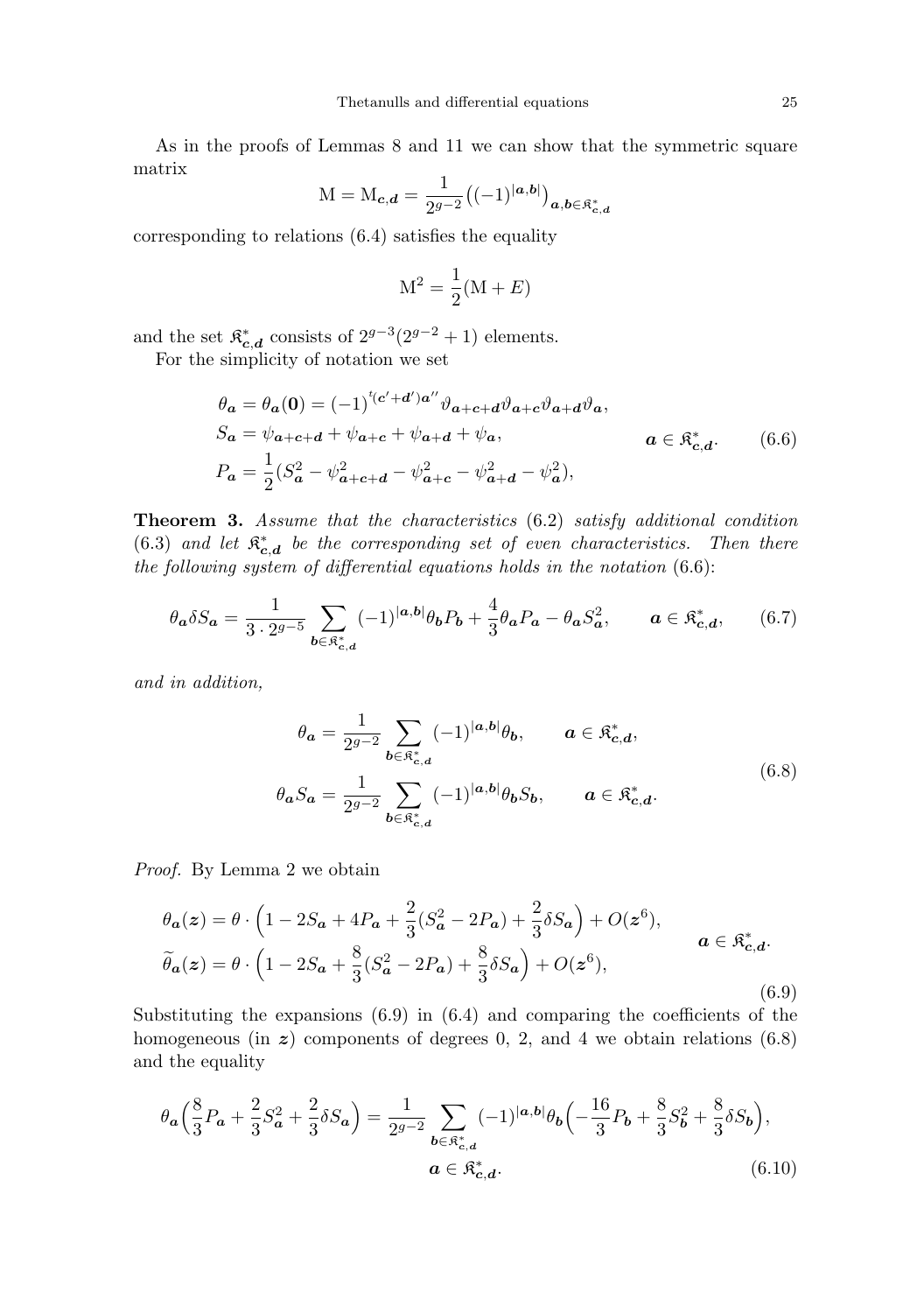As in the proofs of Lemmas 8 and 11 we can show that the symmetric square matrix

$$\mathrm{M} = \mathrm{M}_{\boldsymbol{c},\boldsymbol{d}} = \frac{1}{2^{g-2}}\big((-1)^{|\boldsymbol{a},\boldsymbol{b}|}\big)_{\boldsymbol{a},\boldsymbol{b}\in\mathfrak{K}^*_{\boldsymbol{c},\boldsymbol{d}}}$$

corresponding to relations (6.4) satisfies the equality

$$\mathrm{M}^2 = \frac{1}{2}(\mathrm{M} + E)$$

and the set $\mathfrak{K}^*_{\boldsymbol{c},\boldsymbol{d}}$ consists of $2^{g-3}(2^{g-2}+1)$ elements.

For the simplicity of notation we set

$$\begin{aligned}
\theta_{\boldsymbol{a}} &= \theta_{\boldsymbol{a}}(\boldsymbol{0}) = (-1)^{{}^t(\boldsymbol{c}'+\boldsymbol{d}')\boldsymbol{a}''}\vartheta_{\boldsymbol{a}+\boldsymbol{c}+\boldsymbol{d}}\vartheta_{\boldsymbol{a}+\boldsymbol{c}}\vartheta_{\boldsymbol{a}+\boldsymbol{d}}\vartheta_{\boldsymbol{a}},\\
S_{\boldsymbol{a}} &= \psi_{\boldsymbol{a}+\boldsymbol{c}+\boldsymbol{d}} + \psi_{\boldsymbol{a}+\boldsymbol{c}} + \psi_{\boldsymbol{a}+\boldsymbol{d}} + \psi_{\boldsymbol{a}}, \qquad\qquad \boldsymbol{a}\in\mathfrak{K}^*_{\boldsymbol{c},\boldsymbol{d}}. \qquad (6.6)\\
P_{\boldsymbol{a}} &= \frac{1}{2}(S_{\boldsymbol{a}}^2 - \psi_{\boldsymbol{a}+\boldsymbol{c}+\boldsymbol{d}}^2 - \psi_{\boldsymbol{a}+\boldsymbol{c}}^2 - \psi_{\boldsymbol{a}+\boldsymbol{d}}^2 - \psi_{\boldsymbol{a}}^2),
\end{aligned}$$

**Theorem 3.** *Assume that the characteristics* (6.2) *satisfy additional condition* (6.3) *and let $\mathfrak{K}^*_{\boldsymbol{c},\boldsymbol{d}}$ be the corresponding set of even characteristics. Then there the following system of differential equations holds in the notation* (6.6):

$$\theta_{\boldsymbol{a}}\delta S_{\boldsymbol{a}} = \frac{1}{3\cdot 2^{g-5}}\sum_{\boldsymbol{b}\in\mathfrak{K}^*_{\boldsymbol{c},\boldsymbol{d}}}(-1)^{|\boldsymbol{a},\boldsymbol{b}|}\theta_{\boldsymbol{b}}P_{\boldsymbol{b}} + \frac{4}{3}\theta_{\boldsymbol{a}}P_{\boldsymbol{a}} - \theta_{\boldsymbol{a}}S_{\boldsymbol{a}}^2, \qquad \boldsymbol{a}\in\mathfrak{K}^*_{\boldsymbol{c},\boldsymbol{d}}, \qquad (6.7)$$

*and in addition,*

$$\begin{aligned}
\theta_{\boldsymbol{a}} &= \frac{1}{2^{g-2}}\sum_{\boldsymbol{b}\in\mathfrak{K}^*_{\boldsymbol{c},\boldsymbol{d}}}(-1)^{|\boldsymbol{a},\boldsymbol{b}|}\theta_{\boldsymbol{b}}, \qquad \boldsymbol{a}\in\mathfrak{K}^*_{\boldsymbol{c},\boldsymbol{d}},\\
\theta_{\boldsymbol{a}}S_{\boldsymbol{a}} &= \frac{1}{2^{g-2}}\sum_{\boldsymbol{b}\in\mathfrak{K}^*_{\boldsymbol{c},\boldsymbol{d}}}(-1)^{|\boldsymbol{a},\boldsymbol{b}|}\theta_{\boldsymbol{b}}S_{\boldsymbol{b}}, \qquad \boldsymbol{a}\in\mathfrak{K}^*_{\boldsymbol{c},\boldsymbol{d}}.
\end{aligned} \qquad (6.8)$$

*Proof.* By Lemma 2 we obtain

$$\begin{aligned}
\theta_{\boldsymbol{a}}(\boldsymbol{z}) &= \theta\cdot\Big(1 - 2S_{\boldsymbol{a}} + 4P_{\boldsymbol{a}} + \frac{2}{3}(S_{\boldsymbol{a}}^2 - 2P_{\boldsymbol{a}}) + \frac{2}{3}\delta S_{\boldsymbol{a}}\Big) + O(\boldsymbol{z}^6),\\
\widetilde{\theta}_{\boldsymbol{a}}(\boldsymbol{z}) &= \theta\cdot\Big(1 - 2S_{\boldsymbol{a}} + \frac{8}{3}(S_{\boldsymbol{a}}^2 - 2P_{\boldsymbol{a}}) + \frac{8}{3}\delta S_{\boldsymbol{a}}\Big) + O(\boldsymbol{z}^6),
\end{aligned} \qquad \boldsymbol{a}\in\mathfrak{K}^*_{\boldsymbol{c},\boldsymbol{d}}. \qquad (6.9)$$

Substituting the expansions (6.9) in (6.4) and comparing the coefficients of the homogeneous (in $\boldsymbol{z}$) components of degrees 0, 2, and 4 we obtain relations (6.8) and the equality

$$\theta_{\boldsymbol{a}}\Big(\frac{8}{3}P_{\boldsymbol{a}} + \frac{2}{3}S_{\boldsymbol{a}}^2 + \frac{2}{3}\delta S_{\boldsymbol{a}}\Big) = \frac{1}{2^{g-2}}\sum_{\boldsymbol{b}\in\mathfrak{K}^*_{\boldsymbol{c},\boldsymbol{d}}}(-1)^{|\boldsymbol{a},\boldsymbol{b}|}\theta_{\boldsymbol{b}}\Big(-\frac{16}{3}P_{\boldsymbol{b}} + \frac{8}{3}S_{\boldsymbol{b}}^2 + \frac{8}{3}\delta S_{\boldsymbol{b}}\Big),$$
$$\boldsymbol{a}\in\mathfrak{K}^*_{\boldsymbol{c},\boldsymbol{d}}. \qquad (6.10)$$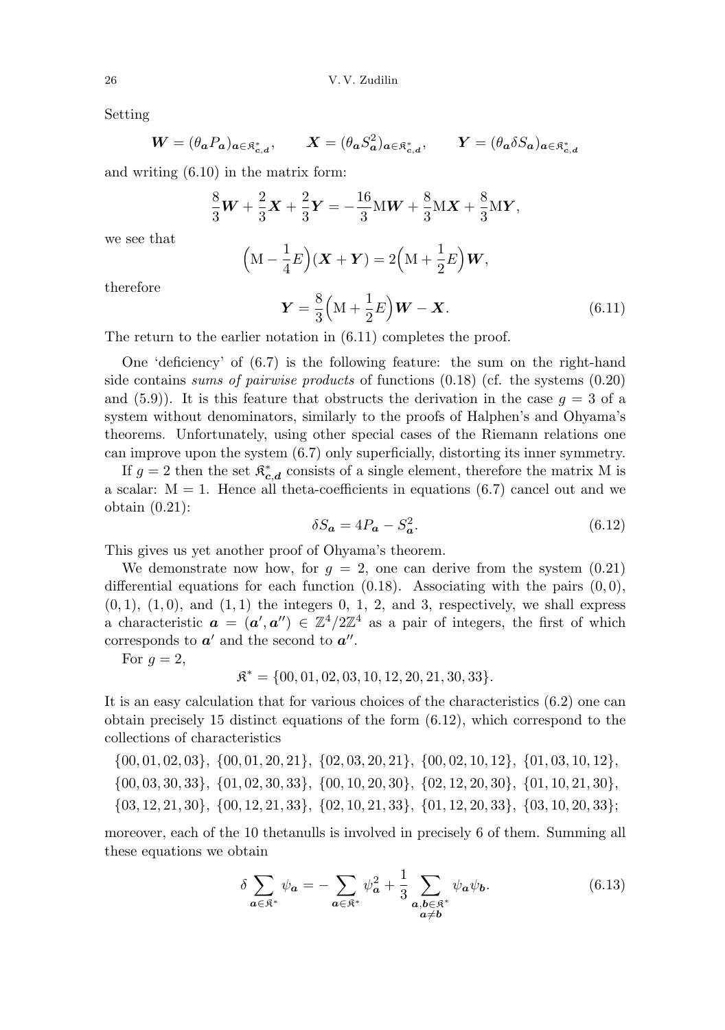Setting

$$\boldsymbol{W} = (\theta_{\boldsymbol{a}} P_{\boldsymbol{a}})_{\boldsymbol{a}\in\mathfrak{K}^*_{\boldsymbol{c},\boldsymbol{d}}}, \qquad \boldsymbol{X} = (\theta_{\boldsymbol{a}} S^2_{\boldsymbol{a}})_{\boldsymbol{a}\in\mathfrak{K}^*_{\boldsymbol{c},\boldsymbol{d}}}, \qquad \boldsymbol{Y} = (\theta_{\boldsymbol{a}} \delta S_{\boldsymbol{a}})_{\boldsymbol{a}\in\mathfrak{K}^*_{\boldsymbol{c},\boldsymbol{d}}}$$

and writing (6.10) in the matrix form:

$$\frac{8}{3}\boldsymbol{W} + \frac{2}{3}\boldsymbol{X} + \frac{2}{3}\boldsymbol{Y} = -\frac{16}{3}\mathrm{M}\boldsymbol{W} + \frac{8}{3}\mathrm{M}\boldsymbol{X} + \frac{8}{3}\mathrm{M}\boldsymbol{Y},$$

we see that

$$\Bigl(\mathrm{M} - \frac{1}{4}E\Bigr)(\boldsymbol{X}+\boldsymbol{Y}) = 2\Bigl(\mathrm{M} + \frac{1}{2}E\Bigr)\boldsymbol{W},$$

therefore

$$\boldsymbol{Y} = \frac{8}{3}\Bigl(\mathrm{M} + \frac{1}{2}E\Bigr)\boldsymbol{W} - \boldsymbol{X}. \tag{6.11}$$

The return to the earlier notation in (6.11) completes the proof.

One 'deficiency' of (6.7) is the following feature: the sum on the right-hand side contains *sums of pairwise products* of functions (0.18) (cf. the systems (0.20) and (5.9)). It is this feature that obstructs the derivation in the case $g = 3$ of a system without denominators, similarly to the proofs of Halphen's and Ohyama's theorems. Unfortunately, using other special cases of the Riemann relations one can improve upon the system (6.7) only superficially, distorting its inner symmetry.

If $g = 2$ then the set $\mathfrak{K}^*_{\boldsymbol{c},\boldsymbol{d}}$ consists of a single element, therefore the matrix M is a scalar: $\mathrm{M} = 1$. Hence all theta-coefficients in equations (6.7) cancel out and we obtain (0.21):

$$\delta S_{\boldsymbol{a}} = 4P_{\boldsymbol{a}} - S^2_{\boldsymbol{a}}. \tag{6.12}$$

This gives us yet another proof of Ohyama's theorem.

We demonstrate now how, for $g = 2$, one can derive from the system (0.21) differential equations for each function (0.18). Associating with the pairs $(0,0)$, $(0,1)$, $(1,0)$, and $(1,1)$ the integers 0, 1, 2, and 3, respectively, we shall express a characteristic $\boldsymbol{a} = (\boldsymbol{a}', \boldsymbol{a}'') \in \mathbb{Z}^4/2\mathbb{Z}^4$ as a pair of integers, the first of which corresponds to $\boldsymbol{a}'$ and the second to $\boldsymbol{a}''$.

For $g = 2$,

$$\mathfrak{K}^* = \{00, 01, 02, 03, 10, 12, 20, 21, 30, 33\}.$$

It is an easy calculation that for various choices of the characteristics (6.2) one can obtain precisely 15 distinct equations of the form (6.12), which correspond to the collections of characteristics

$$\{00,01,02,03\},\ \{00,01,20,21\},\ \{02,03,20,21\},\ \{00,02,10,12\},\ \{01,03,10,12\},$$
$$\{00,03,30,33\},\ \{01,02,30,33\},\ \{00,10,20,30\},\ \{02,12,20,30\},\ \{01,10,21,30\},$$
$$\{03,12,21,30\},\ \{00,12,21,33\},\ \{02,10,21,33\},\ \{01,12,20,33\},\ \{03,10,20,33\};$$

moreover, each of the 10 thetanulls is involved in precisely 6 of them. Summing all these equations we obtain

$$\delta \sum_{\boldsymbol{a}\in\mathfrak{K}^*} \psi_{\boldsymbol{a}} = -\sum_{\boldsymbol{a}\in\mathfrak{K}^*} \psi^2_{\boldsymbol{a}} + \frac{1}{3} \sum_{\substack{\boldsymbol{a},\boldsymbol{b}\in\mathfrak{K}^* \\ \boldsymbol{a}\neq\boldsymbol{b}}} \psi_{\boldsymbol{a}}\psi_{\boldsymbol{b}}. \tag{6.13}$$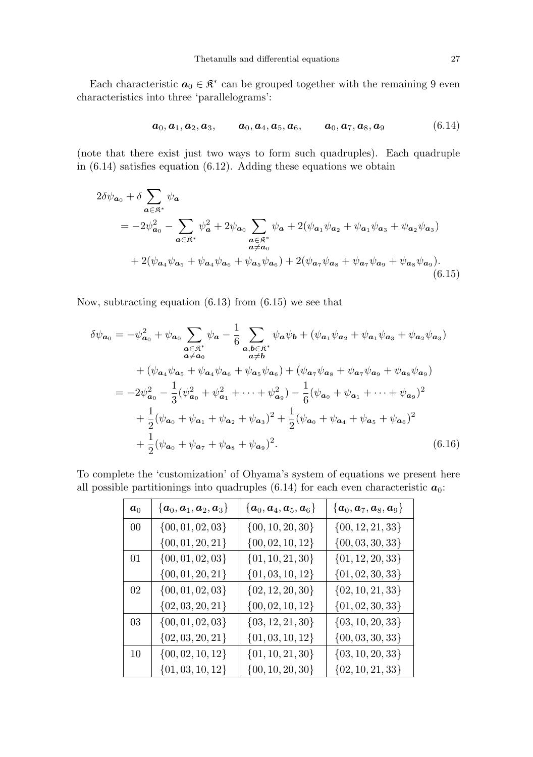Each characteristic $\boldsymbol{a}_0 \in \mathfrak{K}^*$ can be grouped together with the remaining 9 even characteristics into three 'parallelograms':

$$\boldsymbol{a}_0, \boldsymbol{a}_1, \boldsymbol{a}_2, \boldsymbol{a}_3, \qquad \boldsymbol{a}_0, \boldsymbol{a}_4, \boldsymbol{a}_5, \boldsymbol{a}_6, \qquad \boldsymbol{a}_0, \boldsymbol{a}_7, \boldsymbol{a}_8, \boldsymbol{a}_9 \tag{6.14}$$

(note that there exist just two ways to form such quadruples). Each quadruple in (6.14) satisfies equation (6.12). Adding these equations we obtain

$$\begin{aligned}
2\delta\psi_{\boldsymbol{a}_0} &+ \delta \sum_{\boldsymbol{a}\in\mathfrak{K}^*} \psi_{\boldsymbol{a}} \\
&= -2\psi_{\boldsymbol{a}_0}^2 - \sum_{\boldsymbol{a}\in\mathfrak{K}^*} \psi_{\boldsymbol{a}}^2 + 2\psi_{\boldsymbol{a}_0} \sum_{\substack{\boldsymbol{a}\in\mathfrak{K}^* \\ \boldsymbol{a}\neq\boldsymbol{a}_0}} \psi_{\boldsymbol{a}} + 2(\psi_{\boldsymbol{a}_1}\psi_{\boldsymbol{a}_2} + \psi_{\boldsymbol{a}_1}\psi_{\boldsymbol{a}_3} + \psi_{\boldsymbol{a}_2}\psi_{\boldsymbol{a}_3}) \\
&\quad + 2(\psi_{\boldsymbol{a}_4}\psi_{\boldsymbol{a}_5} + \psi_{\boldsymbol{a}_4}\psi_{\boldsymbol{a}_6} + \psi_{\boldsymbol{a}_5}\psi_{\boldsymbol{a}_6}) + 2(\psi_{\boldsymbol{a}_7}\psi_{\boldsymbol{a}_8} + \psi_{\boldsymbol{a}_7}\psi_{\boldsymbol{a}_9} + \psi_{\boldsymbol{a}_8}\psi_{\boldsymbol{a}_9}).
\end{aligned} \tag{6.15}$$

Now, subtracting equation (6.13) from (6.15) we see that

$$\begin{aligned}
\delta\psi_{\boldsymbol{a}_0} &= -\psi_{\boldsymbol{a}_0}^2 + \psi_{\boldsymbol{a}_0} \sum_{\substack{\boldsymbol{a}\in\mathfrak{K}^* \\ \boldsymbol{a}\neq\boldsymbol{a}_0}} \psi_{\boldsymbol{a}} - \frac{1}{6} \sum_{\substack{\boldsymbol{a},\boldsymbol{b}\in\mathfrak{K}^* \\ \boldsymbol{a}\neq\boldsymbol{b}}} \psi_{\boldsymbol{a}}\psi_{\boldsymbol{b}} + (\psi_{\boldsymbol{a}_1}\psi_{\boldsymbol{a}_2} + \psi_{\boldsymbol{a}_1}\psi_{\boldsymbol{a}_3} + \psi_{\boldsymbol{a}_2}\psi_{\boldsymbol{a}_3}) \\
&\quad + (\psi_{\boldsymbol{a}_4}\psi_{\boldsymbol{a}_5} + \psi_{\boldsymbol{a}_4}\psi_{\boldsymbol{a}_6} + \psi_{\boldsymbol{a}_5}\psi_{\boldsymbol{a}_6}) + (\psi_{\boldsymbol{a}_7}\psi_{\boldsymbol{a}_8} + \psi_{\boldsymbol{a}_7}\psi_{\boldsymbol{a}_9} + \psi_{\boldsymbol{a}_8}\psi_{\boldsymbol{a}_9}) \\
&= -2\psi_{\boldsymbol{a}_0}^2 - \frac{1}{3}(\psi_{\boldsymbol{a}_0}^2 + \psi_{\boldsymbol{a}_1}^2 + \cdots + \psi_{\boldsymbol{a}_9}^2) - \frac{1}{6}(\psi_{\boldsymbol{a}_0} + \psi_{\boldsymbol{a}_1} + \cdots + \psi_{\boldsymbol{a}_9})^2 \\
&\quad + \frac{1}{2}(\psi_{\boldsymbol{a}_0} + \psi_{\boldsymbol{a}_1} + \psi_{\boldsymbol{a}_2} + \psi_{\boldsymbol{a}_3})^2 + \frac{1}{2}(\psi_{\boldsymbol{a}_0} + \psi_{\boldsymbol{a}_4} + \psi_{\boldsymbol{a}_5} + \psi_{\boldsymbol{a}_6})^2 \\
&\quad + \frac{1}{2}(\psi_{\boldsymbol{a}_0} + \psi_{\boldsymbol{a}_7} + \psi_{\boldsymbol{a}_8} + \psi_{\boldsymbol{a}_9})^2.
\end{aligned} \tag{6.16}$$

To complete the 'customization' of Ohyama's system of equations we present here all possible partitionings into quadruples (6.14) for each even characteristic $\boldsymbol{a}_0$:

| $\boldsymbol{a}_0$ | $\{\boldsymbol{a}_0, \boldsymbol{a}_1, \boldsymbol{a}_2, \boldsymbol{a}_3\}$ | $\{\boldsymbol{a}_0, \boldsymbol{a}_4, \boldsymbol{a}_5, \boldsymbol{a}_6\}$ | $\{\boldsymbol{a}_0, \boldsymbol{a}_7, \boldsymbol{a}_8, \boldsymbol{a}_9\}$ |
|---|---|---|---|
| 00 | $\{00, 01, 02, 03\}$ | $\{00, 10, 20, 30\}$ | $\{00, 12, 21, 33\}$ |
| | $\{00, 01, 20, 21\}$ | $\{00, 02, 10, 12\}$ | $\{00, 03, 30, 33\}$ |
| 01 | $\{00, 01, 02, 03\}$ | $\{01, 10, 21, 30\}$ | $\{01, 12, 20, 33\}$ |
| | $\{00, 01, 20, 21\}$ | $\{01, 03, 10, 12\}$ | $\{01, 02, 30, 33\}$ |
| 02 | $\{00, 01, 02, 03\}$ | $\{02, 12, 20, 30\}$ | $\{02, 10, 21, 33\}$ |
| | $\{02, 03, 20, 21\}$ | $\{00, 02, 10, 12\}$ | $\{01, 02, 30, 33\}$ |
| 03 | $\{00, 01, 02, 03\}$ | $\{03, 12, 21, 30\}$ | $\{03, 10, 20, 33\}$ |
| | $\{02, 03, 20, 21\}$ | $\{01, 03, 10, 12\}$ | $\{00, 03, 30, 33\}$ |
| 10 | $\{00, 02, 10, 12\}$ | $\{01, 10, 21, 30\}$ | $\{03, 10, 20, 33\}$ |
| | $\{01, 03, 10, 12\}$ | $\{00, 10, 20, 30\}$ | $\{02, 10, 21, 33\}$ |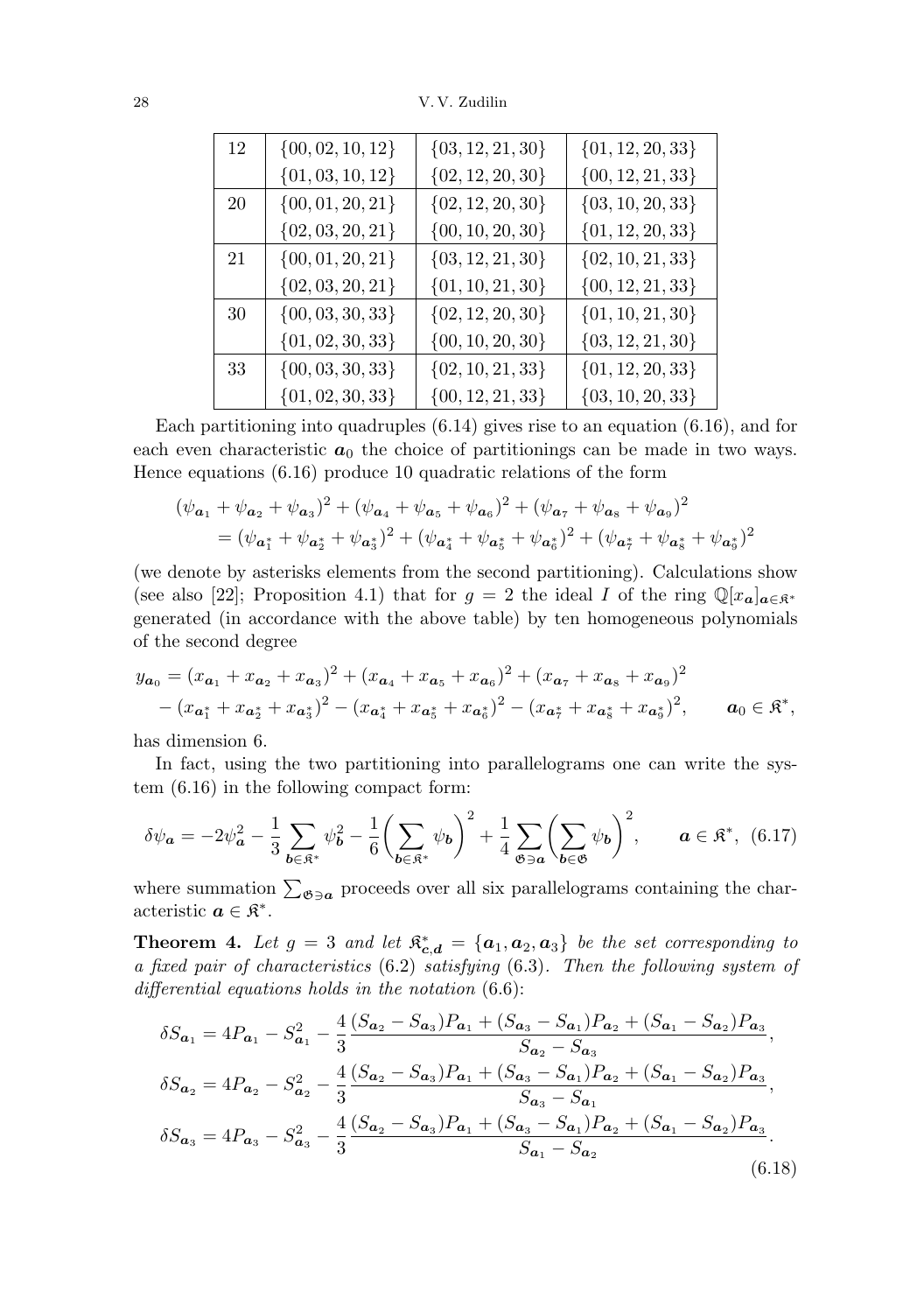| 12 | $\{00,02,10,12\}$ | $\{03,12,21,30\}$ | $\{01,12,20,33\}$ |
|---|---|---|---|
| | $\{01,03,10,12\}$ | $\{02,12,20,30\}$ | $\{00,12,21,33\}$ |
| 20 | $\{00,01,20,21\}$ | $\{02,12,20,30\}$ | $\{03,10,20,33\}$ |
| | $\{02,03,20,21\}$ | $\{00,10,20,30\}$ | $\{01,12,20,33\}$ |
| 21 | $\{00,01,20,21\}$ | $\{03,12,21,30\}$ | $\{02,10,21,33\}$ |
| | $\{02,03,20,21\}$ | $\{01,10,21,30\}$ | $\{00,12,21,33\}$ |
| 30 | $\{00,03,30,33\}$ | $\{02,12,20,30\}$ | $\{01,10,21,30\}$ |
| | $\{01,02,30,33\}$ | $\{00,10,20,30\}$ | $\{03,12,21,30\}$ |
| 33 | $\{00,03,30,33\}$ | $\{02,10,21,33\}$ | $\{01,12,20,33\}$ |
| | $\{01,02,30,33\}$ | $\{00,12,21,33\}$ | $\{03,10,20,33\}$ |

Each partitioning into quadruples (6.14) gives rise to an equation (6.16), and for each even characteristic $\boldsymbol{a}_0$ the choice of partitionings can be made in two ways. Hence equations (6.16) produce 10 quadratic relations of the form

$$
\begin{aligned}
&(\psi_{\boldsymbol{a}_1}+\psi_{\boldsymbol{a}_2}+\psi_{\boldsymbol{a}_3})^2+(\psi_{\boldsymbol{a}_4}+\psi_{\boldsymbol{a}_5}+\psi_{\boldsymbol{a}_6})^2+(\psi_{\boldsymbol{a}_7}+\psi_{\boldsymbol{a}_8}+\psi_{\boldsymbol{a}_9})^2\\
&\quad=(\psi_{\boldsymbol{a}_1^*}+\psi_{\boldsymbol{a}_2^*}+\psi_{\boldsymbol{a}_3^*})^2+(\psi_{\boldsymbol{a}_4^*}+\psi_{\boldsymbol{a}_5^*}+\psi_{\boldsymbol{a}_6^*})^2+(\psi_{\boldsymbol{a}_7^*}+\psi_{\boldsymbol{a}_8^*}+\psi_{\boldsymbol{a}_9^*})^2
\end{aligned}
$$

(we denote by asterisks elements from the second partitioning). Calculations show (see also [22]; Proposition 4.1) that for $g=2$ the ideal $I$ of the ring $\mathbb{Q}[x_{\boldsymbol{a}}]_{\boldsymbol{a}\in\mathfrak{K}^*}$ generated (in accordance with the above table) by ten homogeneous polynomials of the second degree

$$
\begin{aligned}
y_{\boldsymbol{a}_0}&=(x_{\boldsymbol{a}_1}+x_{\boldsymbol{a}_2}+x_{\boldsymbol{a}_3})^2+(x_{\boldsymbol{a}_4}+x_{\boldsymbol{a}_5}+x_{\boldsymbol{a}_6})^2+(x_{\boldsymbol{a}_7}+x_{\boldsymbol{a}_8}+x_{\boldsymbol{a}_9})^2\\
&\quad-(x_{\boldsymbol{a}_1^*}+x_{\boldsymbol{a}_2^*}+x_{\boldsymbol{a}_3^*})^2-(x_{\boldsymbol{a}_4^*}+x_{\boldsymbol{a}_5^*}+x_{\boldsymbol{a}_6^*})^2-(x_{\boldsymbol{a}_7^*}+x_{\boldsymbol{a}_8^*}+x_{\boldsymbol{a}_9^*})^2, \qquad \boldsymbol{a}_0\in\mathfrak{K}^*,
\end{aligned}
$$

has dimension 6.

In fact, using the two partitioning into parallelograms one can write the system (6.16) in the following compact form:

$$
\delta\psi_{\boldsymbol{a}}=-2\psi_{\boldsymbol{a}}^2-\frac{1}{3}\sum_{\boldsymbol{b}\in\mathfrak{K}^*}\psi_{\boldsymbol{b}}^2-\frac{1}{6}\biggl(\sum_{\boldsymbol{b}\in\mathfrak{K}^*}\psi_{\boldsymbol{b}}\biggr)^2+\frac{1}{4}\sum_{\mathfrak{G}\ni\boldsymbol{a}}\biggl(\sum_{\boldsymbol{b}\in\mathfrak{G}}\psi_{\boldsymbol{b}}\biggr)^2, \qquad \boldsymbol{a}\in\mathfrak{K}^*, \quad (6.17)
$$

where summation $\sum_{\mathfrak{G}\ni\boldsymbol{a}}$ proceeds over all six parallelograms containing the characteristic $\boldsymbol{a}\in\mathfrak{K}^*$.

**Theorem 4.** *Let $g=3$ and let $\mathfrak{K}^*_{\boldsymbol{c},\boldsymbol{d}}=\{\boldsymbol{a}_1,\boldsymbol{a}_2,\boldsymbol{a}_3\}$ be the set corresponding to a fixed pair of characteristics* (6.2) *satisfying* (6.3)*. Then the following system of differential equations holds in the notation* (6.6):

$$
\begin{aligned}
\delta S_{\boldsymbol{a}_1}&=4P_{\boldsymbol{a}_1}-S_{\boldsymbol{a}_1}^2-\frac{4}{3}\frac{(S_{\boldsymbol{a}_2}-S_{\boldsymbol{a}_3})P_{\boldsymbol{a}_1}+(S_{\boldsymbol{a}_3}-S_{\boldsymbol{a}_1})P_{\boldsymbol{a}_2}+(S_{\boldsymbol{a}_1}-S_{\boldsymbol{a}_2})P_{\boldsymbol{a}_3}}{S_{\boldsymbol{a}_2}-S_{\boldsymbol{a}_3}},\\
\delta S_{\boldsymbol{a}_2}&=4P_{\boldsymbol{a}_2}-S_{\boldsymbol{a}_2}^2-\frac{4}{3}\frac{(S_{\boldsymbol{a}_2}-S_{\boldsymbol{a}_3})P_{\boldsymbol{a}_1}+(S_{\boldsymbol{a}_3}-S_{\boldsymbol{a}_1})P_{\boldsymbol{a}_2}+(S_{\boldsymbol{a}_1}-S_{\boldsymbol{a}_2})P_{\boldsymbol{a}_3}}{S_{\boldsymbol{a}_3}-S_{\boldsymbol{a}_1}},\\
\delta S_{\boldsymbol{a}_3}&=4P_{\boldsymbol{a}_3}-S_{\boldsymbol{a}_3}^2-\frac{4}{3}\frac{(S_{\boldsymbol{a}_2}-S_{\boldsymbol{a}_3})P_{\boldsymbol{a}_1}+(S_{\boldsymbol{a}_3}-S_{\boldsymbol{a}_1})P_{\boldsymbol{a}_2}+(S_{\boldsymbol{a}_1}-S_{\boldsymbol{a}_2})P_{\boldsymbol{a}_3}}{S_{\boldsymbol{a}_1}-S_{\boldsymbol{a}_2}}.
\end{aligned}
\tag{6.18}
$$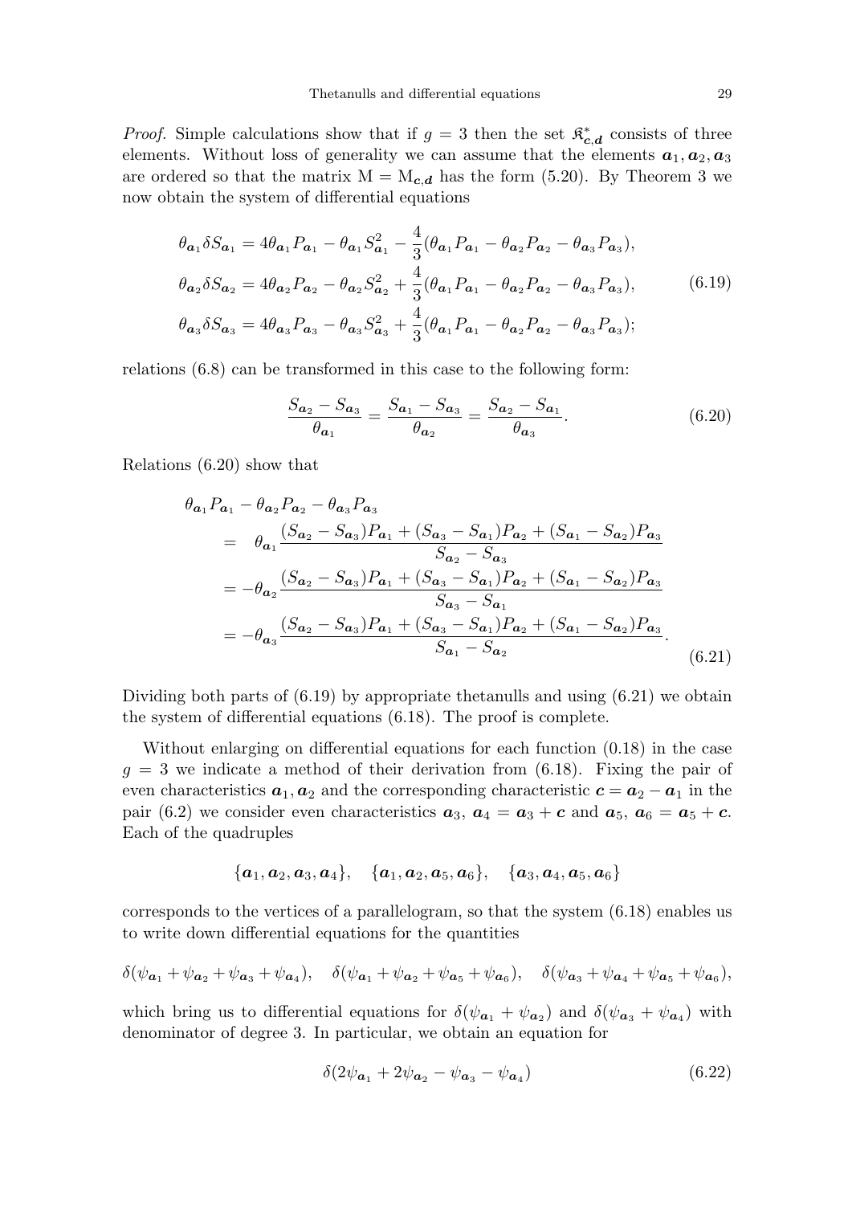*Proof.* Simple calculations show that if $g = 3$ then the set $\mathfrak{K}^*_{\boldsymbol{c},\boldsymbol{d}}$ consists of three elements. Without loss of generality we can assume that the elements $\boldsymbol{a}_1, \boldsymbol{a}_2, \boldsymbol{a}_3$ are ordered so that the matrix $\mathrm{M} = \mathrm{M}_{\boldsymbol{c},\boldsymbol{d}}$ has the form (5.20). By Theorem 3 we now obtain the system of differential equations

$$
\begin{aligned}
\theta_{\boldsymbol{a}_1}\delta S_{\boldsymbol{a}_1} &= 4\theta_{\boldsymbol{a}_1}P_{\boldsymbol{a}_1} - \theta_{\boldsymbol{a}_1}S^2_{\boldsymbol{a}_1} - \frac{4}{3}(\theta_{\boldsymbol{a}_1}P_{\boldsymbol{a}_1} - \theta_{\boldsymbol{a}_2}P_{\boldsymbol{a}_2} - \theta_{\boldsymbol{a}_3}P_{\boldsymbol{a}_3}),\\
\theta_{\boldsymbol{a}_2}\delta S_{\boldsymbol{a}_2} &= 4\theta_{\boldsymbol{a}_2}P_{\boldsymbol{a}_2} - \theta_{\boldsymbol{a}_2}S^2_{\boldsymbol{a}_2} + \frac{4}{3}(\theta_{\boldsymbol{a}_1}P_{\boldsymbol{a}_1} - \theta_{\boldsymbol{a}_2}P_{\boldsymbol{a}_2} - \theta_{\boldsymbol{a}_3}P_{\boldsymbol{a}_3}),\\
\theta_{\boldsymbol{a}_3}\delta S_{\boldsymbol{a}_3} &= 4\theta_{\boldsymbol{a}_3}P_{\boldsymbol{a}_3} - \theta_{\boldsymbol{a}_3}S^2_{\boldsymbol{a}_3} + \frac{4}{3}(\theta_{\boldsymbol{a}_1}P_{\boldsymbol{a}_1} - \theta_{\boldsymbol{a}_2}P_{\boldsymbol{a}_2} - \theta_{\boldsymbol{a}_3}P_{\boldsymbol{a}_3});
\end{aligned}
\tag{6.19}
$$

relations (6.8) can be transformed in this case to the following form:

$$
\frac{S_{\boldsymbol{a}_2} - S_{\boldsymbol{a}_3}}{\theta_{\boldsymbol{a}_1}} = \frac{S_{\boldsymbol{a}_1} - S_{\boldsymbol{a}_3}}{\theta_{\boldsymbol{a}_2}} = \frac{S_{\boldsymbol{a}_2} - S_{\boldsymbol{a}_1}}{\theta_{\boldsymbol{a}_3}}. \tag{6.20}
$$

Relations (6.20) show that

$$
\begin{aligned}
&\theta_{\boldsymbol{a}_1}P_{\boldsymbol{a}_1} - \theta_{\boldsymbol{a}_2}P_{\boldsymbol{a}_2} - \theta_{\boldsymbol{a}_3}P_{\boldsymbol{a}_3}\\
&\quad= \quad\theta_{\boldsymbol{a}_1}\frac{(S_{\boldsymbol{a}_2} - S_{\boldsymbol{a}_3})P_{\boldsymbol{a}_1} + (S_{\boldsymbol{a}_3} - S_{\boldsymbol{a}_1})P_{\boldsymbol{a}_2} + (S_{\boldsymbol{a}_1} - S_{\boldsymbol{a}_2})P_{\boldsymbol{a}_3}}{S_{\boldsymbol{a}_2} - S_{\boldsymbol{a}_3}}\\
&\quad= -\theta_{\boldsymbol{a}_2}\frac{(S_{\boldsymbol{a}_2} - S_{\boldsymbol{a}_3})P_{\boldsymbol{a}_1} + (S_{\boldsymbol{a}_3} - S_{\boldsymbol{a}_1})P_{\boldsymbol{a}_2} + (S_{\boldsymbol{a}_1} - S_{\boldsymbol{a}_2})P_{\boldsymbol{a}_3}}{S_{\boldsymbol{a}_3} - S_{\boldsymbol{a}_1}}\\
&\quad= -\theta_{\boldsymbol{a}_3}\frac{(S_{\boldsymbol{a}_2} - S_{\boldsymbol{a}_3})P_{\boldsymbol{a}_1} + (S_{\boldsymbol{a}_3} - S_{\boldsymbol{a}_1})P_{\boldsymbol{a}_2} + (S_{\boldsymbol{a}_1} - S_{\boldsymbol{a}_2})P_{\boldsymbol{a}_3}}{S_{\boldsymbol{a}_1} - S_{\boldsymbol{a}_2}}.
\end{aligned}
\tag{6.21}
$$

Dividing both parts of (6.19) by appropriate thetanulls and using (6.21) we obtain the system of differential equations (6.18). The proof is complete.

Without enlarging on differential equations for each function (0.18) in the case $g = 3$ we indicate a method of their derivation from (6.18). Fixing the pair of even characteristics $\boldsymbol{a}_1, \boldsymbol{a}_2$ and the corresponding characteristic $\boldsymbol{c} = \boldsymbol{a}_2 - \boldsymbol{a}_1$ in the pair (6.2) we consider even characteristics $\boldsymbol{a}_3$, $\boldsymbol{a}_4 = \boldsymbol{a}_3 + \boldsymbol{c}$ and $\boldsymbol{a}_5$, $\boldsymbol{a}_6 = \boldsymbol{a}_5 + \boldsymbol{c}$. Each of the quadruples

$$
\{\boldsymbol{a}_1, \boldsymbol{a}_2, \boldsymbol{a}_3, \boldsymbol{a}_4\}, \quad \{\boldsymbol{a}_1, \boldsymbol{a}_2, \boldsymbol{a}_5, \boldsymbol{a}_6\}, \quad \{\boldsymbol{a}_3, \boldsymbol{a}_4, \boldsymbol{a}_5, \boldsymbol{a}_6\}
$$

corresponds to the vertices of a parallelogram, so that the system (6.18) enables us to write down differential equations for the quantities

$$
\delta(\psi_{\boldsymbol{a}_1} + \psi_{\boldsymbol{a}_2} + \psi_{\boldsymbol{a}_3} + \psi_{\boldsymbol{a}_4}), \quad \delta(\psi_{\boldsymbol{a}_1} + \psi_{\boldsymbol{a}_2} + \psi_{\boldsymbol{a}_5} + \psi_{\boldsymbol{a}_6}), \quad \delta(\psi_{\boldsymbol{a}_3} + \psi_{\boldsymbol{a}_4} + \psi_{\boldsymbol{a}_5} + \psi_{\boldsymbol{a}_6}),
$$

which bring us to differential equations for $\delta(\psi_{\boldsymbol{a}_1} + \psi_{\boldsymbol{a}_2})$ and $\delta(\psi_{\boldsymbol{a}_3} + \psi_{\boldsymbol{a}_4})$ with denominator of degree 3. In particular, we obtain an equation for

$$
\delta(2\psi_{\boldsymbol{a}_1} + 2\psi_{\boldsymbol{a}_2} - \psi_{\boldsymbol{a}_3} - \psi_{\boldsymbol{a}_4}) \tag{6.22}
$$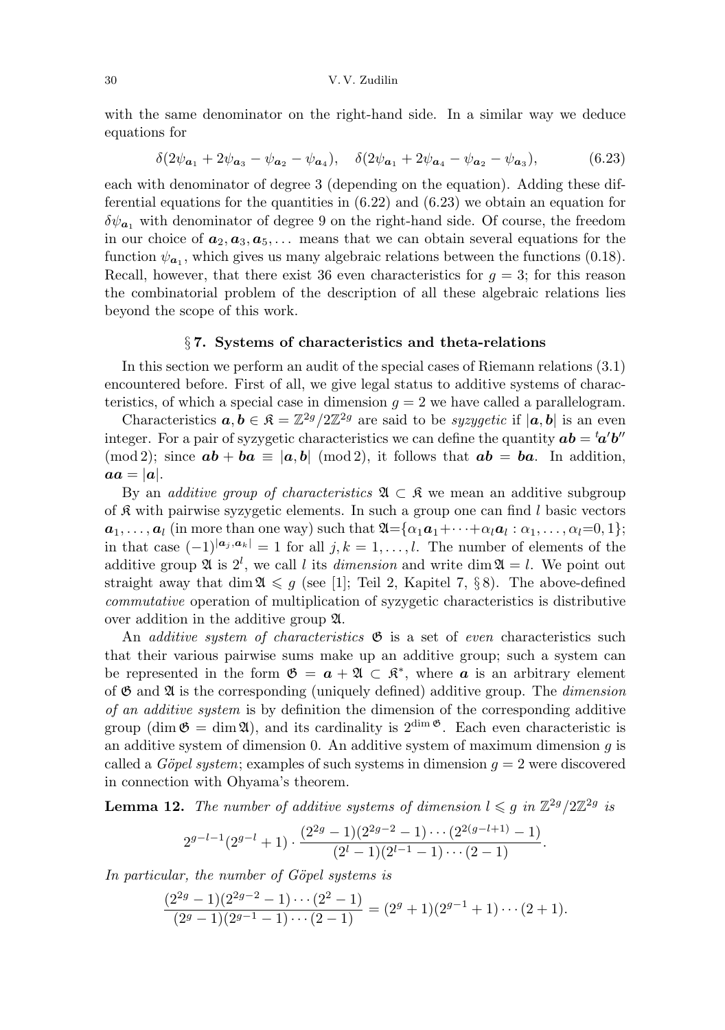with the same denominator on the right-hand side. In a similar way we deduce equations for

$$\delta(2\psi_{\boldsymbol{a}_1}+2\psi_{\boldsymbol{a}_3}-\psi_{\boldsymbol{a}_2}-\psi_{\boldsymbol{a}_4}),\quad \delta(2\psi_{\boldsymbol{a}_1}+2\psi_{\boldsymbol{a}_4}-\psi_{\boldsymbol{a}_2}-\psi_{\boldsymbol{a}_3}), \tag{6.23}$$

each with denominator of degree 3 (depending on the equation). Adding these differential equations for the quantities in (6.22) and (6.23) we obtain an equation for $\delta\psi_{\boldsymbol{a}_1}$ with denominator of degree 9 on the right-hand side. Of course, the freedom in our choice of $\boldsymbol{a}_2,\boldsymbol{a}_3,\boldsymbol{a}_5,\dots$ means that we can obtain several equations for the function $\psi_{\boldsymbol{a}_1}$, which gives us many algebraic relations between the functions (0.18). Recall, however, that there exist 36 even characteristics for $g=3$; for this reason the combinatorial problem of the description of all these algebraic relations lies beyond the scope of this work.

## § 7. Systems of characteristics and theta-relations

In this section we perform an audit of the special cases of Riemann relations (3.1) encountered before. First of all, we give legal status to additive systems of characteristics, of which a special case in dimension $g=2$ we have called a parallelogram.

Characteristics $\boldsymbol{a},\boldsymbol{b}\in\mathfrak{K}=\mathbb{Z}^{2g}/2\mathbb{Z}^{2g}$ are said to be *syzygetic* if $|\boldsymbol{a},\boldsymbol{b}|$ is an even integer. For a pair of syzygetic characteristics we can define the quantity $\boldsymbol{ab}={}^t\boldsymbol{a}'\boldsymbol{b}''$ $(\bmod 2)$; since $\boldsymbol{ab}+\boldsymbol{ba}\equiv|\boldsymbol{a},\boldsymbol{b}|\pmod 2$, it follows that $\boldsymbol{ab}=\boldsymbol{ba}$. In addition, $\boldsymbol{aa}=|\boldsymbol{a}|$.

By an *additive group of characteristics* $\mathfrak{A}\subset\mathfrak{K}$ we mean an additive subgroup of $\mathfrak{K}$ with pairwise syzygetic elements. In such a group one can find $l$ basic vectors $\boldsymbol{a}_1,\dots,\boldsymbol{a}_l$ (in more than one way) such that $\mathfrak{A}=\{\alpha_1\boldsymbol{a}_1+\dots+\alpha_l\boldsymbol{a}_l:\alpha_1,\dots,\alpha_l=0,1\}$; in that case $(-1)^{|\boldsymbol{a}_j,\boldsymbol{a}_k|}=1$ for all $j,k=1,\dots,l$. The number of elements of the additive group $\mathfrak{A}$ is $2^l$, we call $l$ its *dimension* and write $\dim\mathfrak{A}=l$. We point out straight away that $\dim\mathfrak{A}\leqslant g$ (see [1]; Teil 2, Kapitel 7, § 8). The above-defined *commutative* operation of multiplication of syzygetic characteristics is distributive over addition in the additive group $\mathfrak{A}$.

An *additive system of characteristics* $\mathfrak{G}$ is a set of *even* characteristics such that their various pairwise sums make up an additive group; such a system can be represented in the form $\mathfrak{G}=\boldsymbol{a}+\mathfrak{A}\subset\mathfrak{K}^*$, where $\boldsymbol{a}$ is an arbitrary element of $\mathfrak{G}$ and $\mathfrak{A}$ is the corresponding (uniquely defined) additive group. The *dimension of an additive system* is by definition the dimension of the corresponding additive group ($\dim\mathfrak{G}=\dim\mathfrak{A}$), and its cardinality is $2^{\dim\mathfrak{G}}$. Each even characteristic is an additive system of dimension 0. An additive system of maximum dimension $g$ is called a *Göpel system*; examples of such systems in dimension $g=2$ were discovered in connection with Ohyama's theorem.

**Lemma 12.** *The number of additive systems of dimension $l\leqslant g$ in $\mathbb{Z}^{2g}/2\mathbb{Z}^{2g}$ is*

$$2^{g-l-1}(2^{g-l}+1)\cdot\frac{(2^{2g}-1)(2^{2g-2}-1)\cdots(2^{2(g-l+1)}-1)}{(2^l-1)(2^{l-1}-1)\cdots(2-1)}.$$

*In particular, the number of Göpel systems is*

$$\frac{(2^{2g}-1)(2^{2g-2}-1)\cdots(2^2-1)}{(2^g-1)(2^{g-1}-1)\cdots(2-1)}=(2^g+1)(2^{g-1}+1)\cdots(2+1).$$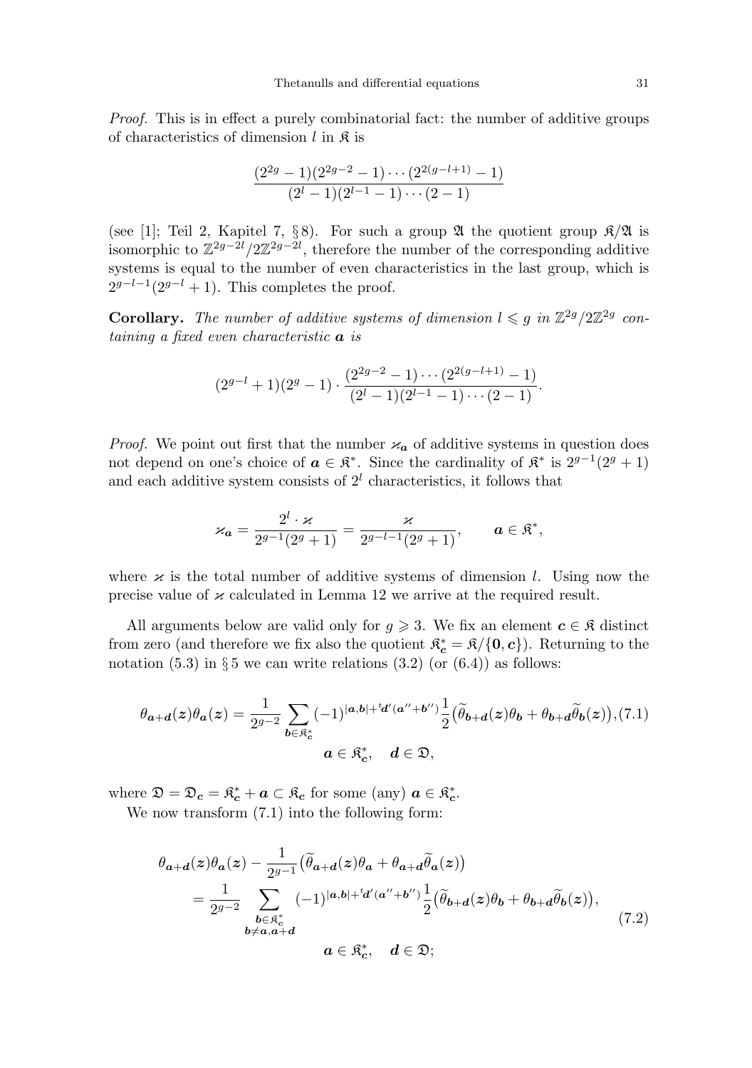*Proof.* This is in effect a purely combinatorial fact: the number of additive groups of characteristics of dimension $l$ in $\mathfrak{K}$ is

$$\frac{(2^{2g}-1)(2^{2g-2}-1)\cdots(2^{2(g-l+1)}-1)}{(2^l-1)(2^{l-1}-1)\cdots(2-1)}$$

(see [1]; Teil 2, Kapitel 7, § 8). For such a group $\mathfrak{A}$ the quotient group $\mathfrak{K}/\mathfrak{A}$ is isomorphic to $\mathbb{Z}^{2g-2l}/2\mathbb{Z}^{2g-2l}$, therefore the number of the corresponding additive systems is equal to the number of even characteristics in the last group, which is $2^{g-l-1}(2^{g-l}+1)$. This completes the proof.

**Corollary.** *The number of additive systems of dimension $l \leqslant g$ in $\mathbb{Z}^{2g}/2\mathbb{Z}^{2g}$ containing a fixed even characteristic $\boldsymbol{a}$ is*

$$(2^{g-l}+1)(2^g-1)\cdot\frac{(2^{2g-2}-1)\cdots(2^{2(g-l+1)}-1)}{(2^l-1)(2^{l-1}-1)\cdots(2-1)}.$$

*Proof.* We point out first that the number $\varkappa_{\boldsymbol{a}}$ of additive systems in question does not depend on one's choice of $\boldsymbol{a}\in\mathfrak{K}^*$. Since the cardinality of $\mathfrak{K}^*$ is $2^{g-1}(2^g+1)$ and each additive system consists of $2^l$ characteristics, it follows that

$$\varkappa_{\boldsymbol{a}} = \frac{2^l\cdot\varkappa}{2^{g-1}(2^g+1)} = \frac{\varkappa}{2^{g-l-1}(2^g+1)}, \qquad \boldsymbol{a}\in\mathfrak{K}^*,$$

where $\varkappa$ is the total number of additive systems of dimension $l$. Using now the precise value of $\varkappa$ calculated in Lemma 12 we arrive at the required result.

All arguments below are valid only for $g\geqslant 3$. We fix an element $\boldsymbol{c}\in\mathfrak{K}$ distinct from zero (and therefore we fix also the quotient $\mathfrak{K}^*_{\boldsymbol{c}} = \mathfrak{K}/\{\boldsymbol{0},\boldsymbol{c}\}$). Returning to the notation (5.3) in § 5 we can write relations (3.2) (or (6.4)) as follows:

$$\theta_{\boldsymbol{a}+\boldsymbol{d}}(\boldsymbol{z})\theta_{\boldsymbol{a}}(\boldsymbol{z}) = \frac{1}{2^{g-2}}\sum_{\boldsymbol{b}\in\mathfrak{K}^*_{\boldsymbol{c}}}(-1)^{|\boldsymbol{a},\boldsymbol{b}|+{}^t\boldsymbol{d}'(\boldsymbol{a}''+\boldsymbol{b}'')}\frac{1}{2}\big(\widetilde{\theta}_{\boldsymbol{b}+\boldsymbol{d}}(\boldsymbol{z})\theta_{\boldsymbol{b}}+\theta_{\boldsymbol{b}+\boldsymbol{d}}\widetilde{\theta}_{\boldsymbol{b}}(\boldsymbol{z})\big), \tag{7.1}$$
$$\boldsymbol{a}\in\mathfrak{K}^*_{\boldsymbol{c}},\quad \boldsymbol{d}\in\mathfrak{D},$$

where $\mathfrak{D}=\mathfrak{D}_{\boldsymbol{c}} = \mathfrak{K}^*_{\boldsymbol{c}}+\boldsymbol{a}\subset\mathfrak{K}_{\boldsymbol{c}}$ for some (any) $\boldsymbol{a}\in\mathfrak{K}^*_{\boldsymbol{c}}$.

We now transform (7.1) into the following form:

$$\begin{aligned}
&\theta_{\boldsymbol{a}+\boldsymbol{d}}(\boldsymbol{z})\theta_{\boldsymbol{a}}(\boldsymbol{z}) - \frac{1}{2^{g-1}}\big(\widetilde{\theta}_{\boldsymbol{a}+\boldsymbol{d}}(\boldsymbol{z})\theta_{\boldsymbol{a}}+\theta_{\boldsymbol{a}+\boldsymbol{d}}\widetilde{\theta}_{\boldsymbol{a}}(\boldsymbol{z})\big)\\
&\qquad = \frac{1}{2^{g-2}}\sum_{\substack{\boldsymbol{b}\in\mathfrak{K}^*_{\boldsymbol{c}}\\ \boldsymbol{b}\neq\boldsymbol{a},\boldsymbol{a}+\boldsymbol{d}}}(-1)^{|\boldsymbol{a},\boldsymbol{b}|+{}^t\boldsymbol{d}'(\boldsymbol{a}''+\boldsymbol{b}'')}\frac{1}{2}\big(\widetilde{\theta}_{\boldsymbol{b}+\boldsymbol{d}}(\boldsymbol{z})\theta_{\boldsymbol{b}}+\theta_{\boldsymbol{b}+\boldsymbol{d}}\widetilde{\theta}_{\boldsymbol{b}}(\boldsymbol{z})\big),
\end{aligned} \tag{7.2}$$
$$\boldsymbol{a}\in\mathfrak{K}^*_{\boldsymbol{c}},\quad \boldsymbol{d}\in\mathfrak{D};$$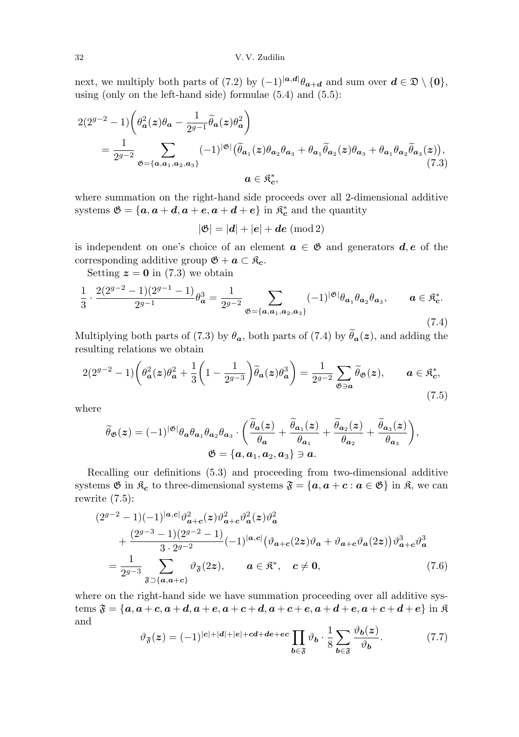next, we multiply both parts of (7.2) by $(-1)^{|\boldsymbol{a},\boldsymbol{d}|}\theta_{\boldsymbol{a}+\boldsymbol{d}}$ and sum over $\boldsymbol{d} \in \mathfrak{D} \setminus \{\boldsymbol{0}\}$, using (only on the left-hand side) formulae (5.4) and (5.5):

$$2(2^{g-2}-1)\biggl(\theta_{\boldsymbol{a}}^2(\boldsymbol{z})\theta_{\boldsymbol{a}} - \frac{1}{2^{g-1}}\widetilde{\theta}_{\boldsymbol{a}}(\boldsymbol{z})\theta_{\boldsymbol{a}}^2\biggr) = \frac{1}{2^{g-2}} \sum_{\mathfrak{G}=\{\boldsymbol{a},\boldsymbol{a}_1,\boldsymbol{a}_2,\boldsymbol{a}_3\}} (-1)^{|\mathfrak{G}|}\bigl(\widetilde{\theta}_{\boldsymbol{a}_1}(\boldsymbol{z})\theta_{\boldsymbol{a}_2}\theta_{\boldsymbol{a}_3} + \theta_{\boldsymbol{a}_1}\widetilde{\theta}_{\boldsymbol{a}_2}(\boldsymbol{z})\theta_{\boldsymbol{a}_3} + \theta_{\boldsymbol{a}_1}\theta_{\boldsymbol{a}_2}\widetilde{\theta}_{\boldsymbol{a}_3}(\boldsymbol{z})\bigr), \qquad \boldsymbol{a} \in \mathfrak{K}_{\boldsymbol{c}}^*, \tag{7.3}$$

where summation on the right-hand side proceeds over all 2-dimensional additive systems $\mathfrak{G} = \{\boldsymbol{a}, \boldsymbol{a}+\boldsymbol{d}, \boldsymbol{a}+\boldsymbol{e}, \boldsymbol{a}+\boldsymbol{d}+\boldsymbol{e}\}$ in $\mathfrak{K}_{\boldsymbol{c}}^*$ and the quantity

$$|\mathfrak{G}| = |\boldsymbol{d}| + |\boldsymbol{e}| + \boldsymbol{de} \pmod 2$$

is independent on one's choice of an element $\boldsymbol{a} \in \mathfrak{G}$ and generators $\boldsymbol{d}, \boldsymbol{e}$ of the corresponding additive group $\mathfrak{G} + \boldsymbol{a} \subset \mathfrak{K}_{\boldsymbol{c}}$.

Setting $\boldsymbol{z} = \boldsymbol{0}$ in (7.3) we obtain

$$\frac{1}{3} \cdot \frac{2(2^{g-2}-1)(2^{g-1}-1)}{2^{g-1}}\theta_{\boldsymbol{a}}^3 = \frac{1}{2^{g-2}} \sum_{\mathfrak{G}=\{\boldsymbol{a},\boldsymbol{a}_1,\boldsymbol{a}_2,\boldsymbol{a}_3\}} (-1)^{|\mathfrak{G}|}\theta_{\boldsymbol{a}_1}\theta_{\boldsymbol{a}_2}\theta_{\boldsymbol{a}_3}, \qquad \boldsymbol{a} \in \mathfrak{K}_{\boldsymbol{c}}^*. \tag{7.4}$$

Multiplying both parts of (7.3) by $\theta_{\boldsymbol{a}}$, both parts of (7.4) by $\widetilde{\theta}_{\boldsymbol{a}}(\boldsymbol{z})$, and adding the resulting relations we obtain

$$2(2^{g-2}-1)\biggl(\theta_{\boldsymbol{a}}^2(\boldsymbol{z})\theta_{\boldsymbol{a}}^2 + \frac{1}{3}\biggl(1 - \frac{1}{2^{g-3}}\biggr)\widetilde{\theta}_{\boldsymbol{a}}(\boldsymbol{z})\theta_{\boldsymbol{a}}^3\biggr) = \frac{1}{2^{g-2}} \sum_{\mathfrak{G}\ni\boldsymbol{a}} \widetilde{\theta}_{\mathfrak{G}}(\boldsymbol{z}), \qquad \boldsymbol{a} \in \mathfrak{K}_{\boldsymbol{c}}^*, \tag{7.5}$$

where

$$\widetilde{\theta}_{\mathfrak{G}}(\boldsymbol{z}) = (-1)^{|\mathfrak{G}|}\theta_{\boldsymbol{a}}\theta_{\boldsymbol{a}_1}\theta_{\boldsymbol{a}_2}\theta_{\boldsymbol{a}_3} \cdot \biggl(\frac{\widetilde{\theta}_{\boldsymbol{a}}(\boldsymbol{z})}{\theta_{\boldsymbol{a}}} + \frac{\widetilde{\theta}_{\boldsymbol{a}_1}(\boldsymbol{z})}{\theta_{\boldsymbol{a}_1}} + \frac{\widetilde{\theta}_{\boldsymbol{a}_2}(\boldsymbol{z})}{\theta_{\boldsymbol{a}_2}} + \frac{\widetilde{\theta}_{\boldsymbol{a}_3}(\boldsymbol{z})}{\theta_{\boldsymbol{a}_3}}\biggr),$$
$$\mathfrak{G} = \{\boldsymbol{a}, \boldsymbol{a}_1, \boldsymbol{a}_2, \boldsymbol{a}_3\} \ni \boldsymbol{a}.$$

Recalling our definitions (5.3) and proceeding from two-dimensional additive systems $\mathfrak{G}$ in $\mathfrak{K}_{\boldsymbol{c}}$ to three-dimensional systems $\mathfrak{F} = \{\boldsymbol{a}, \boldsymbol{a}+\boldsymbol{c} : \boldsymbol{a} \in \mathfrak{G}\}$ in $\mathfrak{K}$, we can rewrite (7.5):

$$\begin{aligned}
&(2^{g-2}-1)(-1)^{|\boldsymbol{a},\boldsymbol{c}|}\vartheta_{\boldsymbol{a}+\boldsymbol{c}}^2(\boldsymbol{z})\vartheta_{\boldsymbol{a}+\boldsymbol{c}}^2\vartheta_{\boldsymbol{a}}^2(\boldsymbol{z})\vartheta_{\boldsymbol{a}}^2 \\
&\quad + \frac{(2^{g-3}-1)(2^{g-2}-1)}{3 \cdot 2^{g-2}}(-1)^{|\boldsymbol{a},\boldsymbol{c}|}\bigl(\vartheta_{\boldsymbol{a}+\boldsymbol{c}}(2\boldsymbol{z})\vartheta_{\boldsymbol{a}} + \vartheta_{\boldsymbol{a}+\boldsymbol{c}}\vartheta_{\boldsymbol{a}}(2\boldsymbol{z})\bigr)\vartheta_{\boldsymbol{a}+\boldsymbol{c}}^3\vartheta_{\boldsymbol{a}}^3 \\
&= \frac{1}{2^{g-3}} \sum_{\mathfrak{F}\supset\{\boldsymbol{a},\boldsymbol{a}+\boldsymbol{c}\}} \vartheta_{\mathfrak{F}}(2\boldsymbol{z}), \qquad \boldsymbol{a} \in \mathfrak{K}^*, \quad \boldsymbol{c} \neq \boldsymbol{0},
\end{aligned} \tag{7.6}$$

where on the right-hand side we have summation proceeding over all additive systems $\mathfrak{F} = \{\boldsymbol{a}, \boldsymbol{a}+\boldsymbol{c}, \boldsymbol{a}+\boldsymbol{d}, \boldsymbol{a}+\boldsymbol{e}, \boldsymbol{a}+\boldsymbol{c}+\boldsymbol{d}, \boldsymbol{a}+\boldsymbol{c}+\boldsymbol{e}, \boldsymbol{a}+\boldsymbol{d}+\boldsymbol{e}, \boldsymbol{a}+\boldsymbol{c}+\boldsymbol{d}+\boldsymbol{e}\}$ in $\mathfrak{K}$ and

$$\vartheta_{\mathfrak{F}}(\boldsymbol{z}) = (-1)^{|\boldsymbol{c}|+|\boldsymbol{d}|+|\boldsymbol{e}|+\boldsymbol{cd}+\boldsymbol{de}+\boldsymbol{ec}} \prod_{\boldsymbol{b}\in\mathfrak{F}} \vartheta_{\boldsymbol{b}} \cdot \frac{1}{8} \sum_{\boldsymbol{b}\in\mathfrak{F}} \frac{\vartheta_{\boldsymbol{b}}(\boldsymbol{z})}{\vartheta_{\boldsymbol{b}}}. \tag{7.7}$$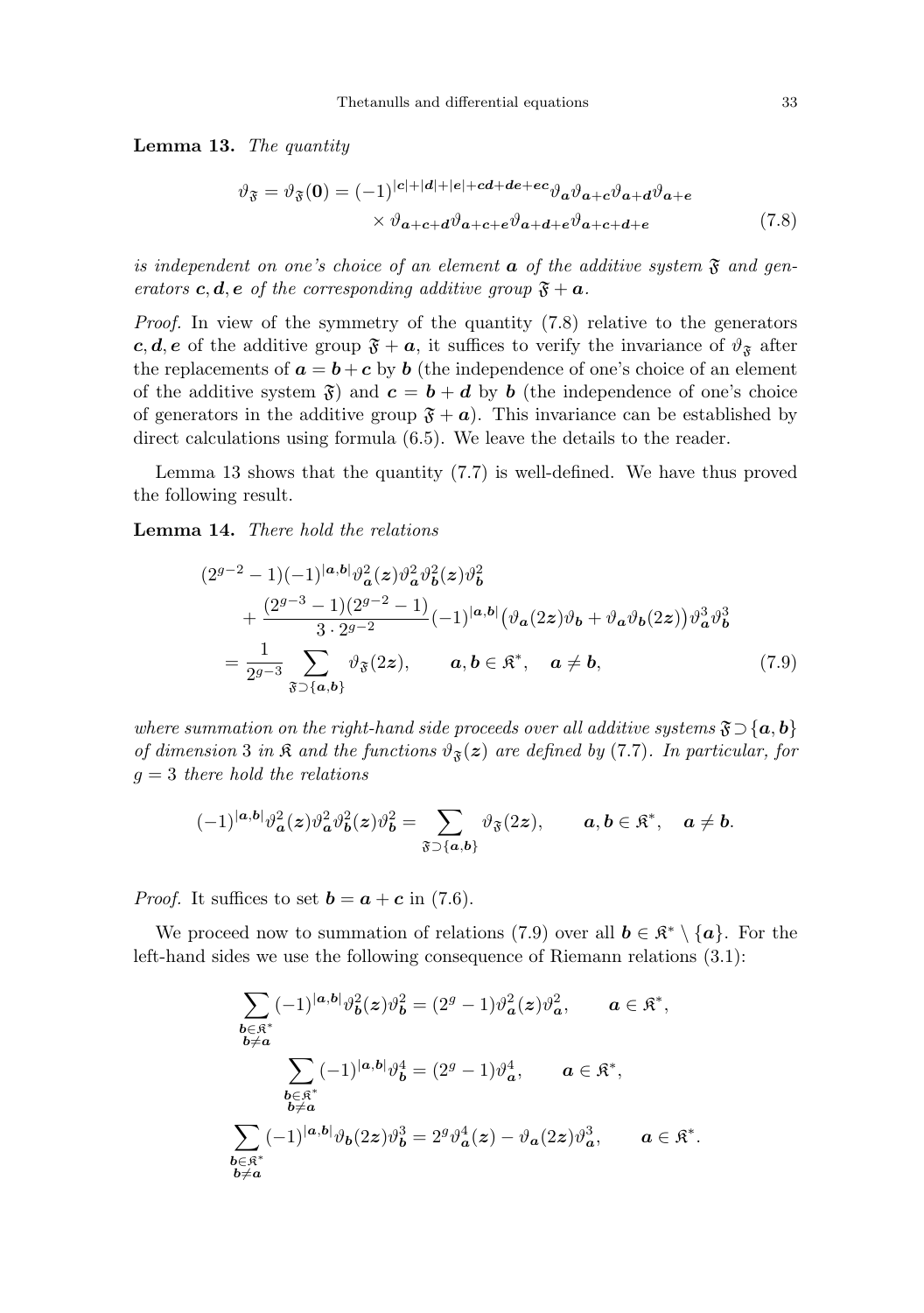**Lemma 13.** *The quantity*

$$\begin{aligned}
\vartheta_{\mathfrak{F}} = \vartheta_{\mathfrak{F}}(\mathbf{0}) = (-1)^{|\boldsymbol{c}|+|\boldsymbol{d}|+|\boldsymbol{e}|+\boldsymbol{cd}+\boldsymbol{de}+\boldsymbol{ec}} \vartheta_{\boldsymbol{a}} \vartheta_{\boldsymbol{a}+\boldsymbol{c}} \vartheta_{\boldsymbol{a}+\boldsymbol{d}} \vartheta_{\boldsymbol{a}+\boldsymbol{e}} \\
\times \vartheta_{\boldsymbol{a}+\boldsymbol{c}+\boldsymbol{d}} \vartheta_{\boldsymbol{a}+\boldsymbol{c}+\boldsymbol{e}} \vartheta_{\boldsymbol{a}+\boldsymbol{d}+\boldsymbol{e}} \vartheta_{\boldsymbol{a}+\boldsymbol{c}+\boldsymbol{d}+\boldsymbol{e}}
\end{aligned} \tag{7.8}$$

*is independent on one's choice of an element $\boldsymbol{a}$ of the additive system $\mathfrak{F}$ and generators $\boldsymbol{c}, \boldsymbol{d}, \boldsymbol{e}$ of the corresponding additive group $\mathfrak{F} + \boldsymbol{a}$.*

*Proof.* In view of the symmetry of the quantity (7.8) relative to the generators $\boldsymbol{c}, \boldsymbol{d}, \boldsymbol{e}$ of the additive group $\mathfrak{F} + \boldsymbol{a}$, it suffices to verify the invariance of $\vartheta_{\mathfrak{F}}$ after the replacements of $\boldsymbol{a} = \boldsymbol{b} + \boldsymbol{c}$ by $\boldsymbol{b}$ (the independence of one's choice of an element of the additive system $\mathfrak{F}$) and $\boldsymbol{c} = \boldsymbol{b} + \boldsymbol{d}$ by $\boldsymbol{b}$ (the independence of one's choice of generators in the additive group $\mathfrak{F} + \boldsymbol{a}$). This invariance can be established by direct calculations using formula (6.5). We leave the details to the reader.

Lemma 13 shows that the quantity (7.7) is well-defined. We have thus proved the following result.

**Lemma 14.** *There hold the relations*

$$\begin{aligned}
&(2^{g-2} - 1)(-1)^{|\boldsymbol{a},\boldsymbol{b}|} \vartheta_{\boldsymbol{a}}^2(\boldsymbol{z}) \vartheta_{\boldsymbol{a}}^2 \vartheta_{\boldsymbol{b}}^2(\boldsymbol{z}) \vartheta_{\boldsymbol{b}}^2 \\
&\quad + \frac{(2^{g-3} - 1)(2^{g-2} - 1)}{3 \cdot 2^{g-2}} (-1)^{|\boldsymbol{a},\boldsymbol{b}|} \big( \vartheta_{\boldsymbol{a}}(2\boldsymbol{z}) \vartheta_{\boldsymbol{b}} + \vartheta_{\boldsymbol{a}} \vartheta_{\boldsymbol{b}}(2\boldsymbol{z}) \big) \vartheta_{\boldsymbol{a}}^3 \vartheta_{\boldsymbol{b}}^3 \\
&= \frac{1}{2^{g-3}} \sum_{\mathfrak{F} \supset \{\boldsymbol{a},\boldsymbol{b}\}} \vartheta_{\mathfrak{F}}(2\boldsymbol{z}), \qquad \boldsymbol{a}, \boldsymbol{b} \in \mathfrak{K}^*, \quad \boldsymbol{a} \neq \boldsymbol{b},
\end{aligned} \tag{7.9}$$

*where summation on the right-hand side proceeds over all additive systems $\mathfrak{F} \supset \{\boldsymbol{a}, \boldsymbol{b}\}$ of dimension 3 in $\mathfrak{K}$ and the functions $\vartheta_{\mathfrak{F}}(\boldsymbol{z})$ are defined by (7.7). In particular, for $g = 3$ there hold the relations*

$$(-1)^{|\boldsymbol{a},\boldsymbol{b}|} \vartheta_{\boldsymbol{a}}^2(\boldsymbol{z}) \vartheta_{\boldsymbol{a}}^2 \vartheta_{\boldsymbol{b}}^2(\boldsymbol{z}) \vartheta_{\boldsymbol{b}}^2 = \sum_{\mathfrak{F} \supset \{\boldsymbol{a},\boldsymbol{b}\}} \vartheta_{\mathfrak{F}}(2\boldsymbol{z}), \qquad \boldsymbol{a}, \boldsymbol{b} \in \mathfrak{K}^*, \quad \boldsymbol{a} \neq \boldsymbol{b}.$$

*Proof.* It suffices to set $\boldsymbol{b} = \boldsymbol{a} + \boldsymbol{c}$ in (7.6).

We proceed now to summation of relations (7.9) over all $\boldsymbol{b} \in \mathfrak{K}^* \setminus \{\boldsymbol{a}\}$. For the left-hand sides we use the following consequence of Riemann relations (3.1):

$$\sum_{\substack{\boldsymbol{b} \in \mathfrak{K}^* \\ \boldsymbol{b} \neq \boldsymbol{a}}} (-1)^{|\boldsymbol{a},\boldsymbol{b}|} \vartheta_{\boldsymbol{b}}^2(\boldsymbol{z}) \vartheta_{\boldsymbol{b}}^2 = (2^g - 1) \vartheta_{\boldsymbol{a}}^2(\boldsymbol{z}) \vartheta_{\boldsymbol{a}}^2, \qquad \boldsymbol{a} \in \mathfrak{K}^*,$$

$$\sum_{\substack{\boldsymbol{b} \in \mathfrak{K}^* \\ \boldsymbol{b} \neq \boldsymbol{a}}} (-1)^{|\boldsymbol{a},\boldsymbol{b}|} \vartheta_{\boldsymbol{b}}^4 = (2^g - 1) \vartheta_{\boldsymbol{a}}^4, \qquad \boldsymbol{a} \in \mathfrak{K}^*,$$

$$\sum_{\substack{\boldsymbol{b} \in \mathfrak{K}^* \\ \boldsymbol{b} \neq \boldsymbol{a}}} (-1)^{|\boldsymbol{a},\boldsymbol{b}|} \vartheta_{\boldsymbol{b}}(2\boldsymbol{z}) \vartheta_{\boldsymbol{b}}^3 = 2^g \vartheta_{\boldsymbol{a}}^4(\boldsymbol{z}) - \vartheta_{\boldsymbol{a}}(2\boldsymbol{z}) \vartheta_{\boldsymbol{a}}^3, \qquad \boldsymbol{a} \in \mathfrak{K}^*.$$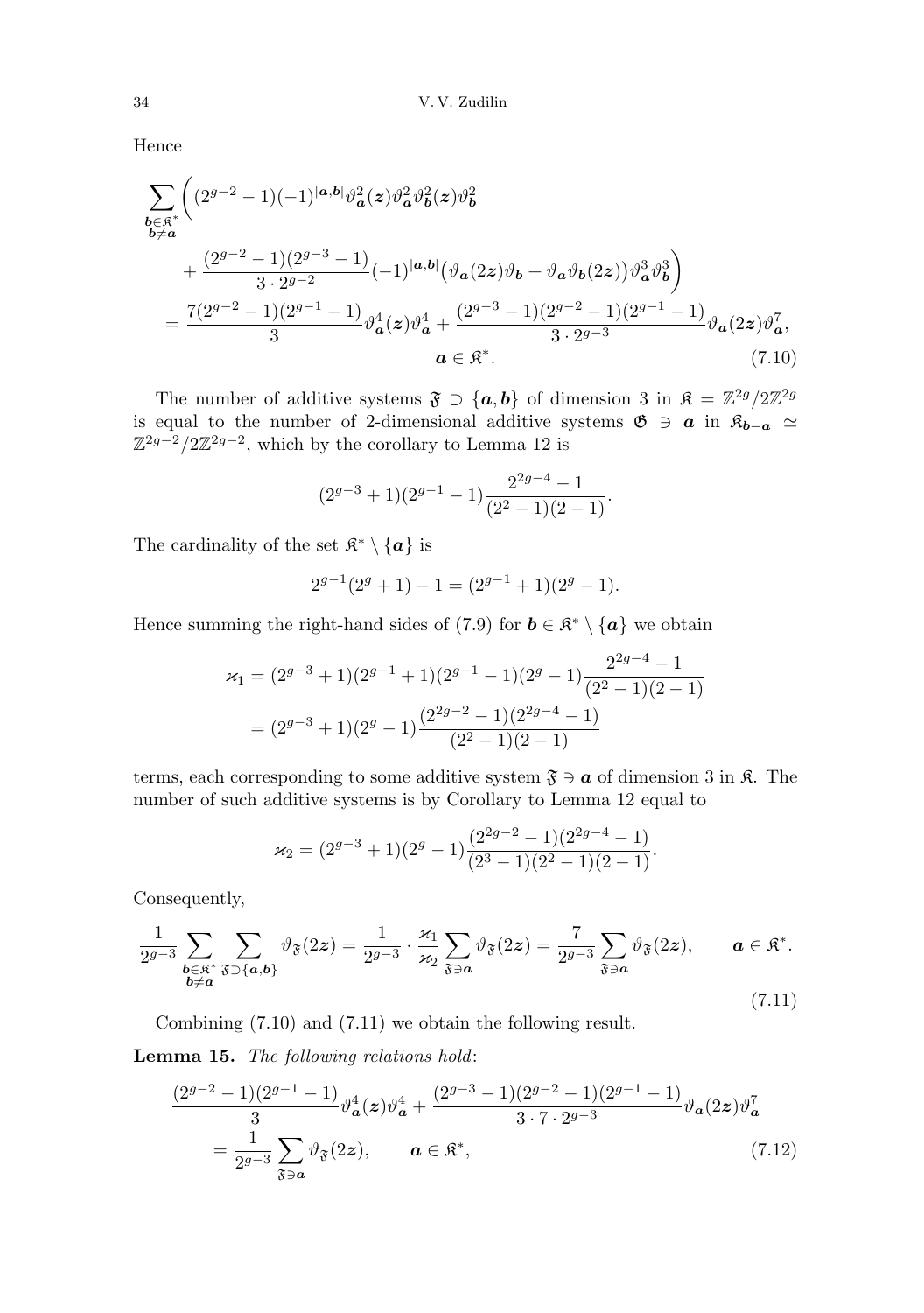Hence

$$\sum_{\substack{\boldsymbol{b}\in\mathfrak{K}^*\\ \boldsymbol{b}\neq\boldsymbol{a}}}\biggl((2^{g-2}-1)(-1)^{|\boldsymbol{a},\boldsymbol{b}|}\vartheta_{\boldsymbol{a}}^2(\boldsymbol{z})\vartheta_{\boldsymbol{a}}^2\vartheta_{\boldsymbol{b}}^2(\boldsymbol{z})\vartheta_{\boldsymbol{b}}^2$$

$$+\frac{(2^{g-2}-1)(2^{g-3}-1)}{3\cdot 2^{g-2}}(-1)^{|\boldsymbol{a},\boldsymbol{b}|}\bigl(\vartheta_{\boldsymbol{a}}(2\boldsymbol{z})\vartheta_{\boldsymbol{b}}+\vartheta_{\boldsymbol{a}}\vartheta_{\boldsymbol{b}}(2\boldsymbol{z})\bigr)\vartheta_{\boldsymbol{a}}^3\vartheta_{\boldsymbol{b}}^3\biggr)$$

$$=\frac{7(2^{g-2}-1)(2^{g-1}-1)}{3}\vartheta_{\boldsymbol{a}}^4(\boldsymbol{z})\vartheta_{\boldsymbol{a}}^4+\frac{(2^{g-3}-1)(2^{g-2}-1)(2^{g-1}-1)}{3\cdot 2^{g-3}}\vartheta_{\boldsymbol{a}}(2\boldsymbol{z})\vartheta_{\boldsymbol{a}}^7,\qquad \boldsymbol{a}\in\mathfrak{K}^*. \tag{7.10}$$

The number of additive systems $\mathfrak{F}\supset\{\boldsymbol{a},\boldsymbol{b}\}$ of dimension 3 in $\mathfrak{K}=\mathbb{Z}^{2g}/2\mathbb{Z}^{2g}$ is equal to the number of 2-dimensional additive systems $\mathfrak{G}\ni\boldsymbol{a}$ in $\mathfrak{K}_{\boldsymbol{b}-\boldsymbol{a}}\simeq\mathbb{Z}^{2g-2}/2\mathbb{Z}^{2g-2}$, which by the corollary to Lemma 12 is

$$(2^{g-3}+1)(2^{g-1}-1)\frac{2^{2g-4}-1}{(2^2-1)(2-1)}.$$

The cardinality of the set $\mathfrak{K}^*\setminus\{\boldsymbol{a}\}$ is

$$2^{g-1}(2^g+1)-1=(2^{g-1}+1)(2^g-1).$$

Hence summing the right-hand sides of (7.9) for $\boldsymbol{b}\in\mathfrak{K}^*\setminus\{\boldsymbol{a}\}$ we obtain

$$\varkappa_1=(2^{g-3}+1)(2^{g-1}+1)(2^{g-1}-1)(2^g-1)\frac{2^{2g-4}-1}{(2^2-1)(2-1)}$$

$$=(2^{g-3}+1)(2^g-1)\frac{(2^{2g-2}-1)(2^{2g-4}-1)}{(2^2-1)(2-1)}$$

terms, each corresponding to some additive system $\mathfrak{F}\ni\boldsymbol{a}$ of dimension 3 in $\mathfrak{K}$. The number of such additive systems is by Corollary to Lemma 12 equal to

$$\varkappa_2=(2^{g-3}+1)(2^g-1)\frac{(2^{2g-2}-1)(2^{2g-4}-1)}{(2^3-1)(2^2-1)(2-1)}.$$

Consequently,

$$\frac{1}{2^{g-3}}\sum_{\substack{\boldsymbol{b}\in\mathfrak{K}^*\\ \boldsymbol{b}\neq\boldsymbol{a}}}\sum_{\mathfrak{F}\supset\{\boldsymbol{a},\boldsymbol{b}\}}\vartheta_{\mathfrak{F}}(2\boldsymbol{z})=\frac{1}{2^{g-3}}\cdot\frac{\varkappa_1}{\varkappa_2}\sum_{\mathfrak{F}\ni\boldsymbol{a}}\vartheta_{\mathfrak{F}}(2\boldsymbol{z})=\frac{7}{2^{g-3}}\sum_{\mathfrak{F}\ni\boldsymbol{a}}\vartheta_{\mathfrak{F}}(2\boldsymbol{z}),\qquad \boldsymbol{a}\in\mathfrak{K}^*. \tag{7.11}$$

Combining (7.10) and (7.11) we obtain the following result.

**Lemma 15.** *The following relations hold*:

$$\frac{(2^{g-2}-1)(2^{g-1}-1)}{3}\vartheta_{\boldsymbol{a}}^4(\boldsymbol{z})\vartheta_{\boldsymbol{a}}^4+\frac{(2^{g-3}-1)(2^{g-2}-1)(2^{g-1}-1)}{3\cdot 7\cdot 2^{g-3}}\vartheta_{\boldsymbol{a}}(2\boldsymbol{z})\vartheta_{\boldsymbol{a}}^7$$

$$=\frac{1}{2^{g-3}}\sum_{\mathfrak{F}\ni\boldsymbol{a}}\vartheta_{\mathfrak{F}}(2\boldsymbol{z}),\qquad \boldsymbol{a}\in\mathfrak{K}^*, \tag{7.12}$$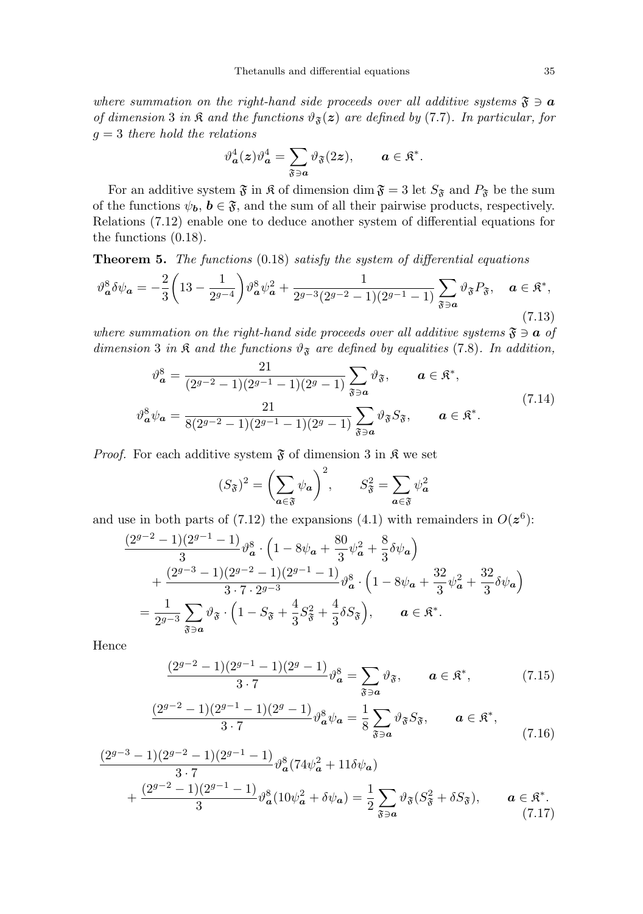*where summation on the right-hand side proceeds over all additive systems $\mathfrak{F} \ni \boldsymbol{a}$ of dimension 3 in $\mathfrak{K}$ and the functions $\vartheta_{\mathfrak{F}}(\boldsymbol{z})$ are defined by* (7.7). *In particular, for* $g = 3$ *there hold the relations*

$$\vartheta_{\boldsymbol{a}}^4(\boldsymbol{z})\vartheta_{\boldsymbol{a}}^4 = \sum_{\mathfrak{F} \ni \boldsymbol{a}} \vartheta_{\mathfrak{F}}(2\boldsymbol{z}), \qquad \boldsymbol{a} \in \mathfrak{K}^*.$$

For an additive system $\mathfrak{F}$ in $\mathfrak{K}$ of dimension $\dim \mathfrak{F} = 3$ let $S_{\mathfrak{F}}$ and $P_{\mathfrak{F}}$ be the sum of the functions $\psi_{\boldsymbol{b}}$, $\boldsymbol{b} \in \mathfrak{F}$, and the sum of all their pairwise products, respectively. Relations (7.12) enable one to deduce another system of differential equations for the functions (0.18).

**Theorem 5.** *The functions* (0.18) *satisfy the system of differential equations*

$$\vartheta_{\boldsymbol{a}}^8 \delta\psi_{\boldsymbol{a}} = -\frac{2}{3}\left(13 - \frac{1}{2^{g-4}}\right)\vartheta_{\boldsymbol{a}}^8 \psi_{\boldsymbol{a}}^2 + \frac{1}{2^{g-3}(2^{g-2}-1)(2^{g-1}-1)} \sum_{\mathfrak{F} \ni \boldsymbol{a}} \vartheta_{\mathfrak{F}} P_{\mathfrak{F}}, \quad \boldsymbol{a} \in \mathfrak{K}^*, \tag{7.13}$$

*where summation on the right-hand side proceeds over all additive systems $\mathfrak{F} \ni \boldsymbol{a}$ of dimension 3 in $\mathfrak{K}$ and the functions $\vartheta_{\mathfrak{F}}$ are defined by equalities* (7.8). *In addition,*

$$\begin{aligned}
\vartheta_{\boldsymbol{a}}^8 &= \frac{21}{(2^{g-2}-1)(2^{g-1}-1)(2^g-1)} \sum_{\mathfrak{F} \ni \boldsymbol{a}} \vartheta_{\mathfrak{F}}, \qquad \boldsymbol{a} \in \mathfrak{K}^*, \\
\vartheta_{\boldsymbol{a}}^8 \psi_{\boldsymbol{a}} &= \frac{21}{8(2^{g-2}-1)(2^{g-1}-1)(2^g-1)} \sum_{\mathfrak{F} \ni \boldsymbol{a}} \vartheta_{\mathfrak{F}} S_{\mathfrak{F}}, \qquad \boldsymbol{a} \in \mathfrak{K}^*.
\end{aligned} \tag{7.14}$$

*Proof.* For each additive system $\mathfrak{F}$ of dimension 3 in $\mathfrak{K}$ we set

$$(S_{\mathfrak{F}})^2 = \left(\sum_{\boldsymbol{a} \in \mathfrak{F}} \psi_{\boldsymbol{a}}\right)^2, \qquad S_{\mathfrak{F}}^2 = \sum_{\boldsymbol{a} \in \mathfrak{F}} \psi_{\boldsymbol{a}}^2$$

and use in both parts of (7.12) the expansions (4.1) with remainders in $O(\boldsymbol{z}^6)$:

$$\begin{aligned}
&\frac{(2^{g-2}-1)(2^{g-1}-1)}{3}\vartheta_{\boldsymbol{a}}^8 \cdot \Big(1 - 8\psi_{\boldsymbol{a}} + \frac{80}{3}\psi_{\boldsymbol{a}}^2 + \frac{8}{3}\delta\psi_{\boldsymbol{a}}\Big) \\
&\quad + \frac{(2^{g-3}-1)(2^{g-2}-1)(2^{g-1}-1)}{3 \cdot 7 \cdot 2^{g-3}}\vartheta_{\boldsymbol{a}}^8 \cdot \Big(1 - 8\psi_{\boldsymbol{a}} + \frac{32}{3}\psi_{\boldsymbol{a}}^2 + \frac{32}{3}\delta\psi_{\boldsymbol{a}}\Big) \\
&= \frac{1}{2^{g-3}} \sum_{\mathfrak{F} \ni \boldsymbol{a}} \vartheta_{\mathfrak{F}} \cdot \Big(1 - S_{\mathfrak{F}} + \frac{4}{3}S_{\mathfrak{F}}^2 + \frac{4}{3}\delta S_{\mathfrak{F}}\Big), \qquad \boldsymbol{a} \in \mathfrak{K}^*.
\end{aligned}$$

Hence

$$\frac{(2^{g-2}-1)(2^{g-1}-1)(2^g-1)}{3 \cdot 7}\vartheta_{\boldsymbol{a}}^8 = \sum_{\mathfrak{F} \ni \boldsymbol{a}} \vartheta_{\mathfrak{F}}, \qquad \boldsymbol{a} \in \mathfrak{K}^*, \tag{7.15}$$

$$\frac{(2^{g-2}-1)(2^{g-1}-1)(2^g-1)}{3 \cdot 7}\vartheta_{\boldsymbol{a}}^8 \psi_{\boldsymbol{a}} = \frac{1}{8}\sum_{\mathfrak{F} \ni \boldsymbol{a}} \vartheta_{\mathfrak{F}} S_{\mathfrak{F}}, \qquad \boldsymbol{a} \in \mathfrak{K}^*, \tag{7.16}$$

$$\begin{aligned}
&\frac{(2^{g-3}-1)(2^{g-2}-1)(2^{g-1}-1)}{3 \cdot 7}\vartheta_{\boldsymbol{a}}^8 (74\psi_{\boldsymbol{a}}^2 + 11\delta\psi_{\boldsymbol{a}}) \\
&\quad + \frac{(2^{g-2}-1)(2^{g-1}-1)}{3}\vartheta_{\boldsymbol{a}}^8 (10\psi_{\boldsymbol{a}}^2 + \delta\psi_{\boldsymbol{a}}) = \frac{1}{2}\sum_{\mathfrak{F} \ni \boldsymbol{a}} \vartheta_{\mathfrak{F}} (S_{\mathfrak{F}}^2 + \delta S_{\mathfrak{F}}), \qquad \boldsymbol{a} \in \mathfrak{K}^*.
\end{aligned} \tag{7.17}$$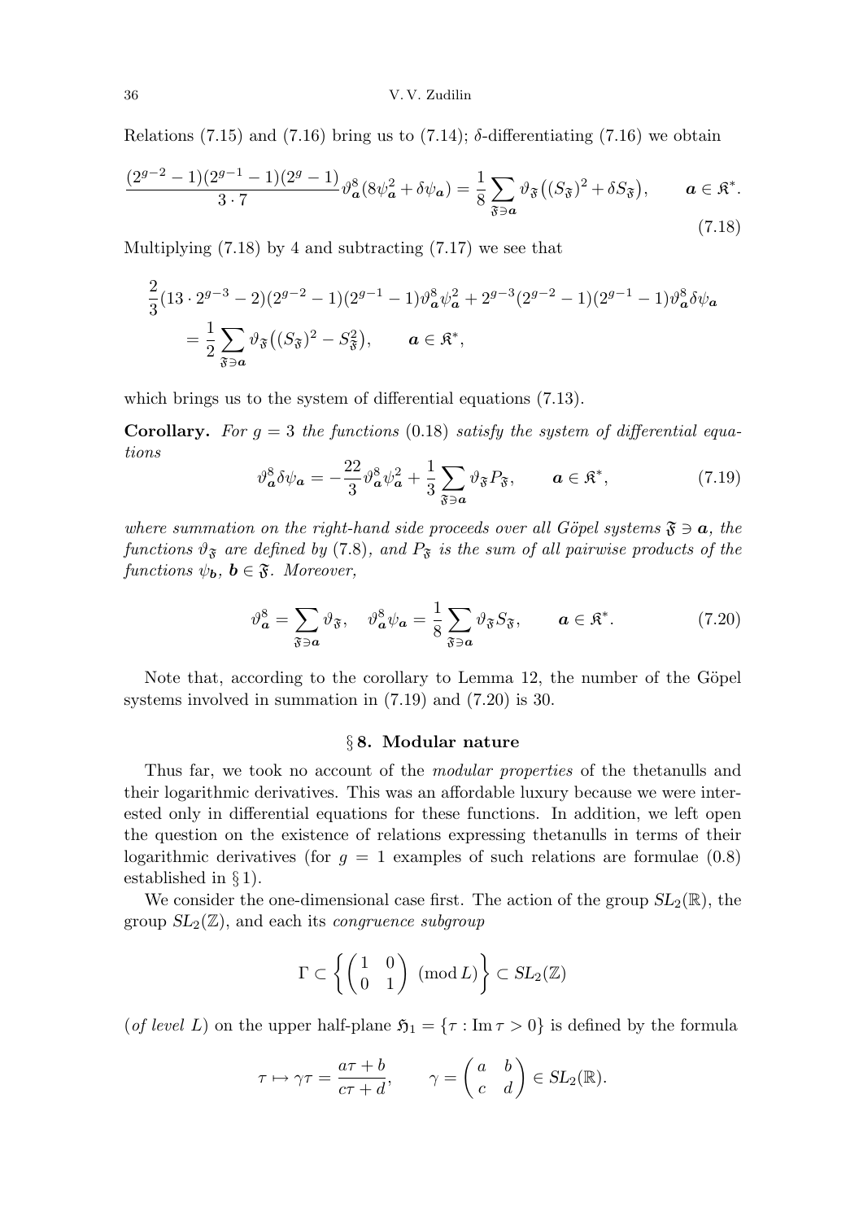Relations (7.15) and (7.16) bring us to (7.14); $\delta$-differentiating (7.16) we obtain

$$\frac{(2^{g-2}-1)(2^{g-1}-1)(2^g-1)}{3\cdot 7}\vartheta_{\boldsymbol a}^8(8\psi_{\boldsymbol a}^2+\delta\psi_{\boldsymbol a})=\frac{1}{8}\sum_{\mathfrak F\ni\boldsymbol a}\vartheta_{\mathfrak F}\big((S_{\mathfrak F})^2+\delta S_{\mathfrak F}\big),\qquad \boldsymbol a\in\mathfrak K^*. \tag{7.18}$$

Multiplying (7.18) by 4 and subtracting (7.17) we see that

$$\begin{aligned}\frac{2}{3}(13\cdot 2^{g-3}-2)(2^{g-2}-1)(2^{g-1}-1)\vartheta_{\boldsymbol a}^8\psi_{\boldsymbol a}^2+2^{g-3}(2^{g-2}-1)(2^{g-1}-1)\vartheta_{\boldsymbol a}^8\delta\psi_{\boldsymbol a}\\ =\frac{1}{2}\sum_{\mathfrak F\ni\boldsymbol a}\vartheta_{\mathfrak F}\big((S_{\mathfrak F})^2-S_{\mathfrak F}^2\big),\qquad \boldsymbol a\in\mathfrak K^*,\end{aligned}$$

which brings us to the system of differential equations (7.13).

**Corollary.** *For $g=3$ the functions* (0.18) *satisfy the system of differential equations*

$$\vartheta_{\boldsymbol a}^8\delta\psi_{\boldsymbol a}=-\frac{22}{3}\vartheta_{\boldsymbol a}^8\psi_{\boldsymbol a}^2+\frac{1}{3}\sum_{\mathfrak F\ni\boldsymbol a}\vartheta_{\mathfrak F}P_{\mathfrak F},\qquad \boldsymbol a\in\mathfrak K^*, \tag{7.19}$$

*where summation on the right-hand side proceeds over all Göpel systems $\mathfrak F\ni\boldsymbol a$, the functions $\vartheta_{\mathfrak F}$ are defined by* (7.8)*, and $P_{\mathfrak F}$ is the sum of all pairwise products of the functions $\psi_{\boldsymbol b}$, $\boldsymbol b\in\mathfrak F$. Moreover,*

$$\vartheta_{\boldsymbol a}^8=\sum_{\mathfrak F\ni\boldsymbol a}\vartheta_{\mathfrak F},\quad \vartheta_{\boldsymbol a}^8\psi_{\boldsymbol a}=\frac{1}{8}\sum_{\mathfrak F\ni\boldsymbol a}\vartheta_{\mathfrak F}S_{\mathfrak F},\qquad \boldsymbol a\in\mathfrak K^*. \tag{7.20}$$

Note that, according to the corollary to Lemma 12, the number of the Göpel systems involved in summation in (7.19) and (7.20) is 30.

## § 8. Modular nature

Thus far, we took no account of the *modular properties* of the thetanulls and their logarithmic derivatives. This was an affordable luxury because we were interested only in differential equations for these functions. In addition, we left open the question on the existence of relations expressing thetanulls in terms of their logarithmic derivatives (for $g=1$ examples of such relations are formulae (0.8) established in § 1).

We consider the one-dimensional case first. The action of the group $SL_2(\mathbb R)$, the group $SL_2(\mathbb Z)$, and each its *congruence subgroup*

$$\Gamma\subset\left\{\begin{pmatrix}1&0\\0&1\end{pmatrix}\pmod L\right\}\subset SL_2(\mathbb Z)$$

(*of level* $L$) on the upper half-plane $\mathfrak H_1=\{\tau:\operatorname{Im}\tau>0\}$ is defined by the formula

$$\tau\mapsto\gamma\tau=\frac{a\tau+b}{c\tau+d},\qquad \gamma=\begin{pmatrix}a&b\\c&d\end{pmatrix}\in SL_2(\mathbb R).$$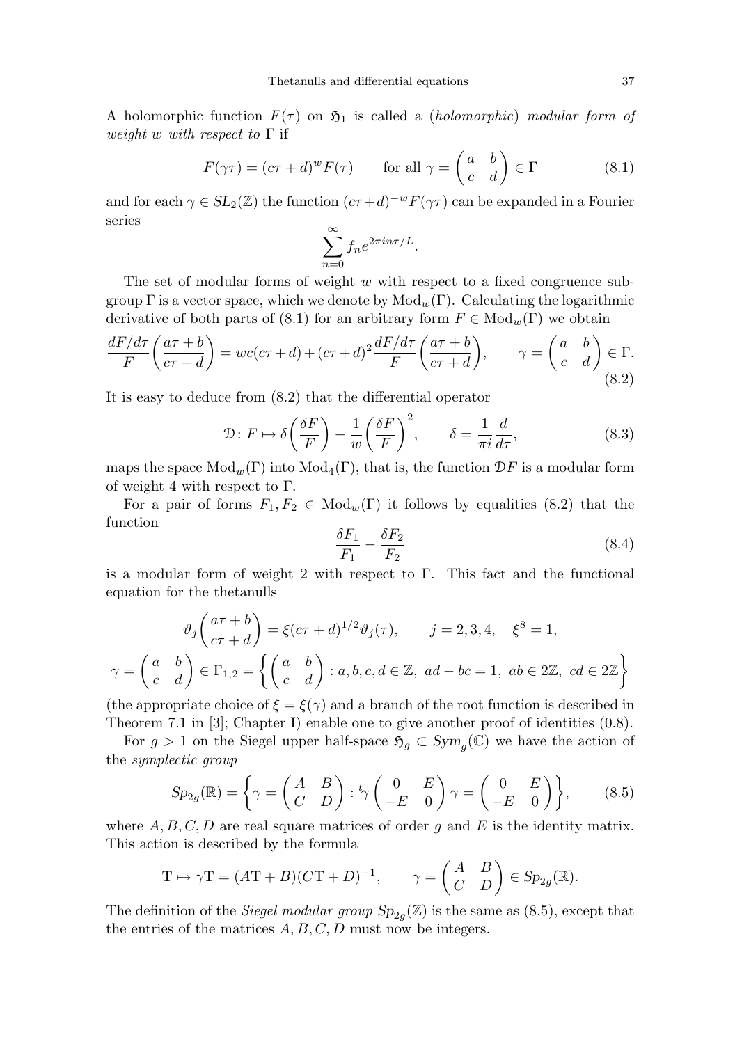A holomorphic function $F(\tau)$ on $\mathfrak{H}_1$ is called a (*holomorphic*) *modular form of weight $w$ with respect to* $\Gamma$ if

$$F(\gamma\tau) = (c\tau + d)^w F(\tau) \qquad \text{for all } \gamma = \begin{pmatrix} a & b \\ c & d \end{pmatrix} \in \Gamma \tag{8.1}$$

and for each $\gamma \in SL_2(\mathbb{Z})$ the function $(c\tau+d)^{-w}F(\gamma\tau)$ can be expanded in a Fourier series

$$\sum_{n=0}^{\infty} f_n e^{2\pi i n\tau/L}.$$

The set of modular forms of weight $w$ with respect to a fixed congruence subgroup $\Gamma$ is a vector space, which we denote by $\mathrm{Mod}_w(\Gamma)$. Calculating the logarithmic derivative of both parts of (8.1) for an arbitrary form $F \in \mathrm{Mod}_w(\Gamma)$ we obtain

$$\frac{dF/d\tau}{F}\biggl(\frac{a\tau+b}{c\tau+d}\biggr) = wc(c\tau+d) + (c\tau+d)^2 \frac{dF/d\tau}{F}\biggl(\frac{a\tau+b}{c\tau+d}\biggr), \qquad \gamma = \begin{pmatrix} a & b \\ c & d \end{pmatrix} \in \Gamma. \tag{8.2}$$

It is easy to deduce from (8.2) that the differential operator

$$\mathcal{D}\colon F \mapsto \delta\biggl(\frac{\delta F}{F}\biggr) - \frac{1}{w}\biggl(\frac{\delta F}{F}\biggr)^2, \qquad \delta = \frac{1}{\pi i}\frac{d}{d\tau}, \tag{8.3}$$

maps the space $\mathrm{Mod}_w(\Gamma)$ into $\mathrm{Mod}_4(\Gamma)$, that is, the function $\mathcal{D}F$ is a modular form of weight 4 with respect to $\Gamma$.

For a pair of forms $F_1, F_2 \in \mathrm{Mod}_w(\Gamma)$ it follows by equalities (8.2) that the function

$$\frac{\delta F_1}{F_1} - \frac{\delta F_2}{F_2} \tag{8.4}$$

is a modular form of weight 2 with respect to $\Gamma$. This fact and the functional equation for the thetanulls

$$\vartheta_j\biggl(\frac{a\tau+b}{c\tau+d}\biggr) = \xi(c\tau+d)^{1/2}\vartheta_j(\tau), \qquad j = 2,3,4, \quad \xi^8 = 1,$$

$$\gamma = \begin{pmatrix} a & b \\ c & d \end{pmatrix} \in \Gamma_{1,2} = \biggl\{ \begin{pmatrix} a & b \\ c & d \end{pmatrix} : a,b,c,d \in \mathbb{Z},\ ad-bc = 1,\ ab \in 2\mathbb{Z},\ cd \in 2\mathbb{Z} \biggr\}$$

(the appropriate choice of $\xi = \xi(\gamma)$ and a branch of the root function is described in Theorem 7.1 in [3]; Chapter I) enable one to give another proof of identities (0.8).

For $g > 1$ on the Siegel upper half-space $\mathfrak{H}_g \subset \mathit{Sym}_g(\mathbb{C})$ we have the action of the *symplectic group*

$$\mathit{Sp}_{2g}(\mathbb{R}) = \biggl\{ \gamma = \begin{pmatrix} A & B \\ C & D \end{pmatrix} : {}^t\gamma \begin{pmatrix} 0 & E \\ -E & 0 \end{pmatrix} \gamma = \begin{pmatrix} 0 & E \\ -E & 0 \end{pmatrix} \biggr\}, \tag{8.5}$$

where $A, B, C, D$ are real square matrices of order $g$ and $E$ is the identity matrix. This action is described by the formula

$$\mathrm{T} \mapsto \gamma\mathrm{T} = (A\mathrm{T} + B)(C\mathrm{T} + D)^{-1}, \qquad \gamma = \begin{pmatrix} A & B \\ C & D \end{pmatrix} \in \mathit{Sp}_{2g}(\mathbb{R}).$$

The definition of the *Siegel modular group* $\mathit{Sp}_{2g}(\mathbb{Z})$ is the same as (8.5), except that the entries of the matrices $A, B, C, D$ must now be integers.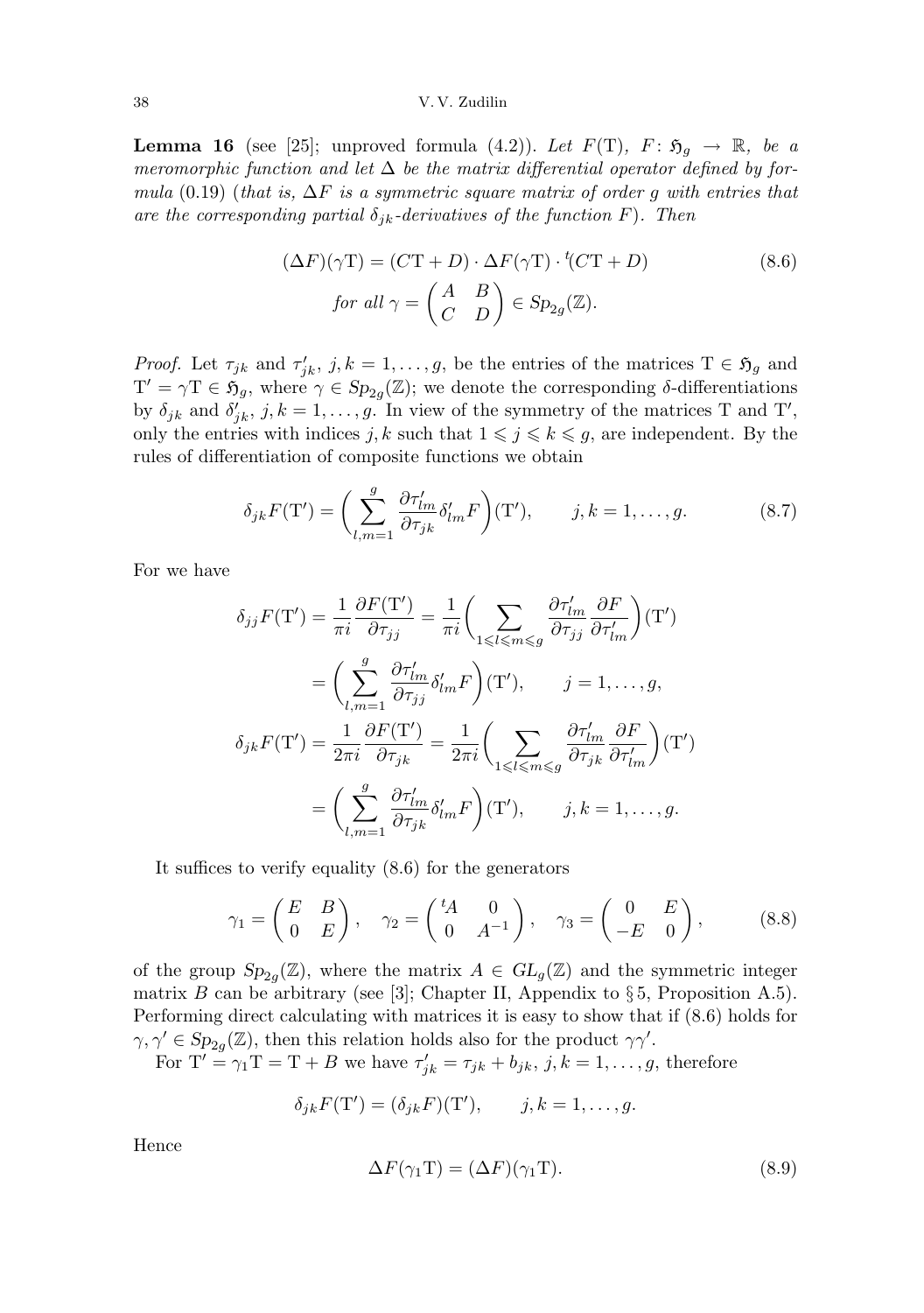**Lemma 16** (see [25]; unproved formula (4.2)). *Let $F(\mathrm{T})$, $F\colon \mathfrak{H}_g \to \mathbb{R}$, be a meromorphic function and let $\Delta$ be the matrix differential operator defined by formula* (0.19) (*that is, $\Delta F$ is a symmetric square matrix of order $g$ with entries that are the corresponding partial $\delta_{jk}$-derivatives of the function $F$*). *Then*

$$(\Delta F)(\gamma \mathrm{T}) = (C\mathrm{T} + D) \cdot \Delta F(\gamma \mathrm{T}) \cdot {}^{t}(C\mathrm{T} + D) \tag{8.6}$$
$$\text{for all } \gamma = \begin{pmatrix} A & B \\ C & D \end{pmatrix} \in Sp_{2g}(\mathbb{Z}).$$

*Proof.* Let $\tau_{jk}$ and $\tau'_{jk}$, $j,k = 1,\dots,g$, be the entries of the matrices $\mathrm{T} \in \mathfrak{H}_g$ and $\mathrm{T}' = \gamma\mathrm{T} \in \mathfrak{H}_g$, where $\gamma \in Sp_{2g}(\mathbb{Z})$; we denote the corresponding $\delta$-differentiations by $\delta_{jk}$ and $\delta'_{jk}$, $j,k = 1,\dots,g$. In view of the symmetry of the matrices $\mathrm{T}$ and $\mathrm{T}'$, only the entries with indices $j,k$ such that $1 \leqslant j \leqslant k \leqslant g$, are independent. By the rules of differentiation of composite functions we obtain

$$\delta_{jk} F(\mathrm{T}') = \biggl( \sum_{l,m=1}^{g} \frac{\partial \tau'_{lm}}{\partial \tau_{jk}} \delta'_{lm} F \biggr)(\mathrm{T}'), \qquad j,k = 1,\dots,g. \tag{8.7}$$

For we have

$$\begin{aligned}
\delta_{jj} F(\mathrm{T}') &= \frac{1}{\pi i} \frac{\partial F(\mathrm{T}')}{\partial \tau_{jj}} = \frac{1}{\pi i} \biggl( \sum_{1 \leqslant l \leqslant m \leqslant g} \frac{\partial \tau'_{lm}}{\partial \tau_{jj}} \frac{\partial F}{\partial \tau'_{lm}} \biggr)(\mathrm{T}') \\
&= \biggl( \sum_{l,m=1}^{g} \frac{\partial \tau'_{lm}}{\partial \tau_{jj}} \delta'_{lm} F \biggr)(\mathrm{T}'), \qquad j = 1,\dots,g, \\
\delta_{jk} F(\mathrm{T}') &= \frac{1}{2\pi i} \frac{\partial F(\mathrm{T}')}{\partial \tau_{jk}} = \frac{1}{2\pi i} \biggl( \sum_{1 \leqslant l \leqslant m \leqslant g} \frac{\partial \tau'_{lm}}{\partial \tau_{jk}} \frac{\partial F}{\partial \tau'_{lm}} \biggr)(\mathrm{T}') \\
&= \biggl( \sum_{l,m=1}^{g} \frac{\partial \tau'_{lm}}{\partial \tau_{jk}} \delta'_{lm} F \biggr)(\mathrm{T}'), \qquad j,k = 1,\dots,g.
\end{aligned}$$

It suffices to verify equality (8.6) for the generators

$$\gamma_1 = \begin{pmatrix} E & B \\ 0 & E \end{pmatrix}, \quad \gamma_2 = \begin{pmatrix} {}^{t}A & 0 \\ 0 & A^{-1} \end{pmatrix}, \quad \gamma_3 = \begin{pmatrix} 0 & E \\ -E & 0 \end{pmatrix}, \tag{8.8}$$

of the group $Sp_{2g}(\mathbb{Z})$, where the matrix $A \in GL_g(\mathbb{Z})$ and the symmetric integer matrix $B$ can be arbitrary (see [3]; Chapter II, Appendix to § 5, Proposition A.5). Performing direct calculating with matrices it is easy to show that if (8.6) holds for $\gamma, \gamma' \in Sp_{2g}(\mathbb{Z})$, then this relation holds also for the product $\gamma\gamma'$.

For $\mathrm{T}' = \gamma_1 \mathrm{T} = \mathrm{T} + B$ we have $\tau'_{jk} = \tau_{jk} + b_{jk}$, $j,k = 1,\dots,g$, therefore

$$\delta_{jk} F(\mathrm{T}') = (\delta_{jk} F)(\mathrm{T}'), \qquad j,k = 1,\dots,g.$$

Hence

$$\Delta F(\gamma_1 \mathrm{T}) = (\Delta F)(\gamma_1 \mathrm{T}). \tag{8.9}$$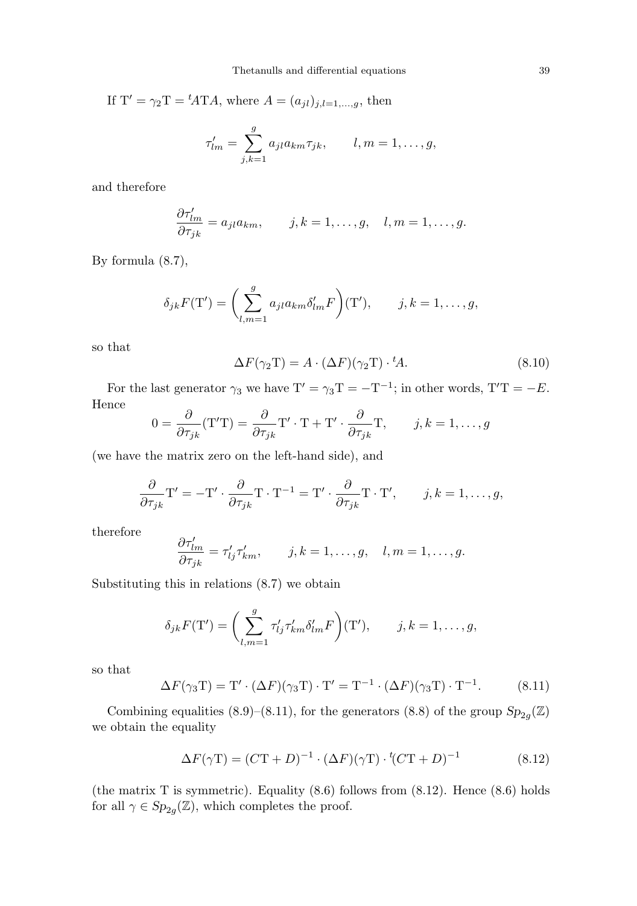If $\mathrm{T}' = \gamma_2 \mathrm{T} = {}^t\!A \mathrm{T} A$, where $A = (a_{jl})_{j,l=1,\dots,g}$, then

$$\tau'_{lm} = \sum_{j,k=1}^{g} a_{jl} a_{km} \tau_{jk}, \qquad l, m = 1, \dots, g,$$

and therefore

$$\frac{\partial \tau'_{lm}}{\partial \tau_{jk}} = a_{jl} a_{km}, \qquad j, k = 1, \dots, g, \quad l, m = 1, \dots, g.$$

By formula (8.7),

$$\delta_{jk} F(\mathrm{T}') = \bigg( \sum_{l,m=1}^{g} a_{jl} a_{km} \delta'_{lm} F \bigg)(\mathrm{T}'), \qquad j, k = 1, \dots, g,$$

so that

$$\Delta F(\gamma_2 \mathrm{T}) = A \cdot (\Delta F)(\gamma_2 \mathrm{T}) \cdot {}^t\!A. \tag{8.10}$$

For the last generator $\gamma_3$ we have $\mathrm{T}' = \gamma_3 \mathrm{T} = -\mathrm{T}^{-1}$; in other words, $\mathrm{T}'\mathrm{T} = -E$. Hence

$$0 = \frac{\partial}{\partial \tau_{jk}} (\mathrm{T}'\mathrm{T}) = \frac{\partial}{\partial \tau_{jk}} \mathrm{T}' \cdot \mathrm{T} + \mathrm{T}' \cdot \frac{\partial}{\partial \tau_{jk}} \mathrm{T}, \qquad j, k = 1, \dots, g$$

(we have the matrix zero on the left-hand side), and

$$\frac{\partial}{\partial \tau_{jk}} \mathrm{T}' = -\mathrm{T}' \cdot \frac{\partial}{\partial \tau_{jk}} \mathrm{T} \cdot \mathrm{T}^{-1} = \mathrm{T}' \cdot \frac{\partial}{\partial \tau_{jk}} \mathrm{T} \cdot \mathrm{T}', \qquad j, k = 1, \dots, g,$$

therefore

$$\frac{\partial \tau'_{lm}}{\partial \tau_{jk}} = \tau'_{lj} \tau'_{km}, \qquad j, k = 1, \dots, g, \quad l, m = 1, \dots, g.$$

Substituting this in relations (8.7) we obtain

$$\delta_{jk} F(\mathrm{T}') = \bigg( \sum_{l,m=1}^{g} \tau'_{lj} \tau'_{km} \delta'_{lm} F \bigg)(\mathrm{T}'), \qquad j, k = 1, \dots, g,$$

so that

$$\Delta F(\gamma_3 \mathrm{T}) = \mathrm{T}' \cdot (\Delta F)(\gamma_3 \mathrm{T}) \cdot \mathrm{T}' = \mathrm{T}^{-1} \cdot (\Delta F)(\gamma_3 \mathrm{T}) \cdot \mathrm{T}^{-1}. \tag{8.11}$$

Combining equalities (8.9)–(8.11), for the generators (8.8) of the group $Sp_{2g}(\mathbb{Z})$ we obtain the equality

$$\Delta F(\gamma \mathrm{T}) = (C\mathrm{T} + D)^{-1} \cdot (\Delta F)(\gamma \mathrm{T}) \cdot {}^t(C\mathrm{T} + D)^{-1} \tag{8.12}$$

(the matrix T is symmetric). Equality (8.6) follows from (8.12). Hence (8.6) holds for all $\gamma \in Sp_{2g}(\mathbb{Z})$, which completes the proof.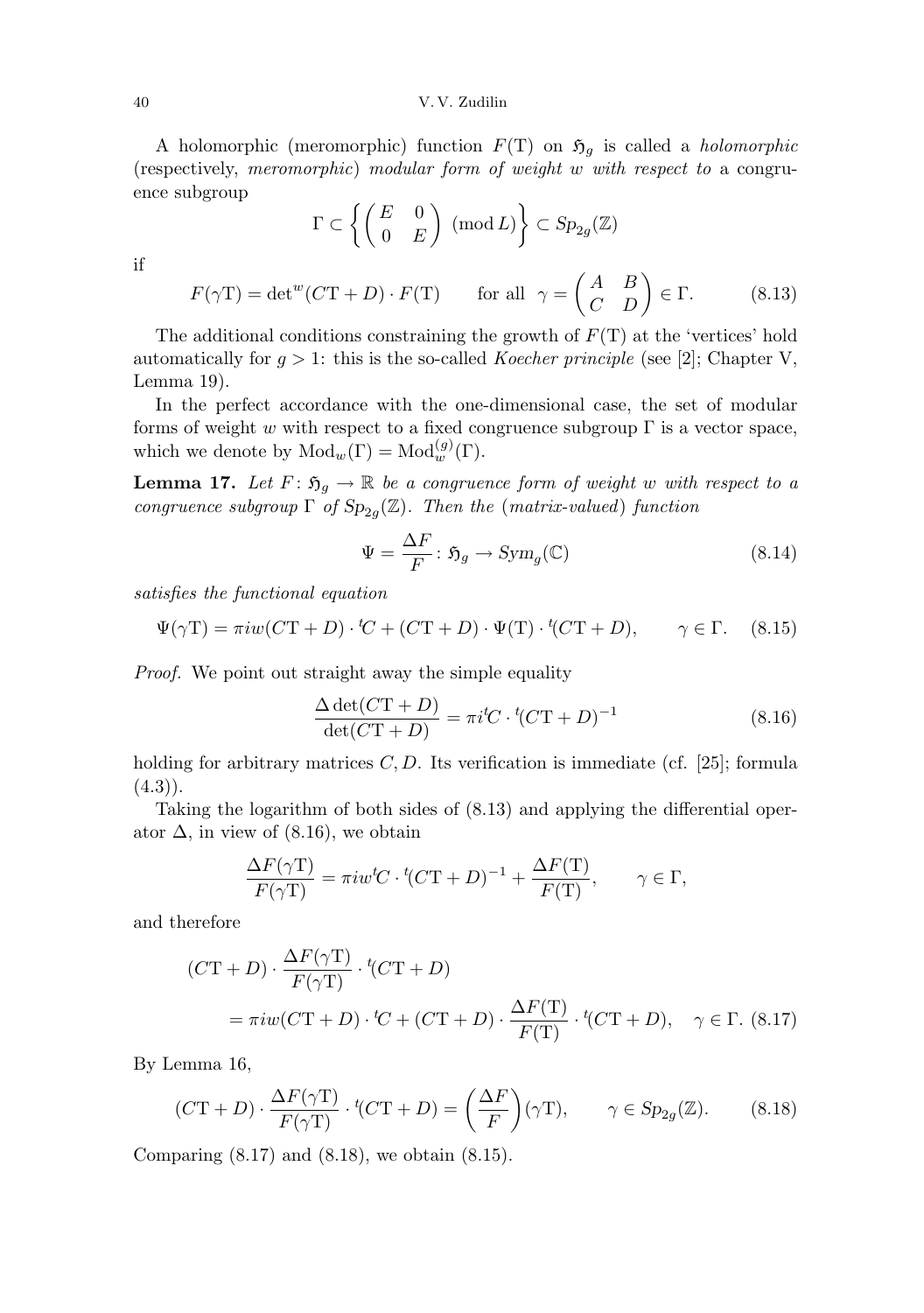A holomorphic (meromorphic) function $F(\mathrm{T})$ on $\mathfrak{H}_g$ is called a *holomorphic* (respectively, *meromorphic*) *modular form of weight $w$ with respect to* a congruence subgroup

$$\Gamma \subset \left\{ \begin{pmatrix} E & 0 \\ 0 & E \end{pmatrix} \pmod{L} \right\} \subset Sp_{2g}(\mathbb{Z})$$

if

$$F(\gamma \mathrm{T}) = \det{}^w(C\mathrm{T}+D) \cdot F(\mathrm{T}) \qquad \text{for all } \gamma = \begin{pmatrix} A & B \\ C & D \end{pmatrix} \in \Gamma. \tag{8.13}$$

The additional conditions constraining the growth of $F(\mathrm{T})$ at the 'vertices' hold automatically for $g > 1$: this is the so-called *Koecher principle* (see [2]; Chapter V, Lemma 19).

In the perfect accordance with the one-dimensional case, the set of modular forms of weight $w$ with respect to a fixed congruence subgroup $\Gamma$ is a vector space, which we denote by $\mathrm{Mod}_w(\Gamma) = \mathrm{Mod}_w^{(g)}(\Gamma)$.

**Lemma 17.** *Let $F\colon \mathfrak{H}_g \to \mathbb{R}$ be a congruence form of weight $w$ with respect to a congruence subgroup $\Gamma$ of $Sp_{2g}(\mathbb{Z})$. Then the* (*matrix-valued*) *function*

$$\Psi = \frac{\Delta F}{F}\colon \mathfrak{H}_g \to Sym_g(\mathbb{C}) \tag{8.14}$$

*satisfies the functional equation*

$$\Psi(\gamma \mathrm{T}) = \pi i w (C\mathrm{T}+D) \cdot {}^t C + (C\mathrm{T}+D) \cdot \Psi(\mathrm{T}) \cdot {}^t(C\mathrm{T}+D), \qquad \gamma \in \Gamma. \tag{8.15}$$

*Proof.* We point out straight away the simple equality

$$\frac{\Delta \det(C\mathrm{T}+D)}{\det(C\mathrm{T}+D)} = \pi i {}^t C \cdot {}^t(C\mathrm{T}+D)^{-1} \tag{8.16}$$

holding for arbitrary matrices $C, D$. Its verification is immediate (cf. [25]; formula (4.3)).

Taking the logarithm of both sides of (8.13) and applying the differential operator $\Delta$, in view of (8.16), we obtain

$$\frac{\Delta F(\gamma \mathrm{T})}{F(\gamma \mathrm{T})} = \pi i w {}^t C \cdot {}^t(C\mathrm{T}+D)^{-1} + \frac{\Delta F(\mathrm{T})}{F(\mathrm{T})}, \qquad \gamma \in \Gamma,$$

and therefore

$$\begin{aligned} (C\mathrm{T}+D) &\cdot \frac{\Delta F(\gamma \mathrm{T})}{F(\gamma \mathrm{T})} \cdot {}^t(C\mathrm{T}+D) \\ &= \pi i w (C\mathrm{T}+D) \cdot {}^t C + (C\mathrm{T}+D) \cdot \frac{\Delta F(\mathrm{T})}{F(\mathrm{T})} \cdot {}^t(C\mathrm{T}+D), \quad \gamma \in \Gamma. \end{aligned} \tag{8.17}$$

By Lemma 16,

$$(C\mathrm{T}+D) \cdot \frac{\Delta F(\gamma \mathrm{T})}{F(\gamma \mathrm{T})} \cdot {}^t(C\mathrm{T}+D) = \left( \frac{\Delta F}{F} \right)(\gamma \mathrm{T}), \qquad \gamma \in Sp_{2g}(\mathbb{Z}). \tag{8.18}$$

Comparing (8.17) and (8.18), we obtain (8.15).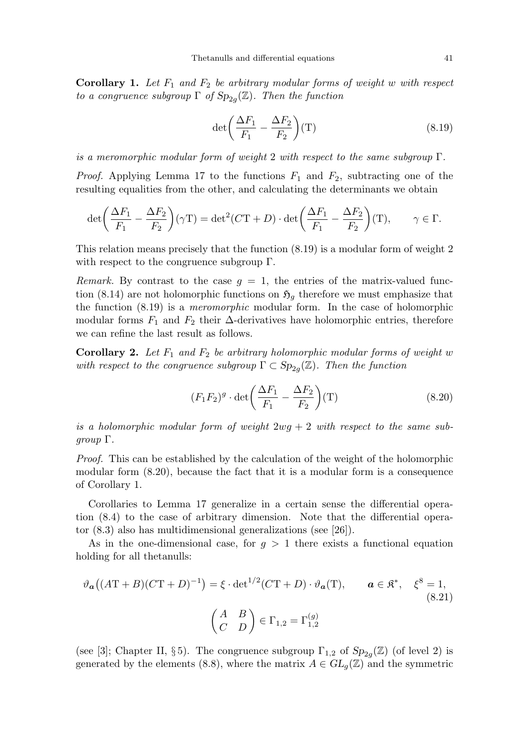**Corollary 1.** *Let $F_1$ and $F_2$ be arbitrary modular forms of weight $w$ with respect to a congruence subgroup $\Gamma$ of $Sp_{2g}(\mathbb{Z})$. Then the function*

$$\det\biggl(\frac{\Delta F_1}{F_1} - \frac{\Delta F_2}{F_2}\biggr)(\mathrm{T}) \tag{8.19}$$

*is a meromorphic modular form of weight 2 with respect to the same subgroup $\Gamma$.*

*Proof.* Applying Lemma 17 to the functions $F_1$ and $F_2$, subtracting one of the resulting equalities from the other, and calculating the determinants we obtain

$$\det\biggl(\frac{\Delta F_1}{F_1} - \frac{\Delta F_2}{F_2}\biggr)(\gamma\mathrm{T}) = \det{}^2(C\mathrm{T}+D)\cdot\det\biggl(\frac{\Delta F_1}{F_1} - \frac{\Delta F_2}{F_2}\biggr)(\mathrm{T}), \qquad \gamma\in\Gamma.$$

This relation means precisely that the function (8.19) is a modular form of weight 2 with respect to the congruence subgroup $\Gamma$.

*Remark.* By contrast to the case $g = 1$, the entries of the matrix-valued function (8.14) are not holomorphic functions on $\mathfrak{H}_g$ therefore we must emphasize that the function (8.19) is a *meromorphic* modular form. In the case of holomorphic modular forms $F_1$ and $F_2$ their $\Delta$-derivatives have holomorphic entries, therefore we can refine the last result as follows.

**Corollary 2.** *Let $F_1$ and $F_2$ be arbitrary holomorphic modular forms of weight $w$ with respect to the congruence subgroup $\Gamma \subset \mathrm{Sp}_{2g}(\mathbb{Z})$. Then the function*

$$(F_1F_2)^g\cdot\det\biggl(\frac{\Delta F_1}{F_1} - \frac{\Delta F_2}{F_2}\biggr)(\mathrm{T}) \tag{8.20}$$

*is a holomorphic modular form of weight $2wg+2$ with respect to the same subgroup $\Gamma$.*

*Proof.* This can be established by the calculation of the weight of the holomorphic modular form (8.20), because the fact that it is a modular form is a consequence of Corollary 1.

Corollaries to Lemma 17 generalize in a certain sense the differential operation (8.4) to the case of arbitrary dimension. Note that the differential operator (8.3) also has multidimensional generalizations (see [26]).

As in the one-dimensional case, for $g > 1$ there exists a functional equation holding for all thetanulls:

$$\vartheta_{\boldsymbol{a}}\bigl((A\mathrm{T}+B)(C\mathrm{T}+D)^{-1}\bigr) = \xi\cdot\det{}^{1/2}(C\mathrm{T}+D)\cdot\vartheta_{\boldsymbol{a}}(\mathrm{T}), \qquad \boldsymbol{a}\in\mathfrak{K}^*, \quad \xi^8=1, \tag{8.21}$$

$$\begin{pmatrix} A & B \\ C & D \end{pmatrix} \in \Gamma_{1,2} = \Gamma_{1,2}^{(g)}$$

(see [3]; Chapter II, § 5). The congruence subgroup $\Gamma_{1,2}$ of $Sp_{2g}(\mathbb{Z})$ (of level 2) is generated by the elements (8.8), where the matrix $A \in GL_g(\mathbb{Z})$ and the symmetric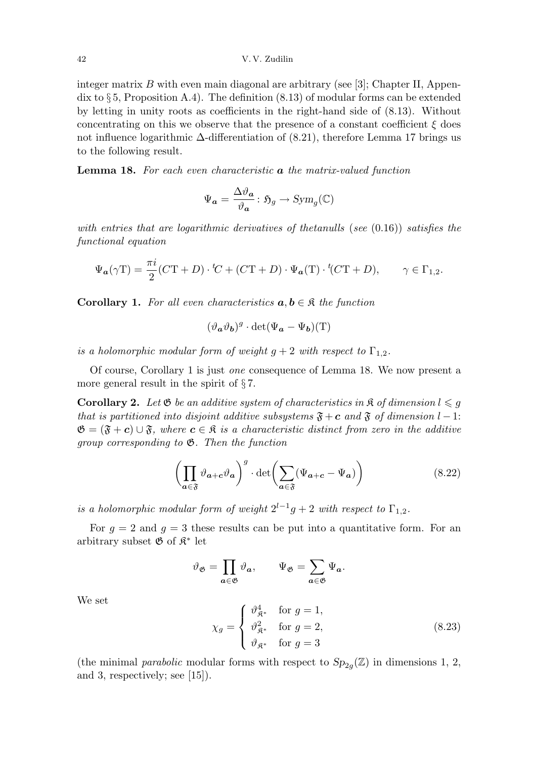integer matrix $B$ with even main diagonal are arbitrary (see [3]; Chapter II, Appendix to § 5, Proposition A.4). The definition (8.13) of modular forms can be extended by letting in unity roots as coefficients in the right-hand side of (8.13). Without concentrating on this we observe that the presence of a constant coefficient $\xi$ does not influence logarithmic $\Delta$-differentiation of (8.21), therefore Lemma 17 brings us to the following result.

**Lemma 18.** *For each even characteristic $\boldsymbol{a}$ the matrix-valued function*

$$\Psi_{\boldsymbol{a}} = \frac{\Delta\vartheta_{\boldsymbol{a}}}{\vartheta_{\boldsymbol{a}}} \colon \mathfrak{H}_g \to Sym_g(\mathbb{C})$$

*with entries that are logarithmic derivatives of thetanulls (see (0.16)) satisfies the functional equation*

$$\Psi_{\boldsymbol{a}}(\gamma \mathrm{T}) = \frac{\pi i}{2}(C\mathrm{T}+D)\cdot {}^t\!C + (C\mathrm{T}+D)\cdot \Psi_{\boldsymbol{a}}(\mathrm{T})\cdot {}^t\!(C\mathrm{T}+D), \qquad \gamma \in \Gamma_{1,2}.$$

**Corollary 1.** *For all even characteristics $\boldsymbol{a}, \boldsymbol{b} \in \mathfrak{K}$ the function*

$$(\vartheta_{\boldsymbol{a}}\vartheta_{\boldsymbol{b}})^g \cdot \det(\Psi_{\boldsymbol{a}} - \Psi_{\boldsymbol{b}})(\mathrm{T})$$

*is a holomorphic modular form of weight $g+2$ with respect to $\Gamma_{1,2}$.*

Of course, Corollary 1 is just *one* consequence of Lemma 18. We now present a more general result in the spirit of § 7.

**Corollary 2.** *Let $\mathfrak{G}$ be an additive system of characteristics in $\mathfrak{K}$ of dimension $l \leqslant g$ that is partitioned into disjoint additive subsystems $\mathfrak{F}+\boldsymbol{c}$ and $\mathfrak{F}$ of dimension $l-1$: $\mathfrak{G} = (\mathfrak{F}+\boldsymbol{c}) \cup \mathfrak{F}$, where $\boldsymbol{c} \in \mathfrak{K}$ is a characteristic distinct from zero in the additive group corresponding to $\mathfrak{G}$. Then the function*

$$\left(\prod_{\boldsymbol{a}\in\mathfrak{F}} \vartheta_{\boldsymbol{a}+\boldsymbol{c}}\vartheta_{\boldsymbol{a}}\right)^g \cdot \det\left(\sum_{\boldsymbol{a}\in\mathfrak{F}} (\Psi_{\boldsymbol{a}+\boldsymbol{c}} - \Psi_{\boldsymbol{a}})\right) \tag{8.22}$$

*is a holomorphic modular form of weight $2^{l-1}g+2$ with respect to $\Gamma_{1,2}$.*

For $g=2$ and $g=3$ these results can be put into a quantitative form. For an arbitrary subset $\mathfrak{G}$ of $\mathfrak{K}^*$ let

$$\vartheta_{\mathfrak{G}} = \prod_{\boldsymbol{a}\in\mathfrak{G}} \vartheta_{\boldsymbol{a}}, \qquad \Psi_{\mathfrak{G}} = \sum_{\boldsymbol{a}\in\mathfrak{G}} \Psi_{\boldsymbol{a}}.$$

We set

$$\chi_g = \begin{cases} \vartheta_{\mathfrak{K}^*}^4 & \text{for } g=1, \\ \vartheta_{\mathfrak{K}^*}^2 & \text{for } g=2, \\ \vartheta_{\mathfrak{K}^*} & \text{for } g=3 \end{cases} \tag{8.23}$$

(the minimal *parabolic* modular forms with respect to $Sp_{2g}(\mathbb{Z})$ in dimensions 1, 2, and 3, respectively; see [15]).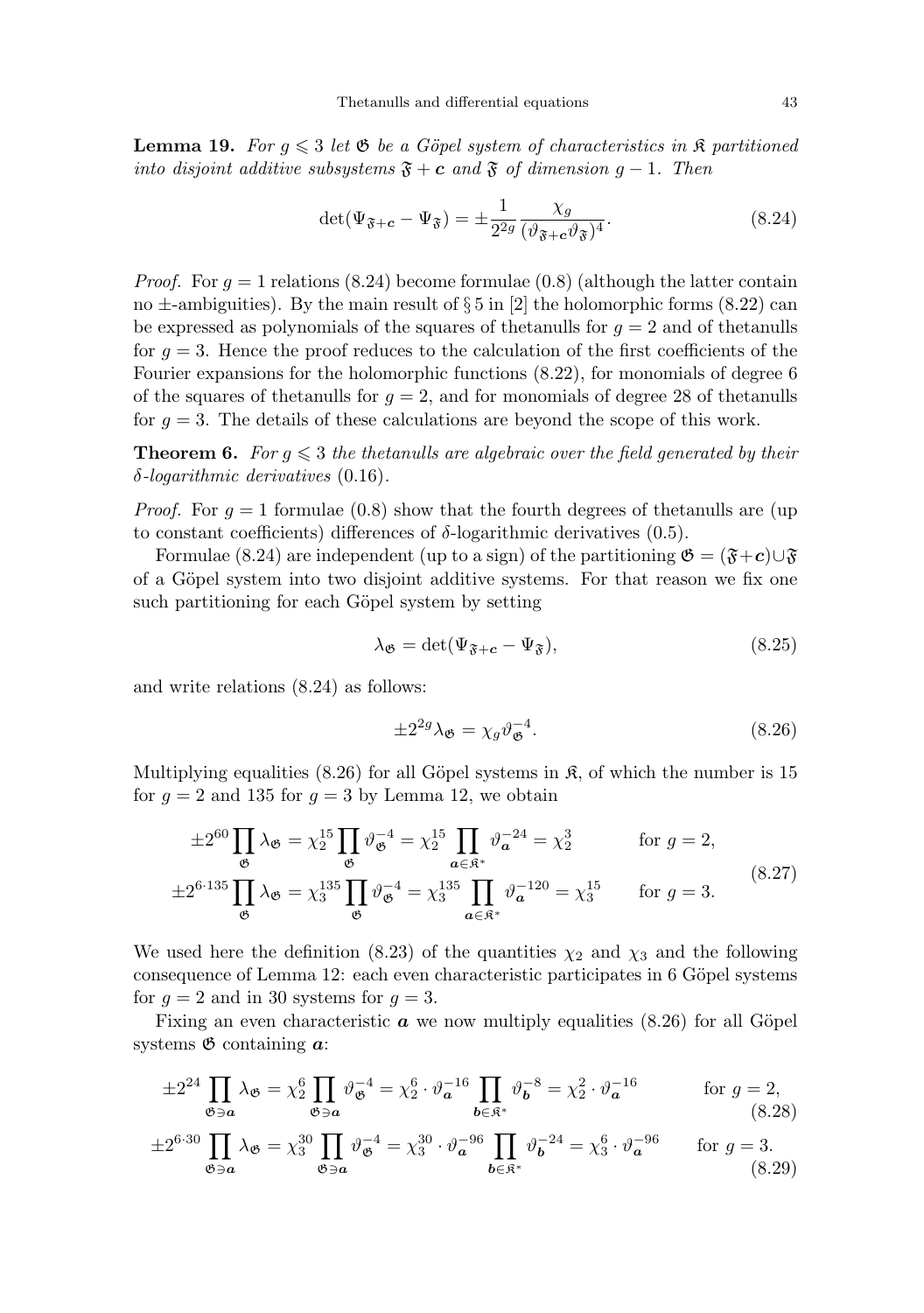**Lemma 19.** *For $g \leqslant 3$ let $\mathfrak{G}$ be a Göpel system of characteristics in $\mathfrak{K}$ partitioned into disjoint additive subsystems $\mathfrak{F} + \boldsymbol{c}$ and $\mathfrak{F}$ of dimension $g-1$. Then*

$$\det(\Psi_{\mathfrak{F}+\boldsymbol{c}} - \Psi_{\mathfrak{F}}) = \pm \frac{1}{2^{2g}} \frac{\chi_g}{(\vartheta_{\mathfrak{F}+\boldsymbol{c}} \vartheta_{\mathfrak{F}})^4}. \tag{8.24}$$

*Proof.* For $g = 1$ relations (8.24) become formulae (0.8) (although the latter contain no $\pm$-ambiguities). By the main result of § 5 in [2] the holomorphic forms (8.22) can be expressed as polynomials of the squares of thetanulls for $g = 2$ and of thetanulls for $g = 3$. Hence the proof reduces to the calculation of the first coefficients of the Fourier expansions for the holomorphic functions (8.22), for monomials of degree 6 of the squares of thetanulls for $g = 2$, and for monomials of degree 28 of thetanulls for $g = 3$. The details of these calculations are beyond the scope of this work.

**Theorem 6.** *For $g \leqslant 3$ the thetanulls are algebraic over the field generated by their $\delta$-logarithmic derivatives* (0.16).

*Proof.* For $g = 1$ formulae (0.8) show that the fourth degrees of thetanulls are (up to constant coefficients) differences of $\delta$-logarithmic derivatives (0.5).

Formulae (8.24) are independent (up to a sign) of the partitioning $\mathfrak{G} = (\mathfrak{F}+\boldsymbol{c}) \cup \mathfrak{F}$ of a Göpel system into two disjoint additive systems. For that reason we fix one such partitioning for each Göpel system by setting

$$\lambda_{\mathfrak{G}} = \det(\Psi_{\mathfrak{F}+\boldsymbol{c}} - \Psi_{\mathfrak{F}}), \tag{8.25}$$

and write relations (8.24) as follows:

$$\pm 2^{2g} \lambda_{\mathfrak{G}} = \chi_g \vartheta_{\mathfrak{G}}^{-4}. \tag{8.26}$$

Multiplying equalities (8.26) for all Göpel systems in $\mathfrak{K}$, of which the number is 15 for $g = 2$ and 135 for $g = 3$ by Lemma 12, we obtain

$$\begin{aligned}
\pm 2^{60} \prod_{\mathfrak{G}} \lambda_{\mathfrak{G}} &= \chi_2^{15} \prod_{\mathfrak{G}} \vartheta_{\mathfrak{G}}^{-4} = \chi_2^{15} \prod_{\boldsymbol{a} \in \mathfrak{K}^*} \vartheta_{\boldsymbol{a}}^{-24} = \chi_2^3 \qquad &\text{for } g = 2,\\
\pm 2^{6\cdot 135} \prod_{\mathfrak{G}} \lambda_{\mathfrak{G}} &= \chi_3^{135} \prod_{\mathfrak{G}} \vartheta_{\mathfrak{G}}^{-4} = \chi_3^{135} \prod_{\boldsymbol{a} \in \mathfrak{K}^*} \vartheta_{\boldsymbol{a}}^{-120} = \chi_3^{15} \qquad &\text{for } g = 3.
\end{aligned} \tag{8.27}$$

We used here the definition (8.23) of the quantities $\chi_2$ and $\chi_3$ and the following consequence of Lemma 12: each even characteristic participates in 6 Göpel systems for $g = 2$ and in 30 systems for $g = 3$.

Fixing an even characteristic $\boldsymbol{a}$ we now multiply equalities (8.26) for all Göpel systems $\mathfrak{G}$ containing $\boldsymbol{a}$:

$$\pm 2^{24} \prod_{\mathfrak{G} \ni \boldsymbol{a}} \lambda_{\mathfrak{G}} = \chi_2^6 \prod_{\mathfrak{G} \ni \boldsymbol{a}} \vartheta_{\mathfrak{G}}^{-4} = \chi_2^6 \cdot \vartheta_{\boldsymbol{a}}^{-16} \prod_{\boldsymbol{b} \in \mathfrak{K}^*} \vartheta_{\boldsymbol{b}}^{-8} = \chi_2^2 \cdot \vartheta_{\boldsymbol{a}}^{-16} \qquad \text{for } g = 2, \tag{8.28}$$

$$\pm 2^{6\cdot 30} \prod_{\mathfrak{G} \ni \boldsymbol{a}} \lambda_{\mathfrak{G}} = \chi_3^{30} \prod_{\mathfrak{G} \ni \boldsymbol{a}} \vartheta_{\mathfrak{G}}^{-4} = \chi_3^{30} \cdot \vartheta_{\boldsymbol{a}}^{-96} \prod_{\boldsymbol{b} \in \mathfrak{K}^*} \vartheta_{\boldsymbol{b}}^{-24} = \chi_3^6 \cdot \vartheta_{\boldsymbol{a}}^{-96} \qquad \text{for } g = 3. \tag{8.29}$$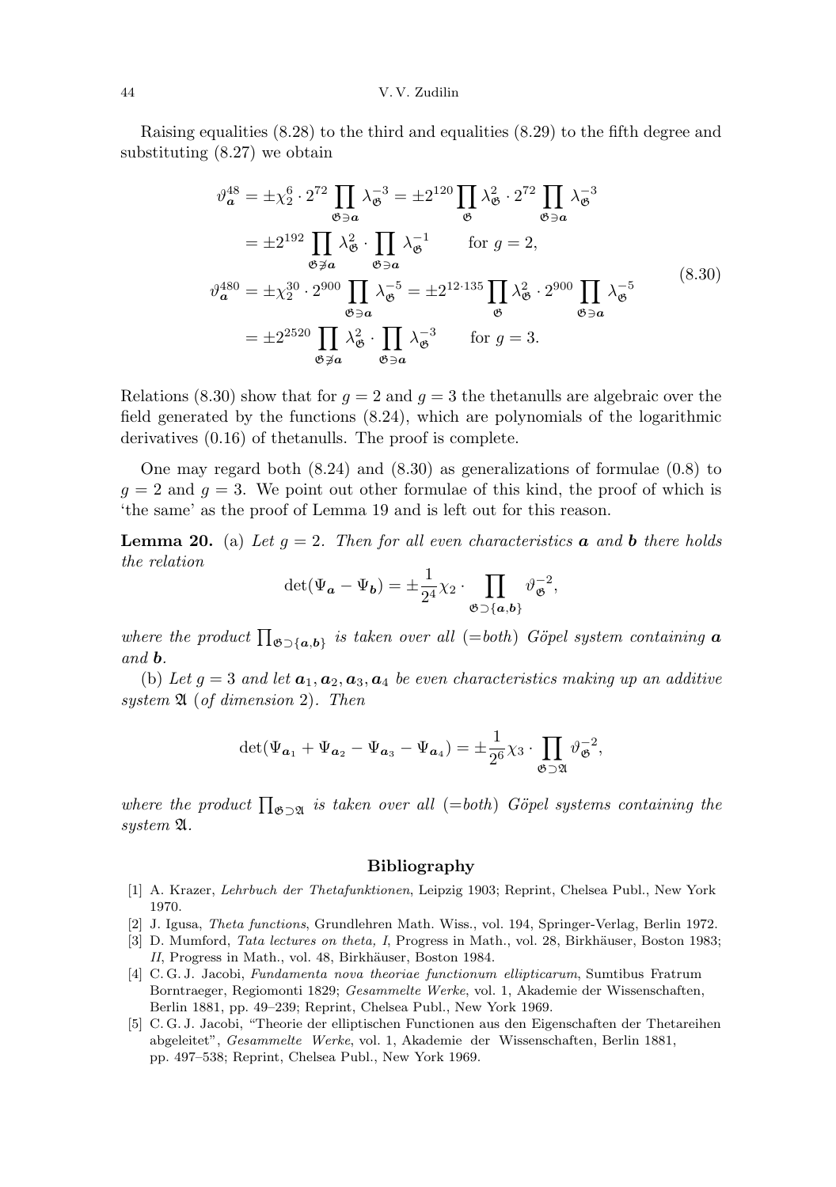Raising equalities (8.28) to the third and equalities (8.29) to the fifth degree and substituting (8.27) we obtain

$$
\begin{aligned}
\vartheta_{\boldsymbol a}^{48} &= \pm\chi_2^6\cdot 2^{72}\prod_{\mathfrak G\ni\boldsymbol a}\lambda_{\mathfrak G}^{-3} = \pm 2^{120}\prod_{\mathfrak G}\lambda_{\mathfrak G}^{2}\cdot 2^{72}\prod_{\mathfrak G\ni\boldsymbol a}\lambda_{\mathfrak G}^{-3} \\
&= \pm 2^{192}\prod_{\mathfrak G\not\ni\boldsymbol a}\lambda_{\mathfrak G}^{2}\cdot\prod_{\mathfrak G\ni\boldsymbol a}\lambda_{\mathfrak G}^{-1} \qquad \text{for } g=2, \\
\vartheta_{\boldsymbol a}^{480} &= \pm\chi_2^{30}\cdot 2^{900}\prod_{\mathfrak G\ni\boldsymbol a}\lambda_{\mathfrak G}^{-5} = \pm 2^{12\cdot 135}\prod_{\mathfrak G}\lambda_{\mathfrak G}^{2}\cdot 2^{900}\prod_{\mathfrak G\ni\boldsymbol a}\lambda_{\mathfrak G}^{-5} \\
&= \pm 2^{2520}\prod_{\mathfrak G\not\ni\boldsymbol a}\lambda_{\mathfrak G}^{2}\cdot\prod_{\mathfrak G\ni\boldsymbol a}\lambda_{\mathfrak G}^{-3} \qquad \text{for } g=3.
\end{aligned}
\tag{8.30}
$$

Relations (8.30) show that for $g=2$ and $g=3$ the thetanulls are algebraic over the field generated by the functions (8.24), which are polynomials of the logarithmic derivatives (0.16) of thetanulls. The proof is complete.

One may regard both (8.24) and (8.30) as generalizations of formulae (0.8) to $g=2$ and $g=3$. We point out other formulae of this kind, the proof of which is 'the same' as the proof of Lemma 19 and is left out for this reason.

**Lemma 20.** (a) *Let $g=2$. Then for all even characteristics $\boldsymbol a$ and $\boldsymbol b$ there holds the relation*

$$
\det(\Psi_{\boldsymbol a}-\Psi_{\boldsymbol b}) = \pm\frac{1}{2^4}\chi_2\cdot\prod_{\mathfrak G\supset\{\boldsymbol a,\boldsymbol b\}}\vartheta_{\mathfrak G}^{-2},
$$

*where the product $\prod_{\mathfrak G\supset\{\boldsymbol a,\boldsymbol b\}}$ is taken over all (=both) Göpel system containing $\boldsymbol a$ and $\boldsymbol b$.*

(b) *Let $g=3$ and let $\boldsymbol a_1,\boldsymbol a_2,\boldsymbol a_3,\boldsymbol a_4$ be even characteristics making up an additive system $\mathfrak A$ (of dimension 2). Then*

$$
\det(\Psi_{\boldsymbol a_1}+\Psi_{\boldsymbol a_2}-\Psi_{\boldsymbol a_3}-\Psi_{\boldsymbol a_4}) = \pm\frac{1}{2^6}\chi_3\cdot\prod_{\mathfrak G\supset\mathfrak A}\vartheta_{\mathfrak G}^{-2},
$$

*where the product $\prod_{\mathfrak G\supset\mathfrak A}$ is taken over all (=both) Göpel systems containing the system $\mathfrak A$.*

## Bibliography

[1] A. Krazer, *Lehrbuch der Thetafunktionen*, Leipzig 1903; Reprint, Chelsea Publ., New York 1970.

[2] J. Igusa, *Theta functions*, Grundlehren Math. Wiss., vol. 194, Springer-Verlag, Berlin 1972.

[3] D. Mumford, *Tata lectures on theta, I*, Progress in Math., vol. 28, Birkhäuser, Boston 1983; *II*, Progress in Math., vol. 48, Birkhäuser, Boston 1984.

[4] C. G. J. Jacobi, *Fundamenta nova theoriae functionum ellipticarum*, Sumtibus Fratrum Borntraeger, Regiomonti 1829; *Gesammelte Werke*, vol. 1, Akademie der Wissenschaften, Berlin 1881, pp. 49–239; Reprint, Chelsea Publ., New York 1969.

[5] C. G. J. Jacobi, "Theorie der elliptischen Functionen aus den Eigenschaften der Thetareihen abgeleitet", *Gesammelte Werke*, vol. 1, Akademie der Wissenschaften, Berlin 1881, pp. 497–538; Reprint, Chelsea Publ., New York 1969.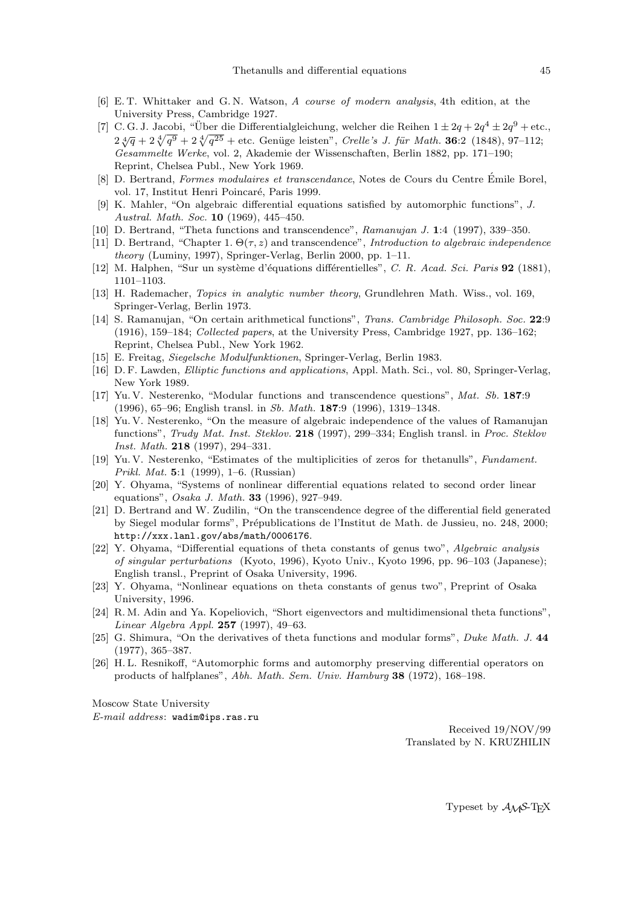[6] E. T. Whittaker and G. N. Watson, *A course of modern analysis*, 4th edition, at the University Press, Cambridge 1927.

[7] C. G. J. Jacobi, "Über die Differentialgleichung, welcher die Reihen $1 \pm 2q + 2q^4 \pm 2q^9 + \text{etc.}$, $2\sqrt[4]{q} + 2\sqrt[4]{q^9} + 2\sqrt[4]{q^{25}} + \text{etc.}$ Genüge leisten", *Crelle's J. für Math.* **36**:2 (1848), 97–112; *Gesammelte Werke*, vol. 2, Akademie der Wissenschaften, Berlin 1882, pp. 171–190; Reprint, Chelsea Publ., New York 1969.

[8] D. Bertrand, *Formes modulaires et transcendance*, Notes de Cours du Centre Émile Borel, vol. 17, Institut Henri Poincaré, Paris 1999.

[9] K. Mahler, "On algebraic differential equations satisfied by automorphic functions", *J. Austral. Math. Soc.* **10** (1969), 445–450.

[10] D. Bertrand, "Theta functions and transcendence", *Ramanujan J.* **1**:4 (1997), 339–350.

[11] D. Bertrand, "Chapter 1. $\Theta(\tau, z)$ and transcendence", *Introduction to algebraic independence theory* (Luminy, 1997), Springer-Verlag, Berlin 2000, pp. 1–11.

[12] M. Halphen, "Sur un système d'équations différentielles", *C. R. Acad. Sci. Paris* **92** (1881), 1101–1103.

[13] H. Rademacher, *Topics in analytic number theory*, Grundlehren Math. Wiss., vol. 169, Springer-Verlag, Berlin 1973.

[14] S. Ramanujan, "On certain arithmetical functions", *Trans. Cambridge Philosoph. Soc.* **22**:9 (1916), 159–184; *Collected papers*, at the University Press, Cambridge 1927, pp. 136–162; Reprint, Chelsea Publ., New York 1962.

[15] E. Freitag, *Siegelsche Modulfunktionen*, Springer-Verlag, Berlin 1983.

[16] D. F. Lawden, *Elliptic functions and applications*, Appl. Math. Sci., vol. 80, Springer-Verlag, New York 1989.

[17] Yu. V. Nesterenko, "Modular functions and transcendence questions", *Mat. Sb.* **187**:9 (1996), 65–96; English transl. in *Sb. Math.* **187**:9 (1996), 1319–1348.

[18] Yu. V. Nesterenko, "On the measure of algebraic independence of the values of Ramanujan functions", *Trudy Mat. Inst. Steklov.* **218** (1997), 299–334; English transl. in *Proc. Steklov Inst. Math.* **218** (1997), 294–331.

[19] Yu. V. Nesterenko, "Estimates of the multiplicities of zeros for thetanulls", *Fundament. Prikl. Mat.* **5**:1 (1999), 1–6. (Russian)

[20] Y. Ohyama, "Systems of nonlinear differential equations related to second order linear equations", *Osaka J. Math.* **33** (1996), 927–949.

[21] D. Bertrand and W. Zudilin, "On the transcendence degree of the differential field generated by Siegel modular forms", Prépublications de l'Institut de Math. de Jussieu, no. 248, 2000; http://xxx.lanl.gov/abs/math/0006176.

[22] Y. Ohyama, "Differential equations of theta constants of genus two", *Algebraic analysis of singular perturbations* (Kyoto, 1996), Kyoto Univ., Kyoto 1996, pp. 96–103 (Japanese); English transl., Preprint of Osaka University, 1996.

[23] Y. Ohyama, "Nonlinear equations on theta constants of genus two", Preprint of Osaka University, 1996.

[24] R. M. Adin and Ya. Kopeliovich, "Short eigenvectors and multidimensional theta functions", *Linear Algebra Appl.* **257** (1997), 49–63.

[25] G. Shimura, "On the derivatives of theta functions and modular forms", *Duke Math. J.* **44** (1977), 365–387.

[26] H. L. Resnikoff, "Automorphic forms and automorphy preserving differential operators on products of halfplanes", *Abh. Math. Sem. Univ. Hamburg* **38** (1972), 168–198.

Moscow State University

*E-mail address*: wadim@ips.ras.ru

Received 19/NOV/99

Translated by N. KRUZHILIN

Typeset by $\mathcal{A}\mathcal{M}\mathcal{S}$-TEX